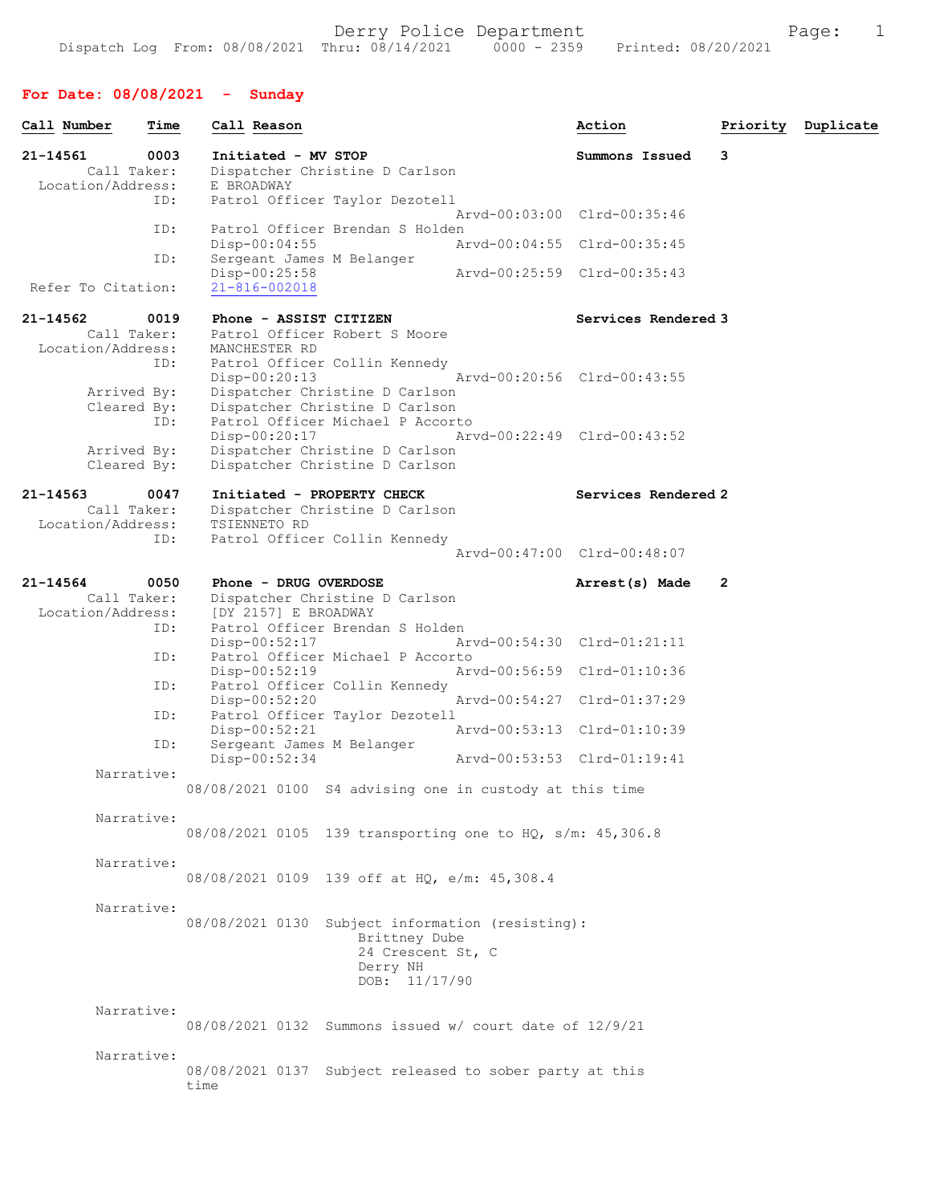Derry Police Department

Dispatch Log From: 08/08/2021 Thru: 08/14/2021 0000 - 2359 Printed: 08/20/2021

## For Date: 08/08/2021 - Sunday

| Call Number | Time | Call Reason | Action | Priority | Duplicate |
|---|---|---|---|---|---|

**21-14561 0003 Initiated - MV STOP** — Summons Issued — 3

Call Taker: Dispatcher Christine D Carlson
Location/Address: E BROADWAY
ID: Patrol Officer Taylor Dezotell
Arvd-00:03:00 Clrd-00:35:46
ID: Patrol Officer Brendan S Holden
Disp-00:04:55 Arvd-00:04:55 Clrd-00:35:45
ID: Sergeant James M Belanger
Disp-00:25:58 Arvd-00:25:59 Clrd-00:35:43
Refer To Citation: 21-816-002018

**21-14562 0019 Phone - ASSIST CITIZEN** — Services Rendered — 3

Call Taker: Patrol Officer Robert S Moore
Location/Address: MANCHESTER RD
ID: Patrol Officer Collin Kennedy
Disp-00:20:13 Arvd-00:20:56 Clrd-00:43:55
Arrived By: Dispatcher Christine D Carlson
Cleared By: Dispatcher Christine D Carlson
ID: Patrol Officer Michael P Accorto
Disp-00:20:17 Arvd-00:22:49 Clrd-00:43:52
Arrived By: Dispatcher Christine D Carlson
Cleared By: Dispatcher Christine D Carlson

**21-14563 0047 Initiated - PROPERTY CHECK** — Services Rendered — 2

Call Taker: Dispatcher Christine D Carlson
Location/Address: TSIENNETO RD
ID: Patrol Officer Collin Kennedy
Arvd-00:47:00 Clrd-00:48:07

**21-14564 0050 Phone - DRUG OVERDOSE** — Arrest(s) Made — 2

Call Taker: Dispatcher Christine D Carlson
Location/Address: [DY 2157] E BROADWAY
ID: Patrol Officer Brendan S Holden
Disp-00:52:17 Arvd-00:54:30 Clrd-01:21:11
ID: Patrol Officer Michael P Accorto
Disp-00:52:19 Arvd-00:56:59 Clrd-01:10:36
ID: Patrol Officer Collin Kennedy
Disp-00:52:20 Arvd-00:54:27 Clrd-01:37:29
ID: Patrol Officer Taylor Dezotell
Disp-00:52:21 Arvd-00:53:13 Clrd-01:10:39
ID: Sergeant James M Belanger
Disp-00:52:34 Arvd-00:53:53 Clrd-01:19:41

Narrative:
08/08/2021 0100 S4 advising one in custody at this time

Narrative:
08/08/2021 0105 139 transporting one to HQ, s/m: 45,306.8

Narrative:
08/08/2021 0109 139 off at HQ, e/m: 45,308.4

Narrative:
08/08/2021 0130 Subject information (resisting):
Brittney Dube
24 Crescent St, C
Derry NH
DOB: 11/17/90

Narrative:
08/08/2021 0132 Summons issued w/ court date of 12/9/21

Narrative:
08/08/2021 0137 Subject released to sober party at this time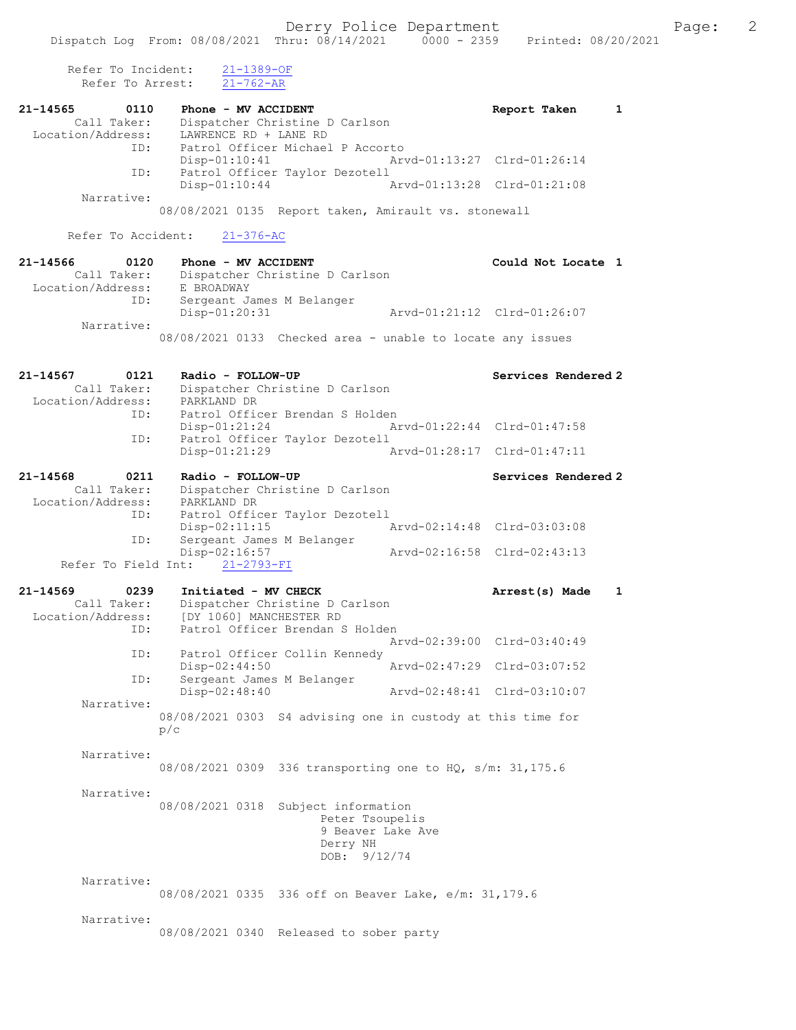Refer To Incident: 21-1389-OF
Refer To Arrest: 21-762-AR

**21-14565 0110 Phone - MV ACCIDENT — Report Taken 1**

Call Taker: Dispatcher Christine D Carlson
Location/Address: LAWRENCE RD + LANE RD
ID: Patrol Officer Michael P Accorto
Disp-01:10:41 Arvd-01:13:27 Clrd-01:26:14
ID: Patrol Officer Taylor Dezotell
Disp-01:10:44 Arvd-01:13:28 Clrd-01:21:08
Narrative:
08/08/2021 0135 Report taken, Amirault vs. stonewall

Refer To Accident: 21-376-AC

**21-14566 0120 Phone - MV ACCIDENT — Could Not Locate 1**

Call Taker: Dispatcher Christine D Carlson
Location/Address: E BROADWAY
ID: Sergeant James M Belanger
Disp-01:20:31 Arvd-01:21:12 Clrd-01:26:07
Narrative:
08/08/2021 0133 Checked area - unable to locate any issues

**21-14567 0121 Radio - FOLLOW-UP — Services Rendered 2**

Call Taker: Dispatcher Christine D Carlson
Location/Address: PARKLAND DR
ID: Patrol Officer Brendan S Holden
Disp-01:21:24 Arvd-01:22:44 Clrd-01:47:58
ID: Patrol Officer Taylor Dezotell
Disp-01:21:29 Arvd-01:28:17 Clrd-01:47:11

**21-14568 0211 Radio - FOLLOW-UP — Services Rendered 2**

Call Taker: Dispatcher Christine D Carlson
Location/Address: PARKLAND DR
ID: Patrol Officer Taylor Dezotell
Disp-02:11:15 Arvd-02:14:48 Clrd-03:03:08
ID: Sergeant James M Belanger
Disp-02:16:57 Arvd-02:16:58 Clrd-02:43:13
Refer To Field Int: 21-2793-FI

**21-14569 0239 Initiated - MV CHECK — Arrest(s) Made 1**

Call Taker: Dispatcher Christine D Carlson
Location/Address: [DY 1060] MANCHESTER RD
ID: Patrol Officer Brendan S Holden
Arvd-02:39:00 Clrd-03:40:49
ID: Patrol Officer Collin Kennedy
Disp-02:44:50 Arvd-02:47:29 Clrd-03:07:52
ID: Sergeant James M Belanger
Disp-02:48:40 Arvd-02:48:41 Clrd-03:10:07
Narrative:
08/08/2021 0303 S4 advising one in custody at this time for p/c

Narrative:
08/08/2021 0309 336 transporting one to HQ, s/m: 31,175.6

Narrative:
08/08/2021 0318 Subject information
Peter Tsoupelis
9 Beaver Lake Ave
Derry NH
DOB: 9/12/74

Narrative:
08/08/2021 0335 336 off on Beaver Lake, e/m: 31,179.6

Narrative:
08/08/2021 0340 Released to sober party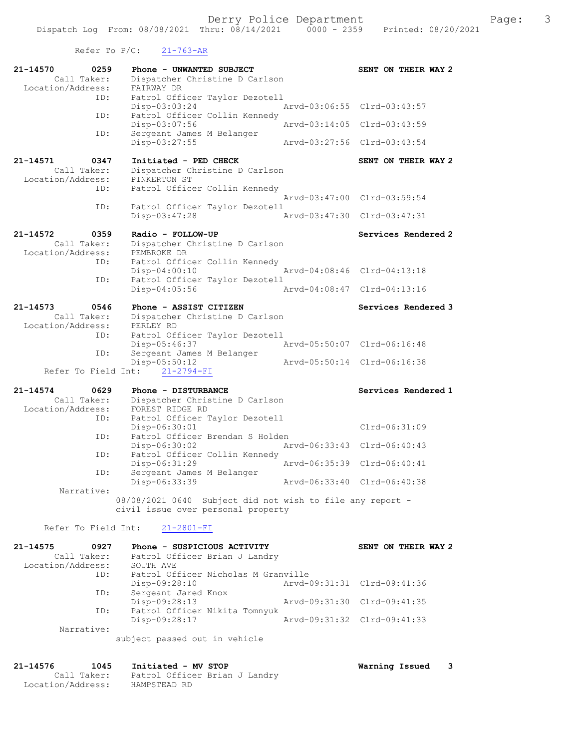Refer To P/C: 21-763-AR

```
21-14570        0259    Phone - UNWANTED SUBJECT                    SENT ON THEIR WAY 2
        Call Taker:     Dispatcher Christine D Carlson
  Location/Address:     FAIRWAY DR
                ID:     Patrol Officer Taylor Dezotell
                        Disp-03:03:24              Arvd-03:06:55  Clrd-03:43:57
                ID:     Patrol Officer Collin Kennedy
                        Disp-03:07:56              Arvd-03:14:05  Clrd-03:43:59
                ID:     Sergeant James M Belanger
                        Disp-03:27:55              Arvd-03:27:56  Clrd-03:43:54

21-14571        0347    Initiated - PED CHECK                       SENT ON THEIR WAY 2
        Call Taker:     Dispatcher Christine D Carlson
  Location/Address:     PINKERTON ST
                ID:     Patrol Officer Collin Kennedy
                                                   Arvd-03:47:00  Clrd-03:59:54
                ID:     Patrol Officer Taylor Dezotell
                        Disp-03:47:28              Arvd-03:47:30  Clrd-03:47:31

21-14572        0359    Radio - FOLLOW-UP                           Services Rendered 2
        Call Taker:     Dispatcher Christine D Carlson
  Location/Address:     PEMBROKE DR
                ID:     Patrol Officer Collin Kennedy
                        Disp-04:00:10              Arvd-04:08:46  Clrd-04:13:18
                ID:     Patrol Officer Taylor Dezotell
                        Disp-04:05:56              Arvd-04:08:47  Clrd-04:13:16

21-14573        0546    Phone - ASSIST CITIZEN                      Services Rendered 3
        Call Taker:     Dispatcher Christine D Carlson
  Location/Address:     PERLEY RD
                ID:     Patrol Officer Taylor Dezotell
                        Disp-05:46:37              Arvd-05:50:07  Clrd-06:16:48
                ID:     Sergeant James M Belanger
                        Disp-05:50:12              Arvd-05:50:14  Clrd-06:16:38
     Refer To Field Int:    21-2794-FI

21-14574        0629    Phone - DISTURBANCE                         Services Rendered 1
        Call Taker:     Dispatcher Christine D Carlson
  Location/Address:     FOREST RIDGE RD
                ID:     Patrol Officer Taylor Dezotell
                        Disp-06:30:01                             Clrd-06:31:09
                ID:     Patrol Officer Brendan S Holden
                        Disp-06:30:02              Arvd-06:33:43  Clrd-06:40:43
                ID:     Patrol Officer Collin Kennedy
                        Disp-06:31:29              Arvd-06:35:39  Clrd-06:40:41
                ID:     Sergeant James M Belanger
                        Disp-06:33:39              Arvd-06:33:40  Clrd-06:40:38
         Narrative:
                      08/08/2021 0640  Subject did not wish to file any report -
                      civil issue over personal property

     Refer To Field Int:    21-2801-FI

21-14575        0927    Phone - SUSPICIOUS ACTIVITY                 SENT ON THEIR WAY 2
        Call Taker:     Patrol Officer Brian J Landry
  Location/Address:     SOUTH AVE
                ID:     Patrol Officer Nicholas M Granville
                        Disp-09:28:10              Arvd-09:31:31  Clrd-09:41:36
                ID:     Sergeant Jared Knox
                        Disp-09:28:13              Arvd-09:31:30  Clrd-09:41:35
                ID:     Patrol Officer Nikita Tomnyuk
                        Disp-09:28:17              Arvd-09:31:32  Clrd-09:41:33
         Narrative:
                      subject passed out in vehicle

21-14576        1045    Initiated - MV STOP                         Warning Issued    3
        Call Taker:     Patrol Officer Brian J Landry
  Location/Address:     HAMPSTEAD RD
```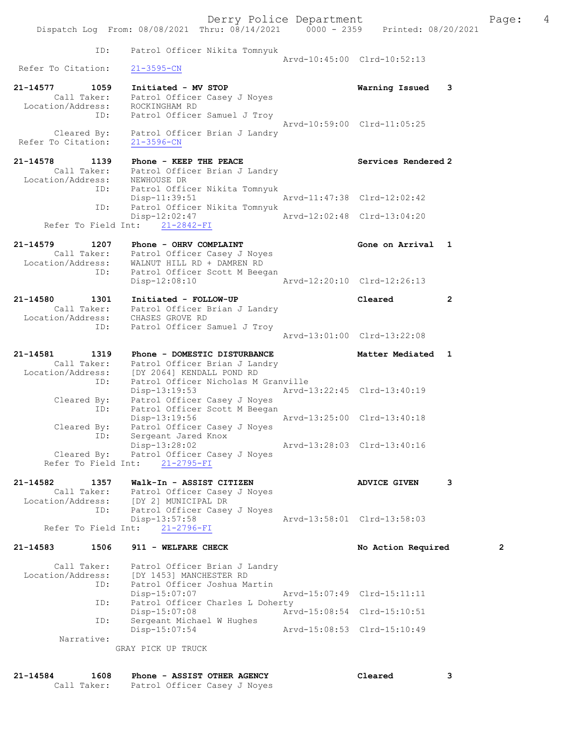```
            ID:      Patrol Officer Nikita Tomnyuk
                                                  Arvd-10:45:00  Clrd-10:52:13
 Refer To Citation:    21-3595-CN

21-14577        1059    Initiated - MV STOP                          Warning Issued    3
        Call Taker:    Patrol Officer Casey J Noyes
  Location/Address:    ROCKINGHAM RD
               ID:     Patrol Officer Samuel J Troy
                                                  Arvd-10:59:00  Clrd-11:05:25
        Cleared By:    Patrol Officer Brian J Landry
 Refer To Citation:    21-3596-CN

21-14578        1139    Phone - KEEP THE PEACE                       Services Rendered 2
        Call Taker:    Patrol Officer Brian J Landry
  Location/Address:    NEWHOUSE DR
               ID:     Patrol Officer Nikita Tomnyuk
                       Disp-11:39:51              Arvd-11:47:38  Clrd-12:02:42
               ID:     Patrol Officer Nikita Tomnyuk
                       Disp-12:02:47              Arvd-12:02:48  Clrd-13:04:20
    Refer To Field Int:    21-2842-FI

21-14579        1207    Phone - OHRV COMPLAINT                       Gone on Arrival   1
        Call Taker:    Patrol Officer Casey J Noyes
  Location/Address:    WALNUT HILL RD + DAMREN RD
               ID:     Patrol Officer Scott M Beegan
                       Disp-12:08:10              Arvd-12:20:10  Clrd-12:26:13

21-14580        1301    Initiated - FOLLOW-UP                        Cleared           2
        Call Taker:    Patrol Officer Brian J Landry
  Location/Address:    CHASES GROVE RD
               ID:     Patrol Officer Samuel J Troy
                                                  Arvd-13:01:00  Clrd-13:22:08

21-14581        1319    Phone - DOMESTIC DISTURBANCE                 Matter Mediated   1
        Call Taker:    Patrol Officer Brian J Landry
  Location/Address:    [DY 2064] KENDALL POND RD
               ID:     Patrol Officer Nicholas M Granville
                       Disp-13:19:53              Arvd-13:22:45  Clrd-13:40:19
        Cleared By:    Patrol Officer Casey J Noyes
               ID:     Patrol Officer Scott M Beegan
                       Disp-13:19:56              Arvd-13:25:00  Clrd-13:40:18
        Cleared By:    Patrol Officer Casey J Noyes
               ID:     Sergeant Jared Knox
                       Disp-13:28:02              Arvd-13:28:03  Clrd-13:40:16
        Cleared By:    Patrol Officer Casey J Noyes
    Refer To Field Int:    21-2795-FI

21-14582        1357    Walk-In - ASSIST CITIZEN                     ADVICE GIVEN      3
        Call Taker:    Patrol Officer Casey J Noyes
  Location/Address:    [DY 2] MUNICIPAL DR
               ID:     Patrol Officer Casey J Noyes
                       Disp-13:57:58              Arvd-13:58:01  Clrd-13:58:03
    Refer To Field Int:    21-2796-FI

21-14583        1506    911 - WELFARE CHECK                          No Action Required          2

        Call Taker:    Patrol Officer Brian J Landry
  Location/Address:    [DY 1453] MANCHESTER RD
               ID:     Patrol Officer Joshua Martin
                       Disp-15:07:07              Arvd-15:07:49  Clrd-15:11:11
               ID:     Patrol Officer Charles L Doherty
                       Disp-15:07:08              Arvd-15:08:54  Clrd-15:10:51
               ID:     Sergeant Michael W Hughes
                       Disp-15:07:54              Arvd-15:08:53  Clrd-15:10:49
         Narrative:
                   GRAY PICK UP TRUCK

21-14584        1608    Phone - ASSIST OTHER AGENCY                  Cleared           3
        Call Taker:    Patrol Officer Casey J Noyes
```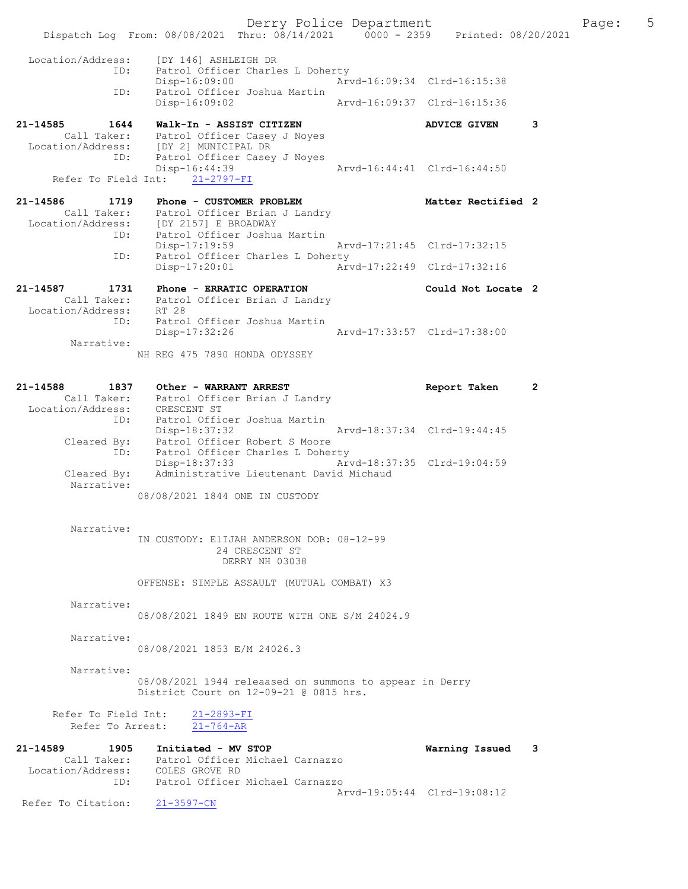```
 Location/Address:    [DY 146] ASHLEIGH DR
               ID:    Patrol Officer Charles L Doherty
                      Disp-16:09:00                 Arvd-16:09:34  Clrd-16:15:38
               ID:    Patrol Officer Joshua Martin
                      Disp-16:09:02                 Arvd-16:09:37  Clrd-16:15:36

21-14585        1644    Walk-In - ASSIST CITIZEN                     ADVICE GIVEN       3
        Call Taker:    Patrol Officer Casey J Noyes
 Location/Address:    [DY 2] MUNICIPAL DR
               ID:    Patrol Officer Casey J Noyes
                      Disp-16:44:39                 Arvd-16:44:41  Clrd-16:44:50
   Refer To Field Int:    21-2797-FI

21-14586        1719    Phone - CUSTOMER PROBLEM                     Matter Rectified 2
        Call Taker:    Patrol Officer Brian J Landry
 Location/Address:    [DY 2157] E BROADWAY
               ID:    Patrol Officer Joshua Martin
                      Disp-17:19:59                 Arvd-17:21:45  Clrd-17:32:15
               ID:    Patrol Officer Charles L Doherty
                      Disp-17:20:01                 Arvd-17:22:49  Clrd-17:32:16

21-14587        1731    Phone - ERRATIC OPERATION                    Could Not Locate 2
        Call Taker:    Patrol Officer Brian J Landry
 Location/Address:    RT 28
               ID:    Patrol Officer Joshua Martin
                      Disp-17:32:26                 Arvd-17:33:57  Clrd-17:38:00
        Narrative:
                    NH REG 475 7890 HONDA ODYSSEY


21-14588        1837    Other - WARRANT ARREST                       Report Taken       2
        Call Taker:    Patrol Officer Brian J Landry
 Location/Address:    CRESCENT ST
               ID:    Patrol Officer Joshua Martin
                      Disp-18:37:32                 Arvd-18:37:34  Clrd-19:44:45
       Cleared By:    Patrol Officer Robert S Moore
               ID:    Patrol Officer Charles L Doherty
                      Disp-18:37:33                 Arvd-18:37:35  Clrd-19:04:59
       Cleared By:    Administrative Lieutenant David Michaud
        Narrative:
                    08/08/2021 1844 ONE IN CUSTODY


        Narrative:
                    IN CUSTODY: ElIJAH ANDERSON DOB: 08-12-99
                                24 CRESCENT ST
                                 DERRY NH 03038

                    OFFENSE: SIMPLE ASSAULT (MUTUAL COMBAT) X3

        Narrative:
                    08/08/2021 1849 EN ROUTE WITH ONE S/M 24024.9

        Narrative:
                    08/08/2021 1853 E/M 24026.3

        Narrative:
                    08/08/2021 1944 releaased on summons to appear in Derry
                    District Court on 12-09-21 @ 0815 hrs.

   Refer To Field Int:    21-2893-FI
      Refer To Arrest:    21-764-AR

21-14589        1905    Initiated - MV STOP                          Warning Issued     3
        Call Taker:    Patrol Officer Michael Carnazzo
 Location/Address:    COLES GROVE RD
               ID:    Patrol Officer Michael Carnazzo
                                                    Arvd-19:05:44  Clrd-19:08:12
Refer To Citation:    21-3597-CN
```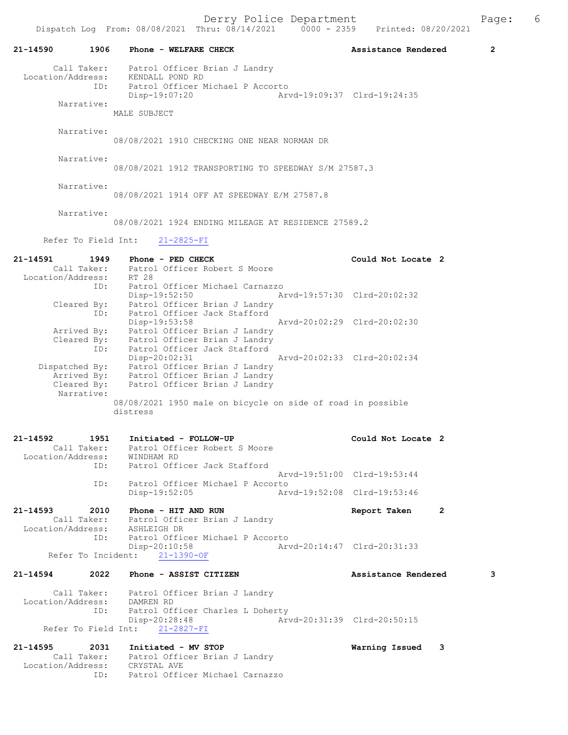**21-14590** 1906 **Phone - WELFARE CHECK** **Assistance Rendered** 2

Call Taker: Patrol Officer Brian J Landry
Location/Address: KENDALL POND RD
ID: Patrol Officer Michael P Accorto
Disp-19:07:20 Arvd-19:09:37 Clrd-19:24:35

Narrative:
MALE SUBJECT

Narrative:
08/08/2021 1910 CHECKING ONE NEAR NORMAN DR

Narrative:
08/08/2021 1912 TRANSPORTING TO SPEEDWAY S/M 27587.3

Narrative:
08/08/2021 1914 OFF AT SPEEDWAY E/M 27587.8

Narrative:
08/08/2021 1924 ENDING MILEAGE AT RESIDENCE 27589.2

Refer To Field Int: 21-2825-FI

**21-14591** 1949 **Phone - PED CHECK** **Could Not Locate** 2

Call Taker: Patrol Officer Robert S Moore
Location/Address: RT 28
ID: Patrol Officer Michael Carnazzo
Disp-19:52:50 Arvd-19:57:30 Clrd-20:02:32
Cleared By: Patrol Officer Brian J Landry
ID: Patrol Officer Jack Stafford
Disp-19:53:58 Arvd-20:02:29 Clrd-20:02:30
Arrived By: Patrol Officer Brian J Landry
Cleared By: Patrol Officer Brian J Landry
ID: Patrol Officer Jack Stafford
Disp-20:02:31 Arvd-20:02:33 Clrd-20:02:34
Dispatched By: Patrol Officer Brian J Landry
Arrived By: Patrol Officer Brian J Landry
Cleared By: Patrol Officer Brian J Landry

Narrative:
08/08/2021 1950 male on bicycle on side of road in possible distress

**21-14592** 1951 **Initiated - FOLLOW-UP** **Could Not Locate** 2

Call Taker: Patrol Officer Robert S Moore
Location/Address: WINDHAM RD
ID: Patrol Officer Jack Stafford
Arvd-19:51:00 Clrd-19:53:44
ID: Patrol Officer Michael P Accorto
Disp-19:52:05 Arvd-19:52:08 Clrd-19:53:46

**21-14593** 2010 **Phone - HIT AND RUN** **Report Taken** 2

Call Taker: Patrol Officer Brian J Landry
Location/Address: ASHLEIGH DR
ID: Patrol Officer Michael P Accorto
Disp-20:10:58 Arvd-20:14:47 Clrd-20:31:33

Refer To Incident: 21-1390-OF

**21-14594** 2022 **Phone - ASSIST CITIZEN** **Assistance Rendered** 3

Call Taker: Patrol Officer Brian J Landry
Location/Address: DAMREN RD
ID: Patrol Officer Charles L Doherty
Disp-20:28:48 Arvd-20:31:39 Clrd-20:50:15

Refer To Field Int: 21-2827-FI

**21-14595** 2031 **Initiated - MV STOP** **Warning Issued** 3

Call Taker: Patrol Officer Brian J Landry
Location/Address: CRYSTAL AVE
ID: Patrol Officer Michael Carnazzo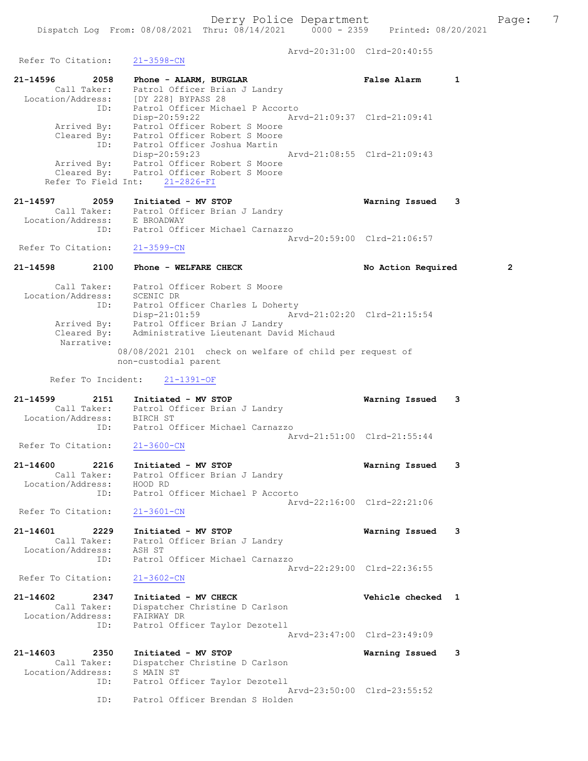Arvd-20:31:00 Clrd-20:40:55
Refer To Citation: 21-3598-CN

21-14596 2058 Phone - ALARM, BURGLAR False Alarm 1
Call Taker: Patrol Officer Brian J Landry
Location/Address: [DY 228] BYPASS 28
ID: Patrol Officer Michael P Accorto
Disp-20:59:22 Arvd-21:09:37 Clrd-21:09:41
Arrived By: Patrol Officer Robert S Moore
Cleared By: Patrol Officer Robert S Moore
ID: Patrol Officer Joshua Martin
Disp-20:59:23 Arvd-21:08:55 Clrd-21:09:43
Arrived By: Patrol Officer Robert S Moore
Cleared By: Patrol Officer Robert S Moore
Refer To Field Int: 21-2826-FI

21-14597 2059 Initiated - MV STOP Warning Issued 3
Call Taker: Patrol Officer Brian J Landry
Location/Address: E BROADWAY
ID: Patrol Officer Michael Carnazzo
Arvd-20:59:00 Clrd-21:06:57
Refer To Citation: 21-3599-CN

21-14598 2100 Phone - WELFARE CHECK No Action Required 2
Call Taker: Patrol Officer Robert S Moore
Location/Address: SCENIC DR
ID: Patrol Officer Charles L Doherty
Disp-21:01:59 Arvd-21:02:20 Clrd-21:15:54
Arrived By: Patrol Officer Brian J Landry
Cleared By: Administrative Lieutenant David Michaud
Narrative:
08/08/2021 2101 check on welfare of child per request of non-custodial parent

Refer To Incident: 21-1391-OF

21-14599 2151 Initiated - MV STOP Warning Issued 3
Call Taker: Patrol Officer Brian J Landry
Location/Address: BIRCH ST
ID: Patrol Officer Michael Carnazzo
Arvd-21:51:00 Clrd-21:55:44
Refer To Citation: 21-3600-CN

21-14600 2216 Initiated - MV STOP Warning Issued 3
Call Taker: Patrol Officer Brian J Landry
Location/Address: HOOD RD
ID: Patrol Officer Michael P Accorto
Arvd-22:16:00 Clrd-22:21:06
Refer To Citation: 21-3601-CN

21-14601 2229 Initiated - MV STOP Warning Issued 3
Call Taker: Patrol Officer Brian J Landry
Location/Address: ASH ST
ID: Patrol Officer Michael Carnazzo
Arvd-22:29:00 Clrd-22:36:55
Refer To Citation: 21-3602-CN

21-14602 2347 Initiated - MV CHECK Vehicle checked 1
Call Taker: Dispatcher Christine D Carlson
Location/Address: FAIRWAY DR
ID: Patrol Officer Taylor Dezotell
Arvd-23:47:00 Clrd-23:49:09

21-14603 2350 Initiated - MV STOP Warning Issued 3
Call Taker: Dispatcher Christine D Carlson
Location/Address: S MAIN ST
ID: Patrol Officer Taylor Dezotell
Arvd-23:50:00 Clrd-23:55:52
ID: Patrol Officer Brendan S Holden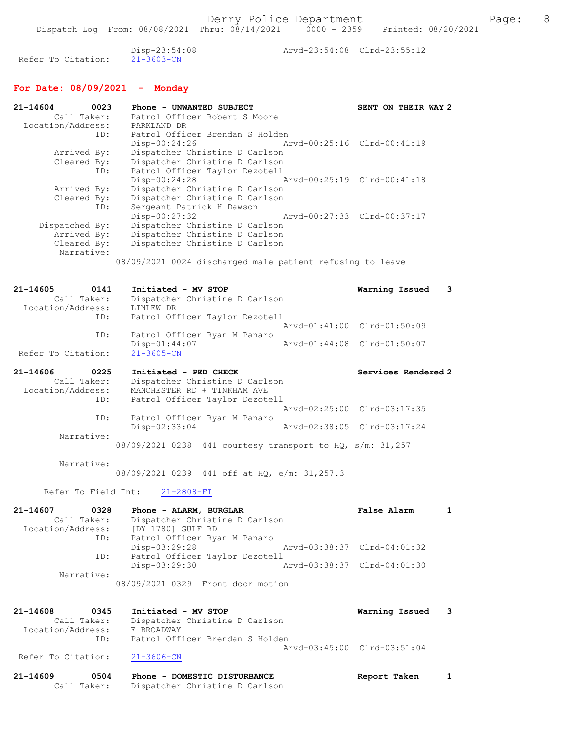```
                Disp-23:54:08              Arvd-23:54:08  Clrd-23:55:12
Refer To Citation:   21-3603-CN
```

## For Date: 08/09/2021 - Monday

```
21-14604        0023    Phone - UNWANTED SUBJECT                    SENT ON THEIR WAY 2
        Call Taker:     Patrol Officer Robert S Moore
  Location/Address:     PARKLAND DR
                ID:     Patrol Officer Brendan S Holden
                        Disp-00:24:26              Arvd-00:25:16  Clrd-00:41:19
        Arrived By:     Dispatcher Christine D Carlson
        Cleared By:     Dispatcher Christine D Carlson
                ID:     Patrol Officer Taylor Dezotell
                        Disp-00:24:28              Arvd-00:25:19  Clrd-00:41:18
        Arrived By:     Dispatcher Christine D Carlson
        Cleared By:     Dispatcher Christine D Carlson
                ID:     Sergeant Patrick H Dawson
                        Disp-00:27:32              Arvd-00:27:33  Clrd-00:37:17
     Dispatched By:     Dispatcher Christine D Carlson
        Arrived By:     Dispatcher Christine D Carlson
        Cleared By:     Dispatcher Christine D Carlson
         Narrative:
                      08/09/2021 0024 discharged male patient refusing to leave


21-14605        0141    Initiated - MV STOP                         Warning Issued    3
        Call Taker:     Dispatcher Christine D Carlson
  Location/Address:     LINLEW DR
                ID:     Patrol Officer Taylor Dezotell
                                                   Arvd-01:41:00  Clrd-01:50:09
                ID:     Patrol Officer Ryan M Panaro
                        Disp-01:44:07              Arvd-01:44:08  Clrd-01:50:07
 Refer To Citation:     21-3605-CN

21-14606        0225    Initiated - PED CHECK                       Services Rendered 2
        Call Taker:     Dispatcher Christine D Carlson
  Location/Address:     MANCHESTER RD + TINKHAM AVE
                ID:     Patrol Officer Taylor Dezotell
                                                   Arvd-02:25:00  Clrd-03:17:35
                ID:     Patrol Officer Ryan M Panaro
                        Disp-02:33:04              Arvd-02:38:05  Clrd-03:17:24
         Narrative:
                      08/09/2021 0238  441 courtesy transport to HQ, s/m: 31,257

         Narrative:
                      08/09/2021 0239  441 off at HQ, e/m: 31,257.3

      Refer To Field Int:     21-2808-FI

21-14607        0328    Phone - ALARM, BURGLAR                      False Alarm       1
        Call Taker:     Dispatcher Christine D Carlson
  Location/Address:     [DY 1780] GULF RD
                ID:     Patrol Officer Ryan M Panaro
                        Disp-03:29:28              Arvd-03:38:37  Clrd-04:01:32
                ID:     Patrol Officer Taylor Dezotell
                        Disp-03:29:30              Arvd-03:38:37  Clrd-04:01:30
         Narrative:
                      08/09/2021 0329  Front door motion


21-14608        0345    Initiated - MV STOP                         Warning Issued    3
        Call Taker:     Dispatcher Christine D Carlson
  Location/Address:     E BROADWAY
                ID:     Patrol Officer Brendan S Holden
                                                   Arvd-03:45:00  Clrd-03:51:04
 Refer To Citation:     21-3606-CN

21-14609        0504    Phone - DOMESTIC DISTURBANCE                Report Taken      1
        Call Taker:     Dispatcher Christine D Carlson
```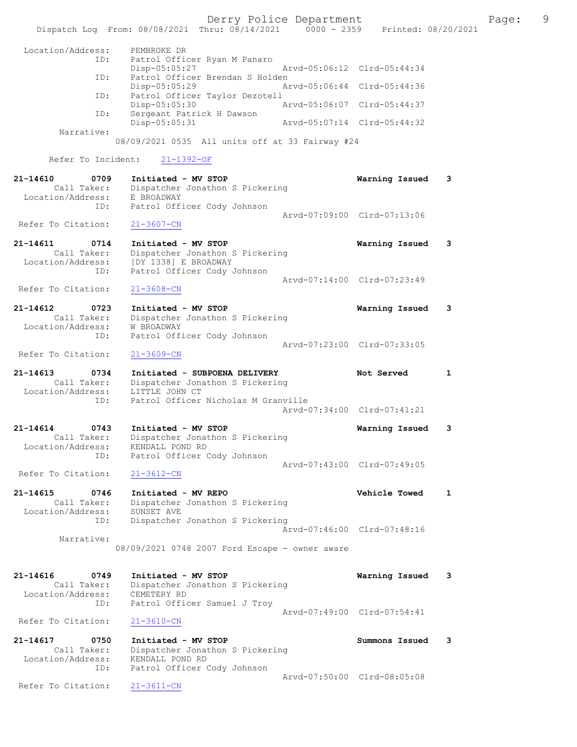```
Location/Address:     PEMBROKE DR
              ID:     Patrol Officer Ryan M Panaro
                      Disp-05:05:27              Arvd-05:06:12  Clrd-05:44:34
              ID:     Patrol Officer Brendan S Holden
                      Disp-05:05:29              Arvd-05:06:44  Clrd-05:44:36
              ID:     Patrol Officer Taylor Dezotell
                      Disp-05:05:30              Arvd-05:06:07  Clrd-05:44:37
              ID:     Sergeant Patrick H Dawson
                      Disp-05:05:31              Arvd-05:07:14  Clrd-05:44:32
       Narrative:
                    08/09/2021 0535  All units off at 33 Fairway #24

      Refer To Incident:    21-1392-OF

21-14610        0709    Initiated - MV STOP                       Warning Issued    3
          Call Taker:   Dispatcher Jonathon S Pickering
    Location/Address:   E BROADWAY
                  ID:   Patrol Officer Cody Johnson
                                                 Arvd-07:09:00  Clrd-07:13:06
   Refer To Citation:   21-3607-CN

21-14611        0714    Initiated - MV STOP                       Warning Issued    3
          Call Taker:   Dispatcher Jonathon S Pickering
    Location/Address:   [DY 1338] E BROADWAY
                  ID:   Patrol Officer Cody Johnson
                                                 Arvd-07:14:00  Clrd-07:23:49
   Refer To Citation:   21-3608-CN

21-14612        0723    Initiated - MV STOP                       Warning Issued    3
          Call Taker:   Dispatcher Jonathon S Pickering
    Location/Address:   W BROADWAY
                  ID:   Patrol Officer Cody Johnson
                                                 Arvd-07:23:00  Clrd-07:33:05
   Refer To Citation:   21-3609-CN

21-14613        0734    Initiated - SUBPOENA DELIVERY             Not Served        1
          Call Taker:   Dispatcher Jonathon S Pickering
    Location/Address:   LITTLE JOHN CT
                  ID:   Patrol Officer Nicholas M Granville
                                                 Arvd-07:34:00  Clrd-07:41:21

21-14614        0743    Initiated - MV STOP                       Warning Issued    3
          Call Taker:   Dispatcher Jonathon S Pickering
    Location/Address:   KENDALL POND RD
                  ID:   Patrol Officer Cody Johnson
                                                 Arvd-07:43:00  Clrd-07:49:05
   Refer To Citation:   21-3612-CN

21-14615        0746    Initiated - MV REPO                       Vehicle Towed     1
          Call Taker:   Dispatcher Jonathon S Pickering
    Location/Address:   SUNSET AVE
                  ID:   Dispatcher Jonathon S Pickering
                                                 Arvd-07:46:00  Clrd-07:48:16
           Narrative:
                    08/09/2021 0748 2007 Ford Escape - owner aware


21-14616        0749    Initiated - MV STOP                       Warning Issued    3
          Call Taker:   Dispatcher Jonathon S Pickering
    Location/Address:   CEMETERY RD
                  ID:   Patrol Officer Samuel J Troy
                                                 Arvd-07:49:00  Clrd-07:54:41
   Refer To Citation:   21-3610-CN

21-14617        0750    Initiated - MV STOP                       Summons Issued    3
          Call Taker:   Dispatcher Jonathon S Pickering
    Location/Address:   KENDALL POND RD
                  ID:   Patrol Officer Cody Johnson
                                                 Arvd-07:50:00  Clrd-08:05:08
   Refer To Citation:   21-3611-CN
```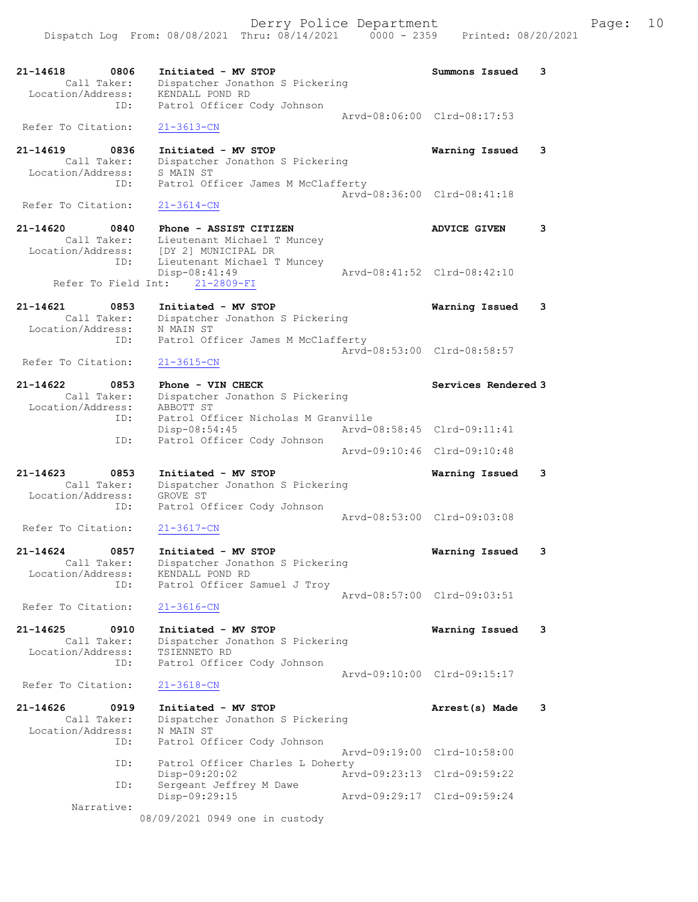21-14618 0806 Initiated - MV STOP Summons Issued 3
Call Taker: Dispatcher Jonathon S Pickering
Location/Address: KENDALL POND RD
ID: Patrol Officer Cody Johnson
Arvd-08:06:00 Clrd-08:17:53
Refer To Citation: 21-3613-CN

21-14619 0836 Initiated - MV STOP Warning Issued 3
Call Taker: Dispatcher Jonathon S Pickering
Location/Address: S MAIN ST
ID: Patrol Officer James M McClafferty
Arvd-08:36:00 Clrd-08:41:18
Refer To Citation: 21-3614-CN

21-14620 0840 Phone - ASSIST CITIZEN ADVICE GIVEN 3
Call Taker: Lieutenant Michael T Muncey
Location/Address: [DY 2] MUNICIPAL DR
ID: Lieutenant Michael T Muncey
Disp-08:41:49 Arvd-08:41:52 Clrd-08:42:10
Refer To Field Int: 21-2809-FI

21-14621 0853 Initiated - MV STOP Warning Issued 3
Call Taker: Dispatcher Jonathon S Pickering
Location/Address: N MAIN ST
ID: Patrol Officer James M McClafferty
Arvd-08:53:00 Clrd-08:58:57
Refer To Citation: 21-3615-CN

21-14622 0853 Phone - VIN CHECK Services Rendered 3
Call Taker: Dispatcher Jonathon S Pickering
Location/Address: ABBOTT ST
ID: Patrol Officer Nicholas M Granville
Disp-08:54:45 Arvd-08:58:45 Clrd-09:11:41
ID: Patrol Officer Cody Johnson
Arvd-09:10:46 Clrd-09:10:48

21-14623 0853 Initiated - MV STOP Warning Issued 3
Call Taker: Dispatcher Jonathon S Pickering
Location/Address: GROVE ST
ID: Patrol Officer Cody Johnson
Arvd-08:53:00 Clrd-09:03:08
Refer To Citation: 21-3617-CN

21-14624 0857 Initiated - MV STOP Warning Issued 3
Call Taker: Dispatcher Jonathon S Pickering
Location/Address: KENDALL POND RD
ID: Patrol Officer Samuel J Troy
Arvd-08:57:00 Clrd-09:03:51
Refer To Citation: 21-3616-CN

21-14625 0910 Initiated - MV STOP Warning Issued 3
Call Taker: Dispatcher Jonathon S Pickering
Location/Address: TSIENNETO RD
ID: Patrol Officer Cody Johnson
Arvd-09:10:00 Clrd-09:15:17
Refer To Citation: 21-3618-CN

21-14626 0919 Initiated - MV STOP Arrest(s) Made 3
Call Taker: Dispatcher Jonathon S Pickering
Location/Address: N MAIN ST
ID: Patrol Officer Cody Johnson
Arvd-09:19:00 Clrd-10:58:00
ID: Patrol Officer Charles L Doherty
Disp-09:20:02 Arvd-09:23:13 Clrd-09:59:22
ID: Sergeant Jeffrey M Dawe
Disp-09:29:15 Arvd-09:29:17 Clrd-09:59:24
Narrative:
08/09/2021 0949 one in custody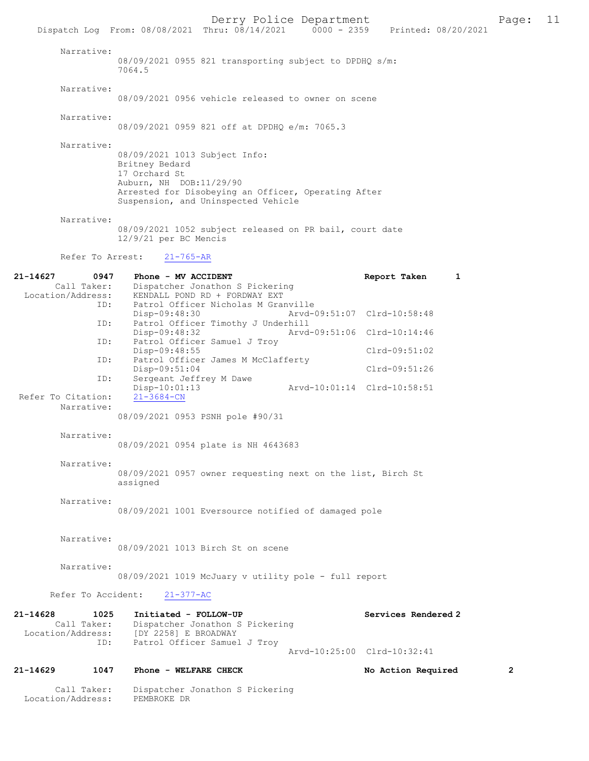Narrative:
08/09/2021 0955 821 transporting subject to DPDHQ s/m: 7064.5

Narrative:
08/09/2021 0956 vehicle released to owner on scene

Narrative:
08/09/2021 0959 821 off at DPDHQ e/m: 7065.3

Narrative:
08/09/2021 1013 Subject Info:
Britney Bedard
17 Orchard St
Auburn, NH DOB:11/29/90
Arrested for Disobeying an Officer, Operating After Suspension, and Uninspected Vehicle

Narrative:
08/09/2021 1052 subject released on PR bail, court date 12/9/21 per BC Mencis

Refer To Arrest: 21-765-AR

**21-14627 0947 Phone - MV ACCIDENT — Report Taken 1**

Call Taker: Dispatcher Jonathon S Pickering
Location/Address: KENDALL POND RD + FORDWAY EXT
ID: Patrol Officer Nicholas M Granville
Disp-09:48:30 Arvd-09:51:07 Clrd-10:58:48
ID: Patrol Officer Timothy J Underhill
Disp-09:48:32 Arvd-09:51:06 Clrd-10:14:46
ID: Patrol Officer Samuel J Troy
Disp-09:48:55 Clrd-09:51:02
ID: Patrol Officer James M McClafferty
Disp-09:51:04 Clrd-09:51:26
ID: Sergeant Jeffrey M Dawe
Disp-10:01:13 Arvd-10:01:14 Clrd-10:58:51
Refer To Citation: 21-3684-CN

Narrative:
08/09/2021 0953 PSNH pole #90/31

Narrative:
08/09/2021 0954 plate is NH 4643683

Narrative:
08/09/2021 0957 owner requesting next on the list, Birch St assigned

Narrative:
08/09/2021 1001 Eversource notified of damaged pole

Narrative:
08/09/2021 1013 Birch St on scene

Narrative:
08/09/2021 1019 McJuary v utility pole - full report

Refer To Accident: 21-377-AC

**21-14628 1025 Initiated - FOLLOW-UP — Services Rendered 2**

Call Taker: Dispatcher Jonathon S Pickering
Location/Address: [DY 2258] E BROADWAY
ID: Patrol Officer Samuel J Troy
Arvd-10:25:00 Clrd-10:32:41

**21-14629 1047 Phone - WELFARE CHECK — No Action Required 2**

Call Taker: Dispatcher Jonathon S Pickering
Location/Address: PEMBROKE DR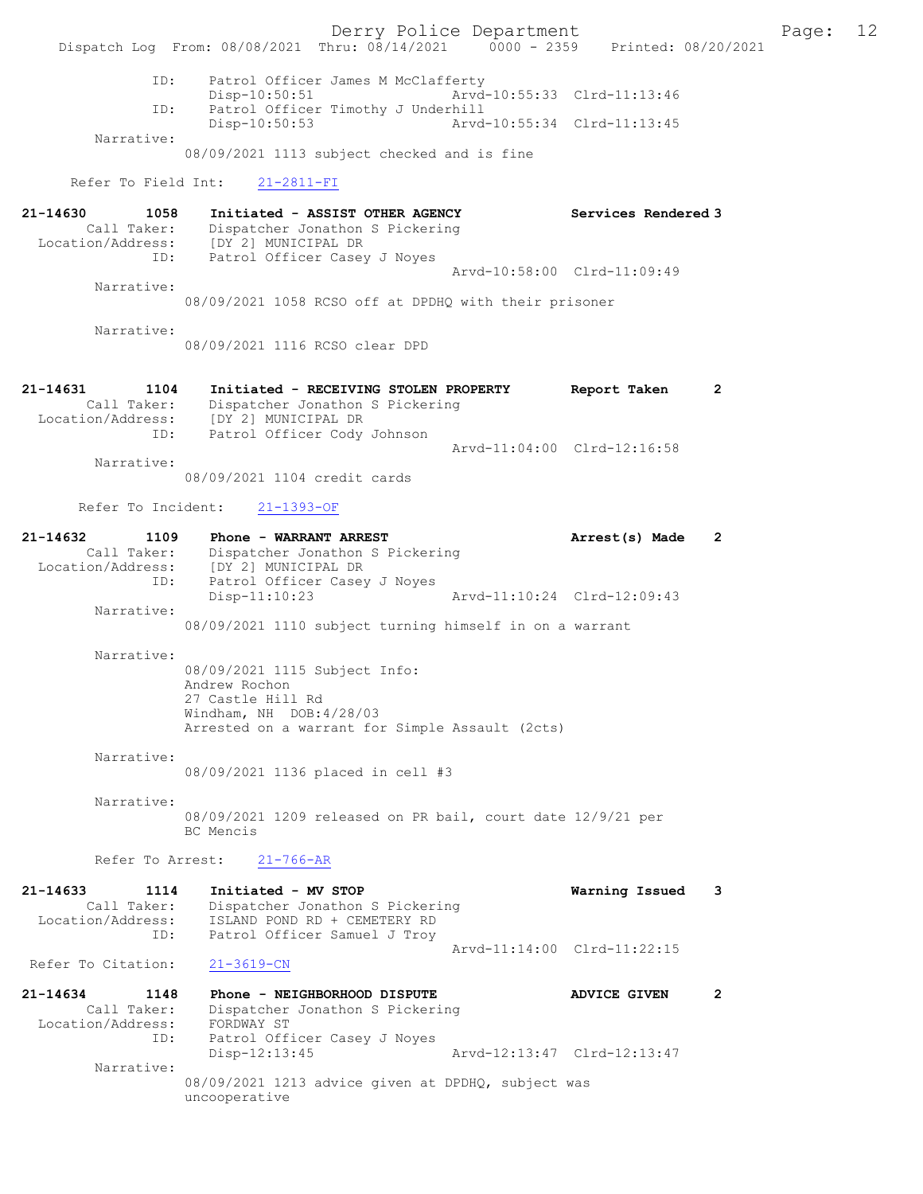```
            ID:    Patrol Officer James M McClafferty
                   Disp-10:50:51              Arvd-10:55:33  Clrd-11:13:46
            ID:    Patrol Officer Timothy J Underhill
                   Disp-10:50:53              Arvd-10:55:34  Clrd-11:13:45
      Narrative:
                   08/09/2021 1113 subject checked and is fine

    Refer To Field Int:    21-2811-FI

21-14630        1058    Initiated - ASSIST OTHER AGENCY            Services Rendered 3
       Call Taker:    Dispatcher Jonathon S Pickering
  Location/Address:    [DY 2] MUNICIPAL DR
            ID:    Patrol Officer Casey J Noyes
                                              Arvd-10:58:00  Clrd-11:09:49
      Narrative:
                   08/09/2021 1058 RCSO off at DPDHQ with their prisoner

      Narrative:
                   08/09/2021 1116 RCSO clear DPD


21-14631        1104    Initiated - RECEIVING STOLEN PROPERTY      Report Taken      2
       Call Taker:    Dispatcher Jonathon S Pickering
  Location/Address:    [DY 2] MUNICIPAL DR
            ID:    Patrol Officer Cody Johnson
                                              Arvd-11:04:00  Clrd-12:16:58
      Narrative:
                   08/09/2021 1104 credit cards

     Refer To Incident:    21-1393-OF

21-14632        1109    Phone - WARRANT ARREST                     Arrest(s) Made    2
       Call Taker:    Dispatcher Jonathon S Pickering
  Location/Address:    [DY 2] MUNICIPAL DR
            ID:    Patrol Officer Casey J Noyes
                   Disp-11:10:23              Arvd-11:10:24  Clrd-12:09:43
      Narrative:
                   08/09/2021 1110 subject turning himself in on a warrant

      Narrative:
                   08/09/2021 1115 Subject Info:
                   Andrew Rochon
                   27 Castle Hill Rd
                   Windham, NH  DOB:4/28/03
                   Arrested on a warrant for Simple Assault (2cts)

      Narrative:
                   08/09/2021 1136 placed in cell #3

      Narrative:
                   08/09/2021 1209 released on PR bail, court date 12/9/21 per
                   BC Mencis

      Refer To Arrest:    21-766-AR

21-14633        1114    Initiated - MV STOP                        Warning Issued    3
       Call Taker:    Dispatcher Jonathon S Pickering
  Location/Address:    ISLAND POND RD + CEMETERY RD
            ID:    Patrol Officer Samuel J Troy
                                              Arvd-11:14:00  Clrd-11:22:15
 Refer To Citation:    21-3619-CN

21-14634        1148    Phone - NEIGHBORHOOD DISPUTE               ADVICE GIVEN      2
       Call Taker:    Dispatcher Jonathon S Pickering
  Location/Address:    FORDWAY ST
            ID:    Patrol Officer Casey J Noyes
                   Disp-12:13:45              Arvd-12:13:47  Clrd-12:13:47
      Narrative:
                   08/09/2021 1213 advice given at DPDHQ, subject was
                   uncooperative
```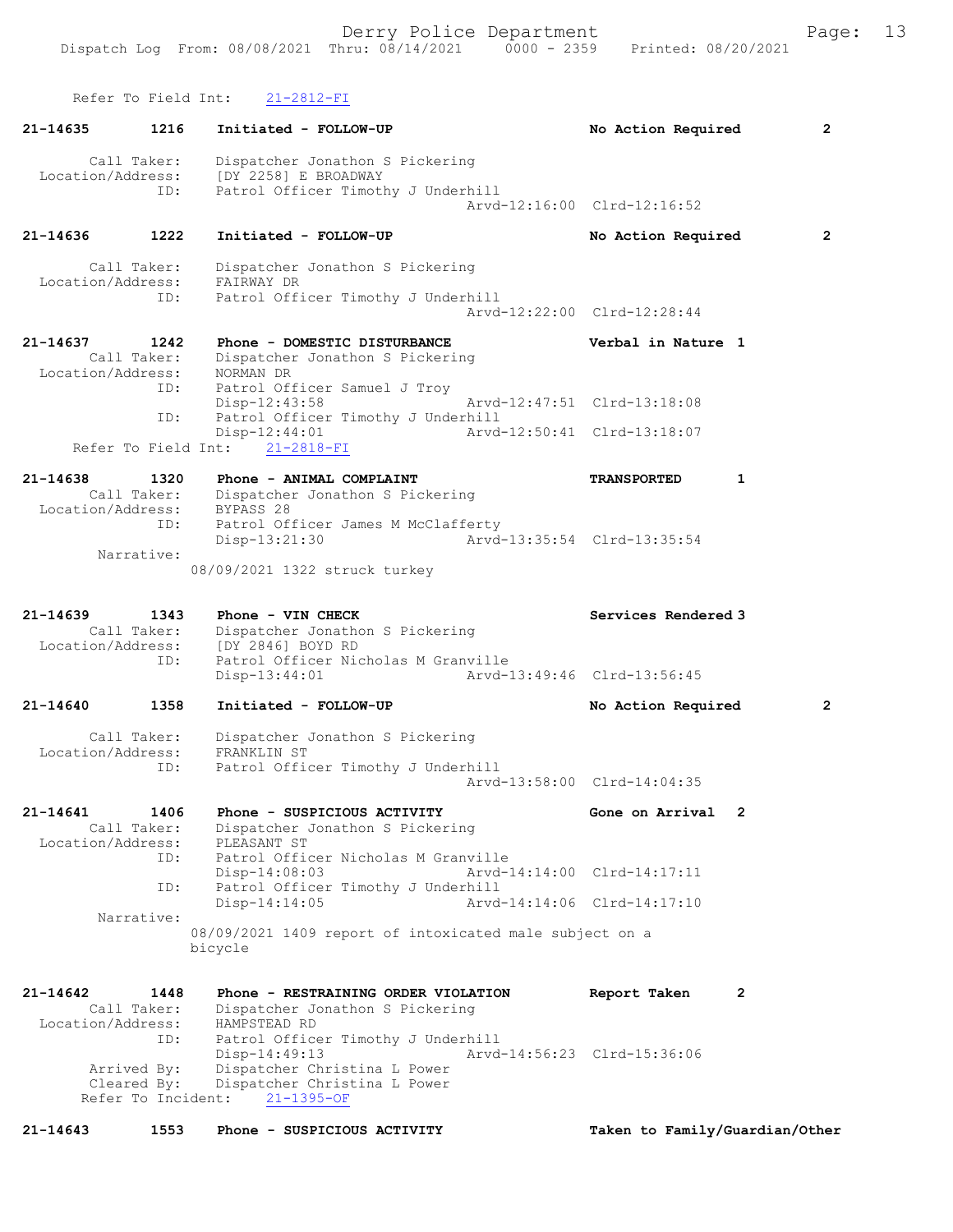Refer To Field Int: 21-2812-FI

**21-14635** 1216 Initiated - FOLLOW-UP — No Action Required 2

Call Taker: Dispatcher Jonathon S Pickering
Location/Address: [DY 2258] E BROADWAY
ID: Patrol Officer Timothy J Underhill
Arvd-12:16:00 Clrd-12:16:52

**21-14636** 1222 Initiated - FOLLOW-UP — No Action Required 2

Call Taker: Dispatcher Jonathon S Pickering
Location/Address: FAIRWAY DR
ID: Patrol Officer Timothy J Underhill
Arvd-12:22:00 Clrd-12:28:44

**21-14637** 1242 Phone - DOMESTIC DISTURBANCE — Verbal in Nature 1

Call Taker: Dispatcher Jonathon S Pickering
Location/Address: NORMAN DR
ID: Patrol Officer Samuel J Troy
Disp-12:43:58 Arvd-12:47:51 Clrd-13:18:08
ID: Patrol Officer Timothy J Underhill
Disp-12:44:01 Arvd-12:50:41 Clrd-13:18:07
Refer To Field Int: 21-2818-FI

**21-14638** 1320 Phone - ANIMAL COMPLAINT — TRANSPORTED 1

Call Taker: Dispatcher Jonathon S Pickering
Location/Address: BYPASS 28
ID: Patrol Officer James M McClafferty
Disp-13:21:30 Arvd-13:35:54 Clrd-13:35:54
Narrative:
08/09/2021 1322 struck turkey

**21-14639** 1343 Phone - VIN CHECK — Services Rendered 3

Call Taker: Dispatcher Jonathon S Pickering
Location/Address: [DY 2846] BOYD RD
ID: Patrol Officer Nicholas M Granville
Disp-13:44:01 Arvd-13:49:46 Clrd-13:56:45

**21-14640** 1358 Initiated - FOLLOW-UP — No Action Required 2

Call Taker: Dispatcher Jonathon S Pickering
Location/Address: FRANKLIN ST
ID: Patrol Officer Timothy J Underhill
Arvd-13:58:00 Clrd-14:04:35

**21-14641** 1406 Phone - SUSPICIOUS ACTIVITY — Gone on Arrival 2

Call Taker: Dispatcher Jonathon S Pickering
Location/Address: PLEASANT ST
ID: Patrol Officer Nicholas M Granville
Disp-14:08:03 Arvd-14:14:00 Clrd-14:17:11
ID: Patrol Officer Timothy J Underhill
Disp-14:14:05 Arvd-14:14:06 Clrd-14:17:10
Narrative:
08/09/2021 1409 report of intoxicated male subject on a bicycle

**21-14642** 1448 Phone - RESTRAINING ORDER VIOLATION — Report Taken 2

Call Taker: Dispatcher Jonathon S Pickering
Location/Address: HAMPSTEAD RD
ID: Patrol Officer Timothy J Underhill
Disp-14:49:13 Arvd-14:56:23 Clrd-15:36:06
Arrived By: Dispatcher Christina L Power
Cleared By: Dispatcher Christina L Power
Refer To Incident: 21-1395-OF

**21-14643** 1553 Phone - SUSPICIOUS ACTIVITY — Taken to Family/Guardian/Other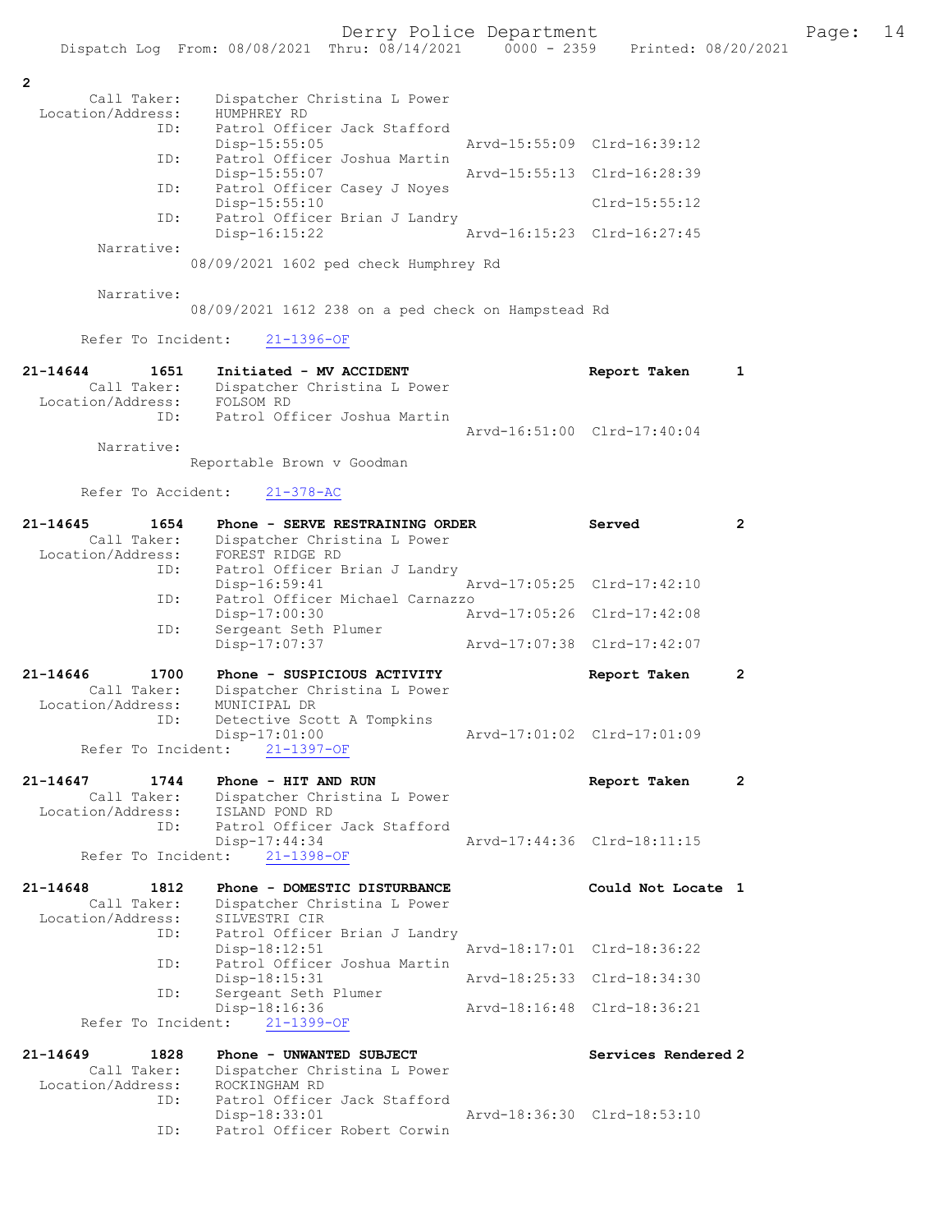2

```
      Call Taker:    Dispatcher Christina L Power
 Location/Address:   HUMPHREY RD
              ID:    Patrol Officer Jack Stafford
                     Disp-15:55:05              Arvd-15:55:09  Clrd-16:39:12
              ID:    Patrol Officer Joshua Martin
                     Disp-15:55:07              Arvd-15:55:13  Clrd-16:28:39
              ID:    Patrol Officer Casey J Noyes
                     Disp-15:55:10                             Clrd-15:55:12
              ID:    Patrol Officer Brian J Landry
                     Disp-16:15:22              Arvd-16:15:23  Clrd-16:27:45
       Narrative:
                   08/09/2021 1602 ped check Humphrey Rd

       Narrative:
                   08/09/2021 1612 238 on a ped check on Hampstead Rd

      Refer To Incident:    21-1396-OF

21-14644        1651    Initiated - MV ACCIDENT                    Report Taken      1
      Call Taker:    Dispatcher Christina L Power
 Location/Address:   FOLSOM RD
              ID:    Patrol Officer Joshua Martin
                                                Arvd-16:51:00  Clrd-17:40:04
       Narrative:
                   Reportable Brown v Goodman

      Refer To Accident:    21-378-AC

21-14645        1654    Phone - SERVE RESTRAINING ORDER            Served            2
      Call Taker:    Dispatcher Christina L Power
 Location/Address:   FOREST RIDGE RD
              ID:    Patrol Officer Brian J Landry
                     Disp-16:59:41              Arvd-17:05:25  Clrd-17:42:10
              ID:    Patrol Officer Michael Carnazzo
                     Disp-17:00:30              Arvd-17:05:26  Clrd-17:42:08
              ID:    Sergeant Seth Plumer
                     Disp-17:07:37              Arvd-17:07:38  Clrd-17:42:07

21-14646        1700    Phone - SUSPICIOUS ACTIVITY                Report Taken      2
      Call Taker:    Dispatcher Christina L Power
 Location/Address:   MUNICIPAL DR
              ID:    Detective Scott A Tompkins
                     Disp-17:01:00              Arvd-17:01:02  Clrd-17:01:09
      Refer To Incident:    21-1397-OF

21-14647        1744    Phone - HIT AND RUN                        Report Taken      2
      Call Taker:    Dispatcher Christina L Power
 Location/Address:   ISLAND POND RD
              ID:    Patrol Officer Jack Stafford
                     Disp-17:44:34              Arvd-17:44:36  Clrd-18:11:15
      Refer To Incident:    21-1398-OF

21-14648        1812    Phone - DOMESTIC DISTURBANCE               Could Not Locate  1
      Call Taker:    Dispatcher Christina L Power
 Location/Address:   SILVESTRI CIR
              ID:    Patrol Officer Brian J Landry
                     Disp-18:12:51              Arvd-18:17:01  Clrd-18:36:22
              ID:    Patrol Officer Joshua Martin
                     Disp-18:15:31              Arvd-18:25:33  Clrd-18:34:30
              ID:    Sergeant Seth Plumer
                     Disp-18:16:36              Arvd-18:16:48  Clrd-18:36:21
      Refer To Incident:    21-1399-OF

21-14649        1828    Phone - UNWANTED SUBJECT                   Services Rendered 2
      Call Taker:    Dispatcher Christina L Power
 Location/Address:   ROCKINGHAM RD
              ID:    Patrol Officer Jack Stafford
                     Disp-18:33:01              Arvd-18:36:30  Clrd-18:53:10
              ID:    Patrol Officer Robert Corwin
```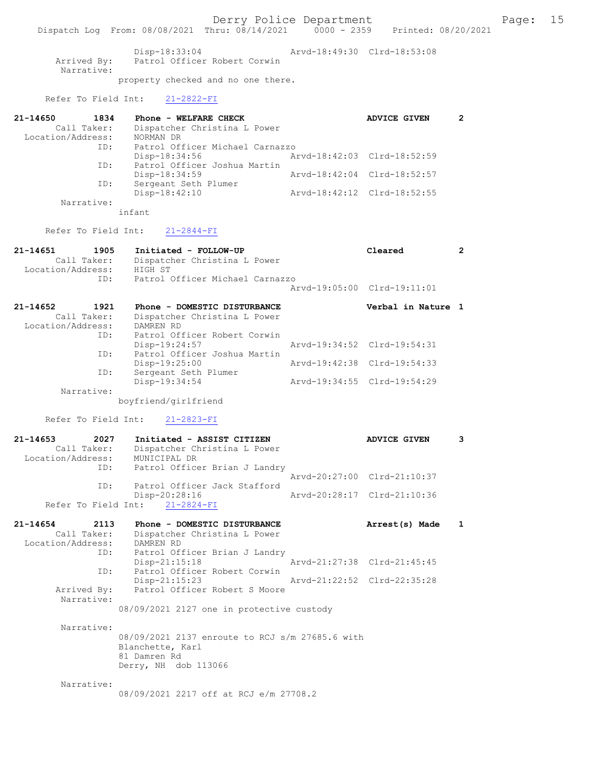```
                Disp-18:33:04                 Arvd-18:49:30  Clrd-18:53:08
   Arrived By:  Patrol Officer Robert Corwin
    Narrative:
              property checked and no one there.

   Refer To Field Int:    21-2822-FI

21-14650      1834    Phone - WELFARE CHECK                     ADVICE GIVEN      2
     Call Taker:    Dispatcher Christina L Power
 Location/Address:  NORMAN DR
             ID:    Patrol Officer Michael Carnazzo
                    Disp-18:34:56             Arvd-18:42:03  Clrd-18:52:59
             ID:    Patrol Officer Joshua Martin
                    Disp-18:34:59             Arvd-18:42:04  Clrd-18:52:57
             ID:    Sergeant Seth Plumer
                    Disp-18:42:10             Arvd-18:42:12  Clrd-18:52:55
      Narrative:
              infant

   Refer To Field Int:    21-2844-FI

21-14651      1905    Initiated - FOLLOW-UP                     Cleared           2
     Call Taker:    Dispatcher Christina L Power
 Location/Address:  HIGH ST
             ID:    Patrol Officer Michael Carnazzo
                                              Arvd-19:05:00  Clrd-19:11:01

21-14652      1921    Phone - DOMESTIC DISTURBANCE              Verbal in Nature  1
     Call Taker:    Dispatcher Christina L Power
 Location/Address:  DAMREN RD
             ID:    Patrol Officer Robert Corwin
                    Disp-19:24:57             Arvd-19:34:52  Clrd-19:54:31
             ID:    Patrol Officer Joshua Martin
                    Disp-19:25:00             Arvd-19:42:38  Clrd-19:54:33
             ID:    Sergeant Seth Plumer
                    Disp-19:34:54             Arvd-19:34:55  Clrd-19:54:29
      Narrative:
              boyfriend/girlfriend

   Refer To Field Int:    21-2823-FI

21-14653      2027    Initiated - ASSIST CITIZEN                ADVICE GIVEN      3
     Call Taker:    Dispatcher Christina L Power
 Location/Address:  MUNICIPAL DR
             ID:    Patrol Officer Brian J Landry
                                              Arvd-20:27:00  Clrd-21:10:37
             ID:    Patrol Officer Jack Stafford
                    Disp-20:28:16             Arvd-20:28:17  Clrd-21:10:36
   Refer To Field Int:    21-2824-FI

21-14654      2113    Phone - DOMESTIC DISTURBANCE              Arrest(s) Made    1
     Call Taker:    Dispatcher Christina L Power
 Location/Address:  DAMREN RD
             ID:    Patrol Officer Brian J Landry
                    Disp-21:15:18             Arvd-21:27:38  Clrd-21:45:45
             ID:    Patrol Officer Robert Corwin
                    Disp-21:15:23             Arvd-21:22:52  Clrd-22:35:28
   Arrived By:  Patrol Officer Robert S Moore
    Narrative:
              08/09/2021 2127 one in protective custody

    Narrative:
              08/09/2021 2137 enroute to RCJ s/m 27685.6 with
              Blanchette, Karl
              81 Damren Rd
              Derry, NH  dob 113066

    Narrative:
              08/09/2021 2217 off at RCJ e/m 27708.2
```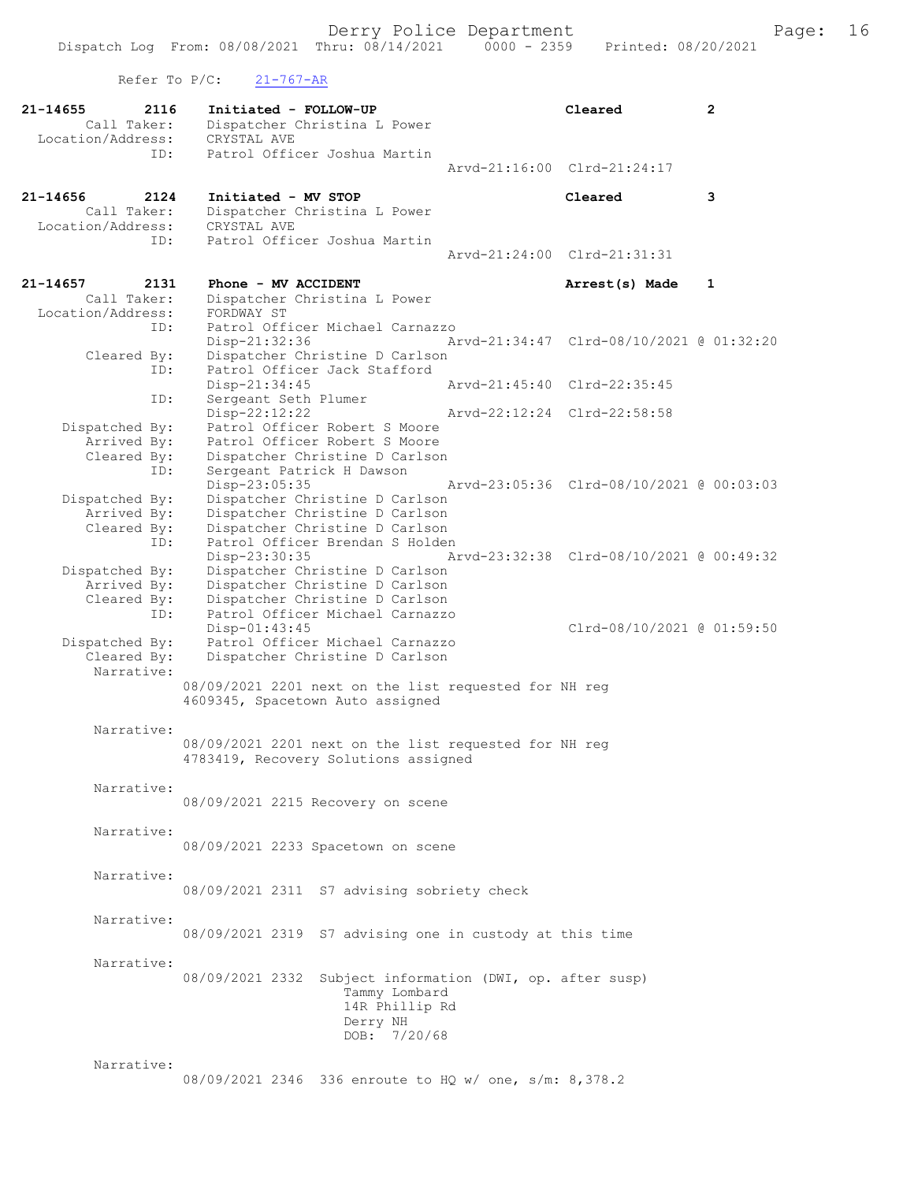Refer To P/C: 21-767-AR

```
21-14655      2116    Initiated - FOLLOW-UP                        Cleared          2
       Call Taker:    Dispatcher Christina L Power
  Location/Address:   CRYSTAL AVE
               ID:    Patrol Officer Joshua Martin
                                                    Arvd-21:16:00  Clrd-21:24:17

21-14656      2124    Initiated - MV STOP                          Cleared          3
       Call Taker:    Dispatcher Christina L Power
  Location/Address:   CRYSTAL AVE
               ID:    Patrol Officer Joshua Martin
                                                    Arvd-21:24:00  Clrd-21:31:31

21-14657      2131    Phone - MV ACCIDENT                          Arrest(s) Made   1
       Call Taker:    Dispatcher Christina L Power
  Location/Address:   FORDWAY ST
               ID:    Patrol Officer Michael Carnazzo
                      Disp-21:32:36                 Arvd-21:34:47  Clrd-08/10/2021 @ 01:32:20
       Cleared By:    Dispatcher Christine D Carlson
               ID:    Patrol Officer Jack Stafford
                      Disp-21:34:45                 Arvd-21:45:40  Clrd-22:35:45
               ID:    Sergeant Seth Plumer
                      Disp-22:12:22                 Arvd-22:12:24  Clrd-22:58:58
    Dispatched By:    Patrol Officer Robert S Moore
       Arrived By:    Patrol Officer Robert S Moore
       Cleared By:    Dispatcher Christine D Carlson
               ID:    Sergeant Patrick H Dawson
                      Disp-23:05:35                 Arvd-23:05:36  Clrd-08/10/2021 @ 00:03:03
    Dispatched By:    Dispatcher Christine D Carlson
       Arrived By:    Dispatcher Christine D Carlson
       Cleared By:    Dispatcher Christine D Carlson
               ID:    Patrol Officer Brendan S Holden
                      Disp-23:30:35                 Arvd-23:32:38  Clrd-08/10/2021 @ 00:49:32
    Dispatched By:    Dispatcher Christine D Carlson
       Arrived By:    Dispatcher Christine D Carlson
       Cleared By:    Dispatcher Christine D Carlson
               ID:    Patrol Officer Michael Carnazzo
                      Disp-01:43:45                                Clrd-08/10/2021 @ 01:59:50
    Dispatched By:    Patrol Officer Michael Carnazzo
       Cleared By:    Dispatcher Christine D Carlson
        Narrative:
                 08/09/2021 2201 next on the list requested for NH reg
                 4609345, Spacetown Auto assigned

        Narrative:
                 08/09/2021 2201 next on the list requested for NH reg
                 4783419, Recovery Solutions assigned

        Narrative:
                 08/09/2021 2215 Recovery on scene

        Narrative:
                 08/09/2021 2233 Spacetown on scene

        Narrative:
                 08/09/2021 2311  S7 advising sobriety check

        Narrative:
                 08/09/2021 2319  S7 advising one in custody at this time

        Narrative:
                 08/09/2021 2332  Subject information (DWI, op. after susp)
                                    Tammy Lombard
                                    14R Phillip Rd
                                    Derry NH
                                    DOB:  7/20/68

        Narrative:
                 08/09/2021 2346  336 enroute to HQ w/ one, s/m: 8,378.2
```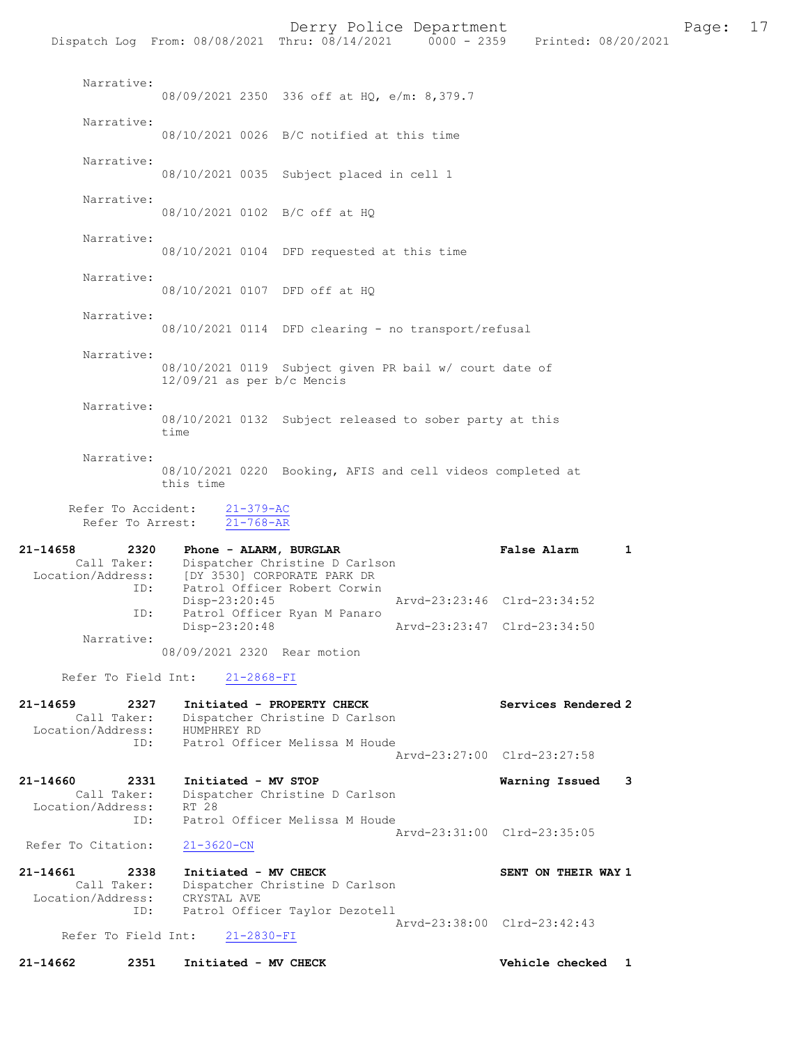Narrative:
08/09/2021 2350 336 off at HQ, e/m: 8,379.7

Narrative:
08/10/2021 0026 B/C notified at this time

Narrative:
08/10/2021 0035 Subject placed in cell 1

Narrative:
08/10/2021 0102 B/C off at HQ

Narrative:
08/10/2021 0104 DFD requested at this time

Narrative:
08/10/2021 0107 DFD off at HQ

Narrative:
08/10/2021 0114 DFD clearing - no transport/refusal

Narrative:
08/10/2021 0119 Subject given PR bail w/ court date of 12/09/21 as per b/c Mencis

Narrative:
08/10/2021 0132 Subject released to sober party at this time

Narrative:
08/10/2021 0220 Booking, AFIS and cell videos completed at this time

Refer To Accident: 21-379-AC
Refer To Arrest: 21-768-AR

**21-14658 2320 Phone - ALARM, BURGLAR** — **False Alarm 1**
Call Taker: Dispatcher Christine D Carlson
Location/Address: [DY 3530] CORPORATE PARK DR
ID: Patrol Officer Robert Corwin
Disp-23:20:45 Arvd-23:23:46 Clrd-23:34:52
ID: Patrol Officer Ryan M Panaro
Disp-23:20:48 Arvd-23:23:47 Clrd-23:34:50
Narrative:
08/09/2021 2320 Rear motion

Refer To Field Int: 21-2868-FI

**21-14659 2327 Initiated - PROPERTY CHECK** — **Services Rendered 2**
Call Taker: Dispatcher Christine D Carlson
Location/Address: HUMPHREY RD
ID: Patrol Officer Melissa M Houde
Arvd-23:27:00 Clrd-23:27:58

**21-14660 2331 Initiated - MV STOP** — **Warning Issued 3**
Call Taker: Dispatcher Christine D Carlson
Location/Address: RT 28
ID: Patrol Officer Melissa M Houde
Arvd-23:31:00 Clrd-23:35:05
Refer To Citation: 21-3620-CN

**21-14661 2338 Initiated - MV CHECK** — **SENT ON THEIR WAY 1**
Call Taker: Dispatcher Christine D Carlson
Location/Address: CRYSTAL AVE
ID: Patrol Officer Taylor Dezotell
Arvd-23:38:00 Clrd-23:42:43
Refer To Field Int: 21-2830-FI

**21-14662 2351 Initiated - MV CHECK** — **Vehicle checked 1**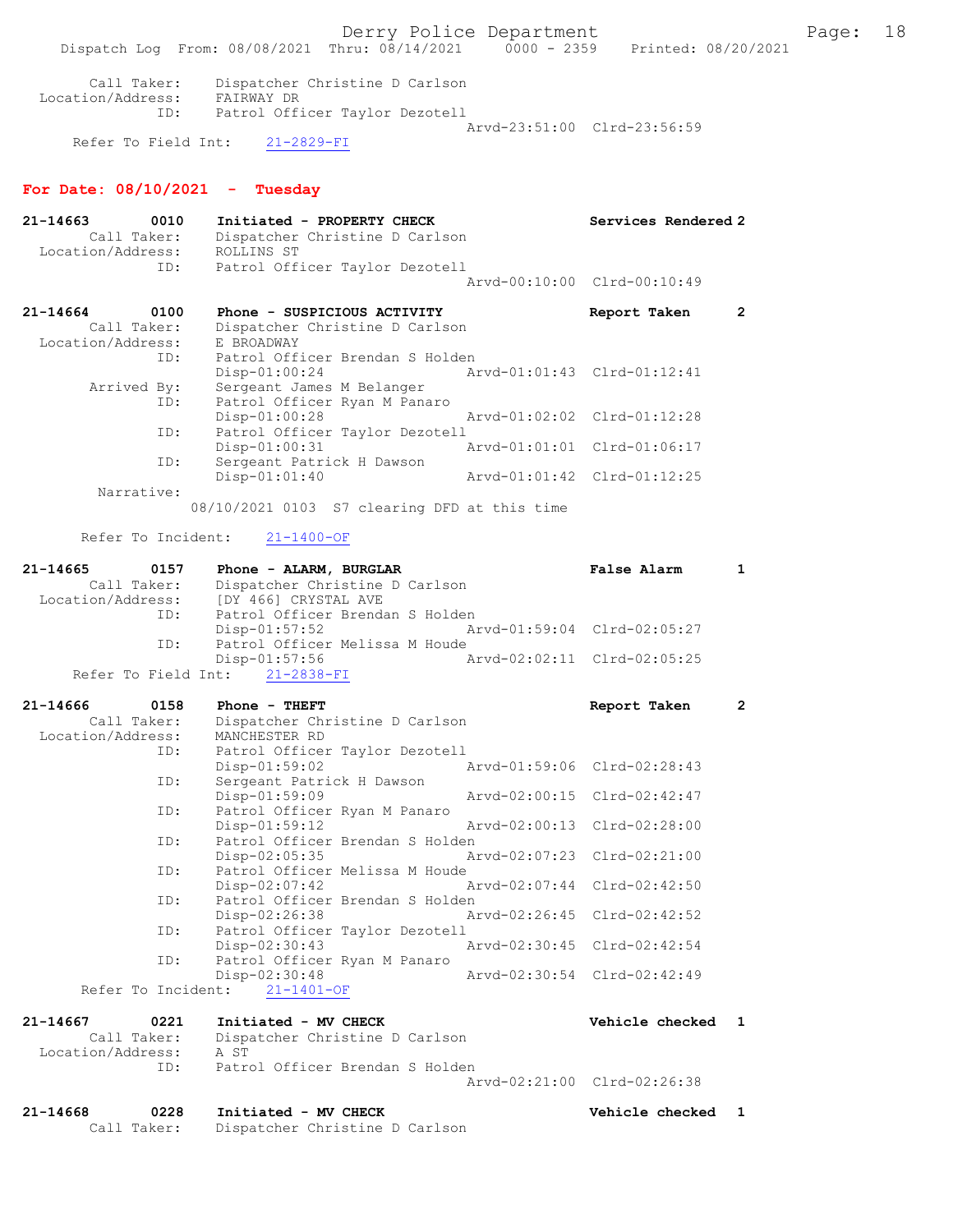Call Taker: Dispatcher Christine D Carlson
Location/Address: FAIRWAY DR
ID: Patrol Officer Taylor Dezotell
Arvd-23:51:00 Clrd-23:56:59
Refer To Field Int: 21-2829-FI

## For Date: 08/10/2021 - Tuesday

**21-14663 0010 Initiated - PROPERTY CHECK** — Services Rendered 2
Call Taker: Dispatcher Christine D Carlson
Location/Address: ROLLINS ST
ID: Patrol Officer Taylor Dezotell
Arvd-00:10:00 Clrd-00:10:49

**21-14664 0100 Phone - SUSPICIOUS ACTIVITY** — Report Taken 2
Call Taker: Dispatcher Christine D Carlson
Location/Address: E BROADWAY
ID: Patrol Officer Brendan S Holden
Disp-01:00:24 Arvd-01:01:43 Clrd-01:12:41
Arrived By: Sergeant James M Belanger
ID: Patrol Officer Ryan M Panaro
Disp-01:00:28 Arvd-01:02:02 Clrd-01:12:28
ID: Patrol Officer Taylor Dezotell
Disp-01:00:31 Arvd-01:01:01 Clrd-01:06:17
ID: Sergeant Patrick H Dawson
Disp-01:01:40 Arvd-01:01:42 Clrd-01:12:25
Narrative:
08/10/2021 0103 S7 clearing DFD at this time

Refer To Incident: 21-1400-OF

**21-14665 0157 Phone - ALARM, BURGLAR** — False Alarm 1
Call Taker: Dispatcher Christine D Carlson
Location/Address: [DY 466] CRYSTAL AVE
ID: Patrol Officer Brendan S Holden
Disp-01:57:52 Arvd-01:59:04 Clrd-02:05:27
ID: Patrol Officer Melissa M Houde
Disp-01:57:56 Arvd-02:02:11 Clrd-02:05:25
Refer To Field Int: 21-2838-FI

**21-14666 0158 Phone - THEFT** — Report Taken 2
Call Taker: Dispatcher Christine D Carlson
Location/Address: MANCHESTER RD
ID: Patrol Officer Taylor Dezotell
Disp-01:59:02 Arvd-01:59:06 Clrd-02:28:43
ID: Sergeant Patrick H Dawson
Disp-01:59:09 Arvd-02:00:15 Clrd-02:42:47
ID: Patrol Officer Ryan M Panaro
Disp-01:59:12 Arvd-02:00:13 Clrd-02:28:00
ID: Patrol Officer Brendan S Holden
Disp-02:05:35 Arvd-02:07:23 Clrd-02:21:00
ID: Patrol Officer Melissa M Houde
Disp-02:07:42 Arvd-02:07:44 Clrd-02:42:50
ID: Patrol Officer Brendan S Holden
Disp-02:26:38 Arvd-02:26:45 Clrd-02:42:52
ID: Patrol Officer Taylor Dezotell
Disp-02:30:43 Arvd-02:30:45 Clrd-02:42:54
ID: Patrol Officer Ryan M Panaro
Disp-02:30:48 Arvd-02:30:54 Clrd-02:42:49
Refer To Incident: 21-1401-OF

**21-14667 0221 Initiated - MV CHECK** — Vehicle checked 1
Call Taker: Dispatcher Christine D Carlson
Location/Address: A ST
ID: Patrol Officer Brendan S Holden
Arvd-02:21:00 Clrd-02:26:38

**21-14668 0228 Initiated - MV CHECK** — Vehicle checked 1
Call Taker: Dispatcher Christine D Carlson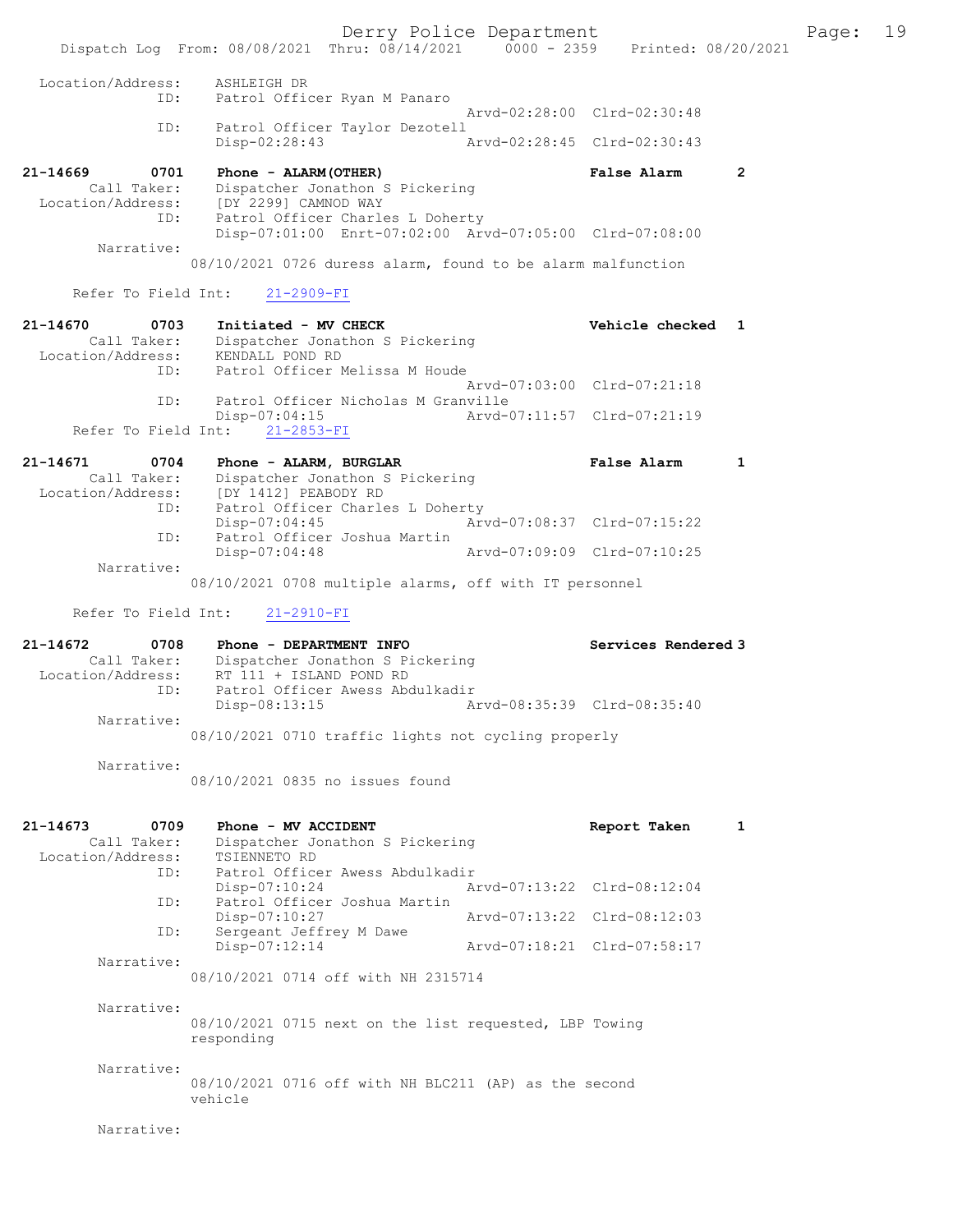```
 Location/Address:    ASHLEIGH DR
               ID:    Patrol Officer Ryan M Panaro
                                                Arvd-02:28:00  Clrd-02:30:48
               ID:    Patrol Officer Taylor Dezotell
                      Disp-02:28:43             Arvd-02:28:45  Clrd-02:30:43

21-14669        0701    Phone - ALARM(OTHER)                      False Alarm      2
        Call Taker:    Dispatcher Jonathon S Pickering
  Location/Address:    [DY 2299] CAMNOD WAY
               ID:    Patrol Officer Charles L Doherty
                      Disp-07:01:00  Enrt-07:02:00  Arvd-07:05:00  Clrd-07:08:00
         Narrative:
                      08/10/2021 0726 duress alarm, found to be alarm malfunction

      Refer To Field Int:    21-2909-FI

21-14670        0703    Initiated - MV CHECK                      Vehicle checked  1
        Call Taker:    Dispatcher Jonathon S Pickering
  Location/Address:    KENDALL POND RD
               ID:    Patrol Officer Melissa M Houde
                                                Arvd-07:03:00  Clrd-07:21:18
               ID:    Patrol Officer Nicholas M Granville
                      Disp-07:04:15             Arvd-07:11:57  Clrd-07:21:19
      Refer To Field Int:    21-2853-FI

21-14671        0704    Phone - ALARM, BURGLAR                    False Alarm      1
        Call Taker:    Dispatcher Jonathon S Pickering
  Location/Address:    [DY 1412] PEABODY RD
               ID:    Patrol Officer Charles L Doherty
                      Disp-07:04:45             Arvd-07:08:37  Clrd-07:15:22
               ID:    Patrol Officer Joshua Martin
                      Disp-07:04:48             Arvd-07:09:09  Clrd-07:10:25
         Narrative:
                      08/10/2021 0708 multiple alarms, off with IT personnel

      Refer To Field Int:    21-2910-FI

21-14672        0708    Phone - DEPARTMENT INFO                   Services Rendered 3
        Call Taker:    Dispatcher Jonathon S Pickering
  Location/Address:    RT 111 + ISLAND POND RD
               ID:    Patrol Officer Awess Abdulkadir
                      Disp-08:13:15             Arvd-08:35:39  Clrd-08:35:40
         Narrative:
                      08/10/2021 0710 traffic lights not cycling properly

         Narrative:
                      08/10/2021 0835 no issues found

21-14673        0709    Phone - MV ACCIDENT                       Report Taken     1
        Call Taker:    Dispatcher Jonathon S Pickering
  Location/Address:    TSIENNETO RD
               ID:    Patrol Officer Awess Abdulkadir
                      Disp-07:10:24             Arvd-07:13:22  Clrd-08:12:04
               ID:    Patrol Officer Joshua Martin
                      Disp-07:10:27             Arvd-07:13:22  Clrd-08:12:03
               ID:    Sergeant Jeffrey M Dawe
                      Disp-07:12:14             Arvd-07:18:21  Clrd-07:58:17
         Narrative:
                      08/10/2021 0714 off with NH 2315714

         Narrative:
                      08/10/2021 0715 next on the list requested, LBP Towing
                      responding

         Narrative:
                      08/10/2021 0716 off with NH BLC211 (AP) as the second
                      vehicle

         Narrative:
```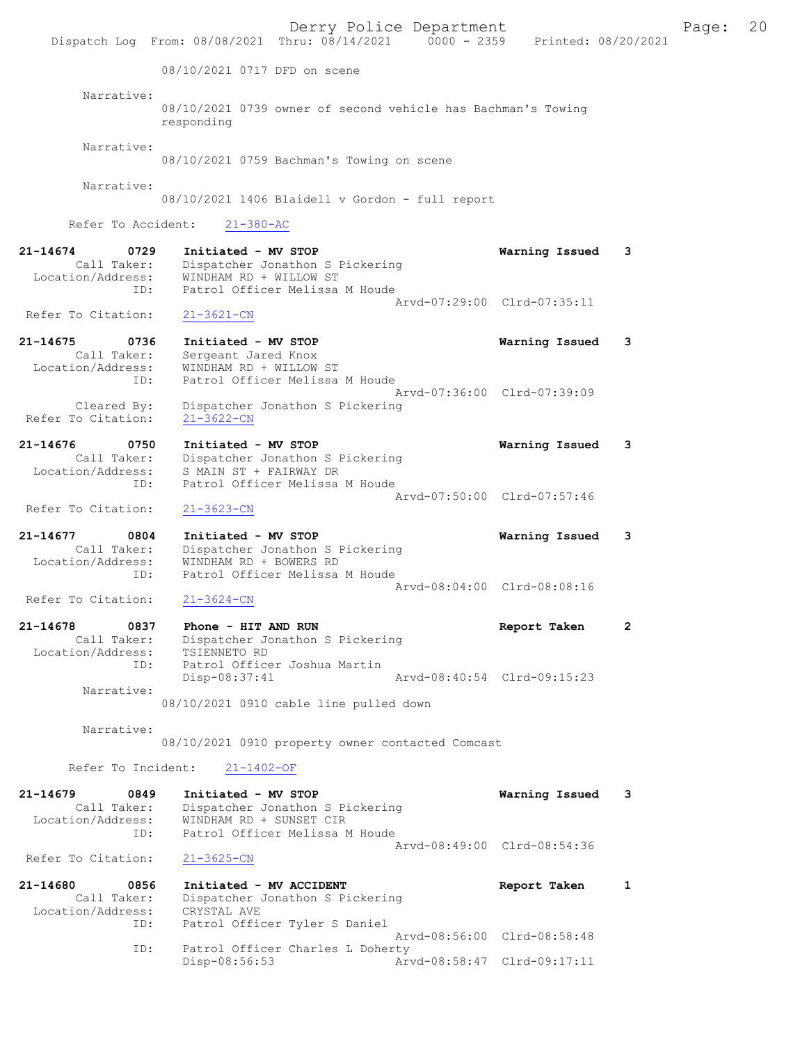08/10/2021 0717 DFD on scene

Narrative:
08/10/2021 0739 owner of second vehicle has Bachman's Towing responding

Narrative:
08/10/2021 0759 Bachman's Towing on scene

Narrative:
08/10/2021 1406 Blaidell v Gordon - full report

Refer To Accident: 21-380-AC

**21-14674 0729 Initiated - MV STOP** Warning Issued 3
Call Taker: Dispatcher Jonathon S Pickering
Location/Address: WINDHAM RD + WILLOW ST
ID: Patrol Officer Melissa M Houde
Arvd-07:29:00 Clrd-07:35:11
Refer To Citation: 21-3621-CN

**21-14675 0736 Initiated - MV STOP** Warning Issued 3
Call Taker: Sergeant Jared Knox
Location/Address: WINDHAM RD + WILLOW ST
ID: Patrol Officer Melissa M Houde
Arvd-07:36:00 Clrd-07:39:09
Cleared By: Dispatcher Jonathon S Pickering
Refer To Citation: 21-3622-CN

**21-14676 0750 Initiated - MV STOP** Warning Issued 3
Call Taker: Dispatcher Jonathon S Pickering
Location/Address: S MAIN ST + FAIRWAY DR
ID: Patrol Officer Melissa M Houde
Arvd-07:50:00 Clrd-07:57:46
Refer To Citation: 21-3623-CN

**21-14677 0804 Initiated - MV STOP** Warning Issued 3
Call Taker: Dispatcher Jonathon S Pickering
Location/Address: WINDHAM RD + BOWERS RD
ID: Patrol Officer Melissa M Houde
Arvd-08:04:00 Clrd-08:08:16
Refer To Citation: 21-3624-CN

**21-14678 0837 Phone - HIT AND RUN** Report Taken 2
Call Taker: Dispatcher Jonathon S Pickering
Location/Address: TSIENNETO RD
ID: Patrol Officer Joshua Martin
Disp-08:37:41 Arvd-08:40:54 Clrd-09:15:23
Narrative:
08/10/2021 0910 cable line pulled down

Narrative:
08/10/2021 0910 property owner contacted Comcast

Refer To Incident: 21-1402-OF

**21-14679 0849 Initiated - MV STOP** Warning Issued 3
Call Taker: Dispatcher Jonathon S Pickering
Location/Address: WINDHAM RD + SUNSET CIR
ID: Patrol Officer Melissa M Houde
Arvd-08:49:00 Clrd-08:54:36
Refer To Citation: 21-3625-CN

**21-14680 0856 Initiated - MV ACCIDENT** Report Taken 1
Call Taker: Dispatcher Jonathon S Pickering
Location/Address: CRYSTAL AVE
ID: Patrol Officer Tyler S Daniel
Arvd-08:56:00 Clrd-08:58:48
ID: Patrol Officer Charles L Doherty
Disp-08:56:53 Arvd-08:58:47 Clrd-09:17:11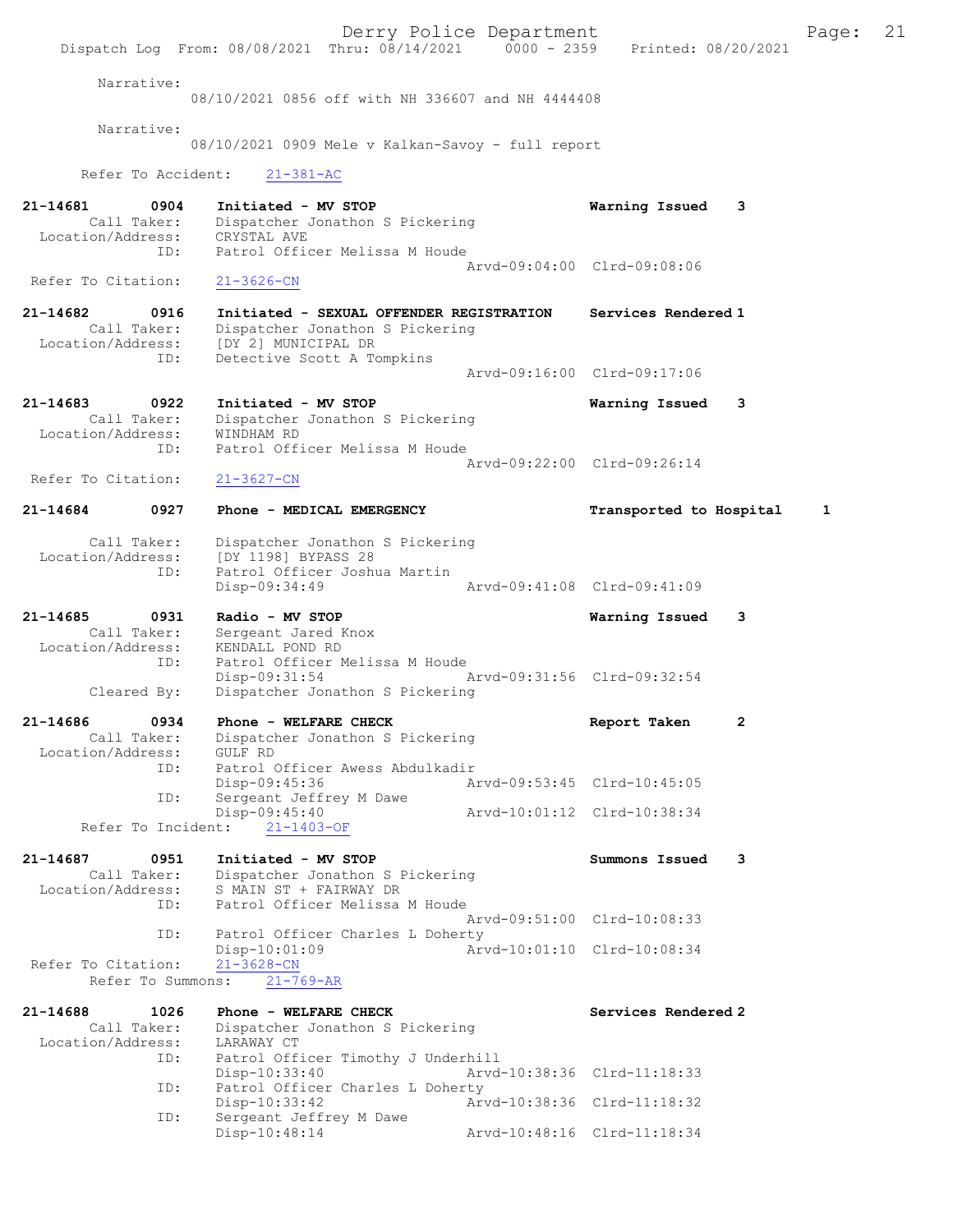Narrative:
08/10/2021 0856 off with NH 336607 and NH 4444408

Narrative:
08/10/2021 0909 Mele v Kalkan-Savoy - full report

Refer To Accident: 21-381-AC

**21-14681 0904 Initiated - MV STOP** — Warning Issued 3
Call Taker: Dispatcher Jonathon S Pickering
Location/Address: CRYSTAL AVE
ID: Patrol Officer Melissa M Houde
Arvd-09:04:00 Clrd-09:08:06
Refer To Citation: 21-3626-CN

**21-14682 0916 Initiated - SEXUAL OFFENDER REGISTRATION** — Services Rendered 1
Call Taker: Dispatcher Jonathon S Pickering
Location/Address: [DY 2] MUNICIPAL DR
ID: Detective Scott A Tompkins
Arvd-09:16:00 Clrd-09:17:06

**21-14683 0922 Initiated - MV STOP** — Warning Issued 3
Call Taker: Dispatcher Jonathon S Pickering
Location/Address: WINDHAM RD
ID: Patrol Officer Melissa M Houde
Arvd-09:22:00 Clrd-09:26:14
Refer To Citation: 21-3627-CN

**21-14684 0927 Phone - MEDICAL EMERGENCY** — Transported to Hospital 1
Call Taker: Dispatcher Jonathon S Pickering
Location/Address: [DY 1198] BYPASS 28
ID: Patrol Officer Joshua Martin
Disp-09:34:49 Arvd-09:41:08 Clrd-09:41:09

**21-14685 0931 Radio - MV STOP** — Warning Issued 3
Call Taker: Sergeant Jared Knox
Location/Address: KENDALL POND RD
ID: Patrol Officer Melissa M Houde
Disp-09:31:54 Arvd-09:31:56 Clrd-09:32:54
Cleared By: Dispatcher Jonathon S Pickering

**21-14686 0934 Phone - WELFARE CHECK** — Report Taken 2
Call Taker: Dispatcher Jonathon S Pickering
Location/Address: GULF RD
ID: Patrol Officer Awess Abdulkadir
Disp-09:45:36 Arvd-09:53:45 Clrd-10:45:05
ID: Sergeant Jeffrey M Dawe
Disp-09:45:40 Arvd-10:01:12 Clrd-10:38:34
Refer To Incident: 21-1403-OF

**21-14687 0951 Initiated - MV STOP** — Summons Issued 3
Call Taker: Dispatcher Jonathon S Pickering
Location/Address: S MAIN ST + FAIRWAY DR
ID: Patrol Officer Melissa M Houde
Arvd-09:51:00 Clrd-10:08:33
ID: Patrol Officer Charles L Doherty
Disp-10:01:09 Arvd-10:01:10 Clrd-10:08:34
Refer To Citation: 21-3628-CN
Refer To Summons: 21-769-AR

**21-14688 1026 Phone - WELFARE CHECK** — Services Rendered 2
Call Taker: Dispatcher Jonathon S Pickering
Location/Address: LARAWAY CT
ID: Patrol Officer Timothy J Underhill
Disp-10:33:40 Arvd-10:38:36 Clrd-11:18:33
ID: Patrol Officer Charles L Doherty
Disp-10:33:42 Arvd-10:38:36 Clrd-11:18:32
ID: Sergeant Jeffrey M Dawe
Disp-10:48:14 Arvd-10:48:16 Clrd-11:18:34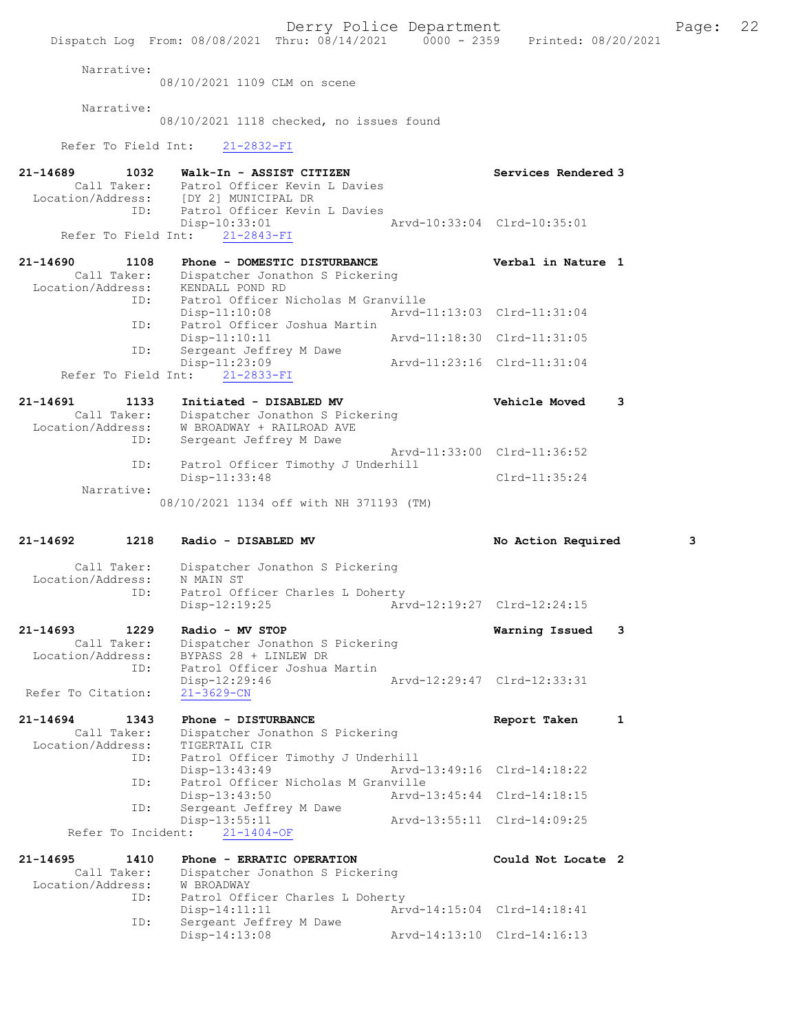Narrative:
08/10/2021 1109 CLM on scene

Narrative:
08/10/2021 1118 checked, no issues found

Refer To Field Int: 21-2832-FI

**21-14689 1032 Walk-In - ASSIST CITIZEN** Services Rendered 3
Call Taker: Patrol Officer Kevin L Davies
Location/Address: [DY 2] MUNICIPAL DR
ID: Patrol Officer Kevin L Davies
Disp-10:33:01 Arvd-10:33:04 Clrd-10:35:01
Refer To Field Int: 21-2843-FI

**21-14690 1108 Phone - DOMESTIC DISTURBANCE** Verbal in Nature 1
Call Taker: Dispatcher Jonathon S Pickering
Location/Address: KENDALL POND RD
ID: Patrol Officer Nicholas M Granville
Disp-11:10:08 Arvd-11:13:03 Clrd-11:31:04
ID: Patrol Officer Joshua Martin
Disp-11:10:11 Arvd-11:18:30 Clrd-11:31:05
ID: Sergeant Jeffrey M Dawe
Disp-11:23:09 Arvd-11:23:16 Clrd-11:31:04
Refer To Field Int: 21-2833-FI

**21-14691 1133 Initiated - DISABLED MV** Vehicle Moved 3
Call Taker: Dispatcher Jonathon S Pickering
Location/Address: W BROADWAY + RAILROAD AVE
ID: Sergeant Jeffrey M Dawe
Arvd-11:33:00 Clrd-11:36:52
ID: Patrol Officer Timothy J Underhill
Disp-11:33:48 Clrd-11:35:24
Narrative:
08/10/2021 1134 off with NH 371193 (TM)

**21-14692 1218 Radio - DISABLED MV** No Action Required 3
Call Taker: Dispatcher Jonathon S Pickering
Location/Address: N MAIN ST
ID: Patrol Officer Charles L Doherty
Disp-12:19:25 Arvd-12:19:27 Clrd-12:24:15

**21-14693 1229 Radio - MV STOP** Warning Issued 3
Call Taker: Dispatcher Jonathon S Pickering
Location/Address: BYPASS 28 + LINLEW DR
ID: Patrol Officer Joshua Martin
Disp-12:29:46 Arvd-12:29:47 Clrd-12:33:31
Refer To Citation: 21-3629-CN

**21-14694 1343 Phone - DISTURBANCE** Report Taken 1
Call Taker: Dispatcher Jonathon S Pickering
Location/Address: TIGERTAIL CIR
ID: Patrol Officer Timothy J Underhill
Disp-13:43:49 Arvd-13:49:16 Clrd-14:18:22
ID: Patrol Officer Nicholas M Granville
Disp-13:43:50 Arvd-13:45:44 Clrd-14:18:15
ID: Sergeant Jeffrey M Dawe
Disp-13:55:11 Arvd-13:55:11 Clrd-14:09:25
Refer To Incident: 21-1404-OF

**21-14695 1410 Phone - ERRATIC OPERATION** Could Not Locate 2
Call Taker: Dispatcher Jonathon S Pickering
Location/Address: W BROADWAY
ID: Patrol Officer Charles L Doherty
Disp-14:11:11 Arvd-14:15:04 Clrd-14:18:41
ID: Sergeant Jeffrey M Dawe
Disp-14:13:08 Arvd-14:13:10 Clrd-14:16:13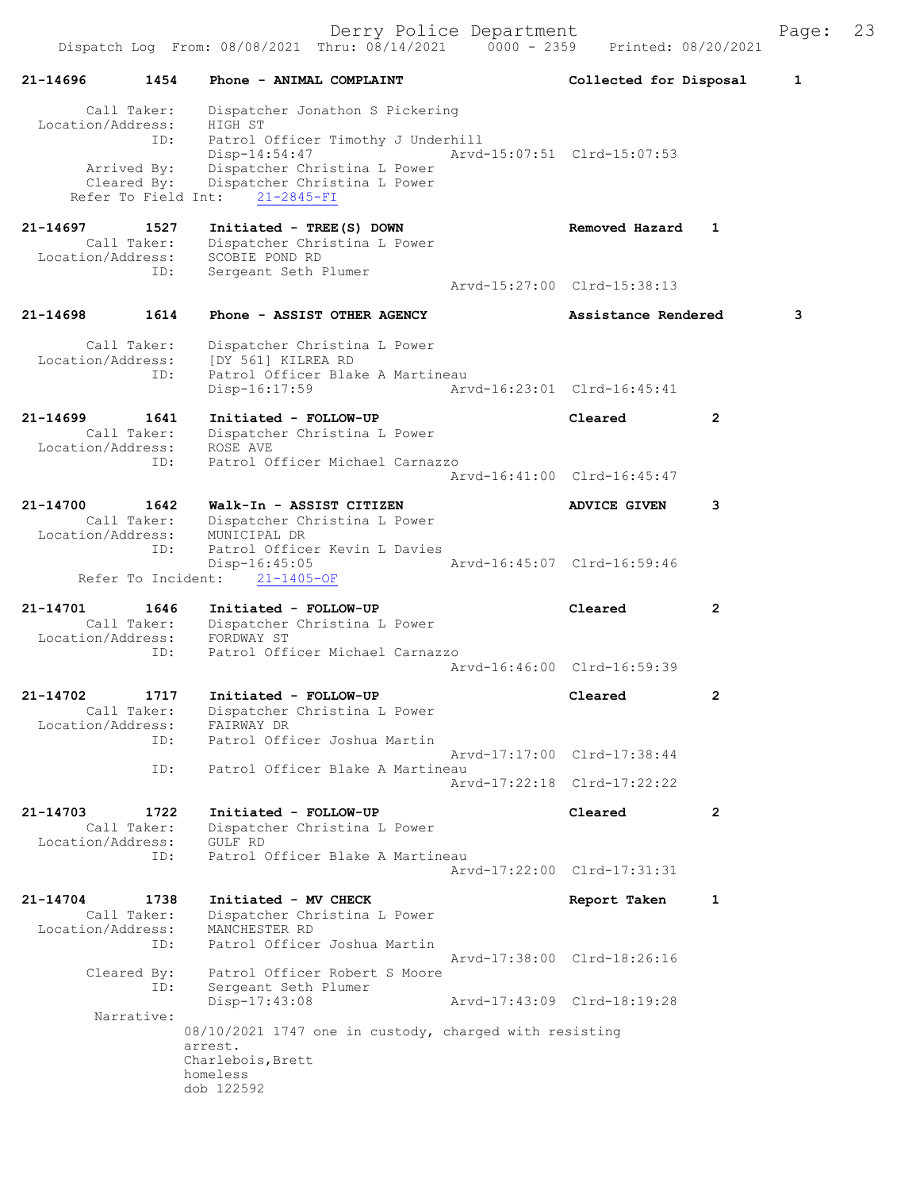Derry Police Department

Dispatch Log From: 08/08/2021 Thru: 08/14/2021 0000 - 2359 Printed: 08/20/2021

```
21-14696        1454    Phone - ANIMAL COMPLAINT                  Collected for Disposal      1

        Call Taker:     Dispatcher Jonathon S Pickering
  Location/Address:     HIGH ST
                ID:     Patrol Officer Timothy J Underhill
                        Disp-14:54:47                Arvd-15:07:51  Clrd-15:07:53
        Arrived By:     Dispatcher Christina L Power
        Cleared By:     Dispatcher Christina L Power
     Refer To Field Int:    21-2845-FI

21-14697        1527    Initiated - TREE(S) DOWN                  Removed Hazard    1
        Call Taker:     Dispatcher Christina L Power
  Location/Address:     SCOBIE POND RD
                ID:     Sergeant Seth Plumer
                                                     Arvd-15:27:00  Clrd-15:38:13

21-14698        1614    Phone - ASSIST OTHER AGENCY               Assistance Rendered         3

        Call Taker:     Dispatcher Christina L Power
  Location/Address:     [DY 561] KILREA RD
                ID:     Patrol Officer Blake A Martineau
                        Disp-16:17:59                Arvd-16:23:01  Clrd-16:45:41

21-14699        1641    Initiated - FOLLOW-UP                     Cleared           2
        Call Taker:     Dispatcher Christina L Power
  Location/Address:     ROSE AVE
                ID:     Patrol Officer Michael Carnazzo
                                                     Arvd-16:41:00  Clrd-16:45:47

21-14700        1642    Walk-In - ASSIST CITIZEN                  ADVICE GIVEN      3
        Call Taker:     Dispatcher Christina L Power
  Location/Address:     MUNICIPAL DR
                ID:     Patrol Officer Kevin L Davies
                        Disp-16:45:05                Arvd-16:45:07  Clrd-16:59:46
      Refer To Incident:    21-1405-OF

21-14701        1646    Initiated - FOLLOW-UP                     Cleared           2
        Call Taker:     Dispatcher Christina L Power
  Location/Address:     FORDWAY ST
                ID:     Patrol Officer Michael Carnazzo
                                                     Arvd-16:46:00  Clrd-16:59:39

21-14702        1717    Initiated - FOLLOW-UP                     Cleared           2
        Call Taker:     Dispatcher Christina L Power
  Location/Address:     FAIRWAY DR
                ID:     Patrol Officer Joshua Martin
                                                     Arvd-17:17:00  Clrd-17:38:44
                ID:     Patrol Officer Blake A Martineau
                                                     Arvd-17:22:18  Clrd-17:22:22

21-14703        1722    Initiated - FOLLOW-UP                     Cleared           2
        Call Taker:     Dispatcher Christina L Power
  Location/Address:     GULF RD
                ID:     Patrol Officer Blake A Martineau
                                                     Arvd-17:22:00  Clrd-17:31:31

21-14704        1738    Initiated - MV CHECK                      Report Taken      1
        Call Taker:     Dispatcher Christina L Power
  Location/Address:     MANCHESTER RD
                ID:     Patrol Officer Joshua Martin
                                                     Arvd-17:38:00  Clrd-18:26:16
        Cleared By:     Patrol Officer Robert S Moore
                ID:     Sergeant Seth Plumer
                        Disp-17:43:08                Arvd-17:43:09  Clrd-18:19:28
         Narrative:
                      08/10/2021 1747 one in custody, charged with resisting
                      arrest.
                      Charlebois,Brett
                      homeless
                      dob 122592
```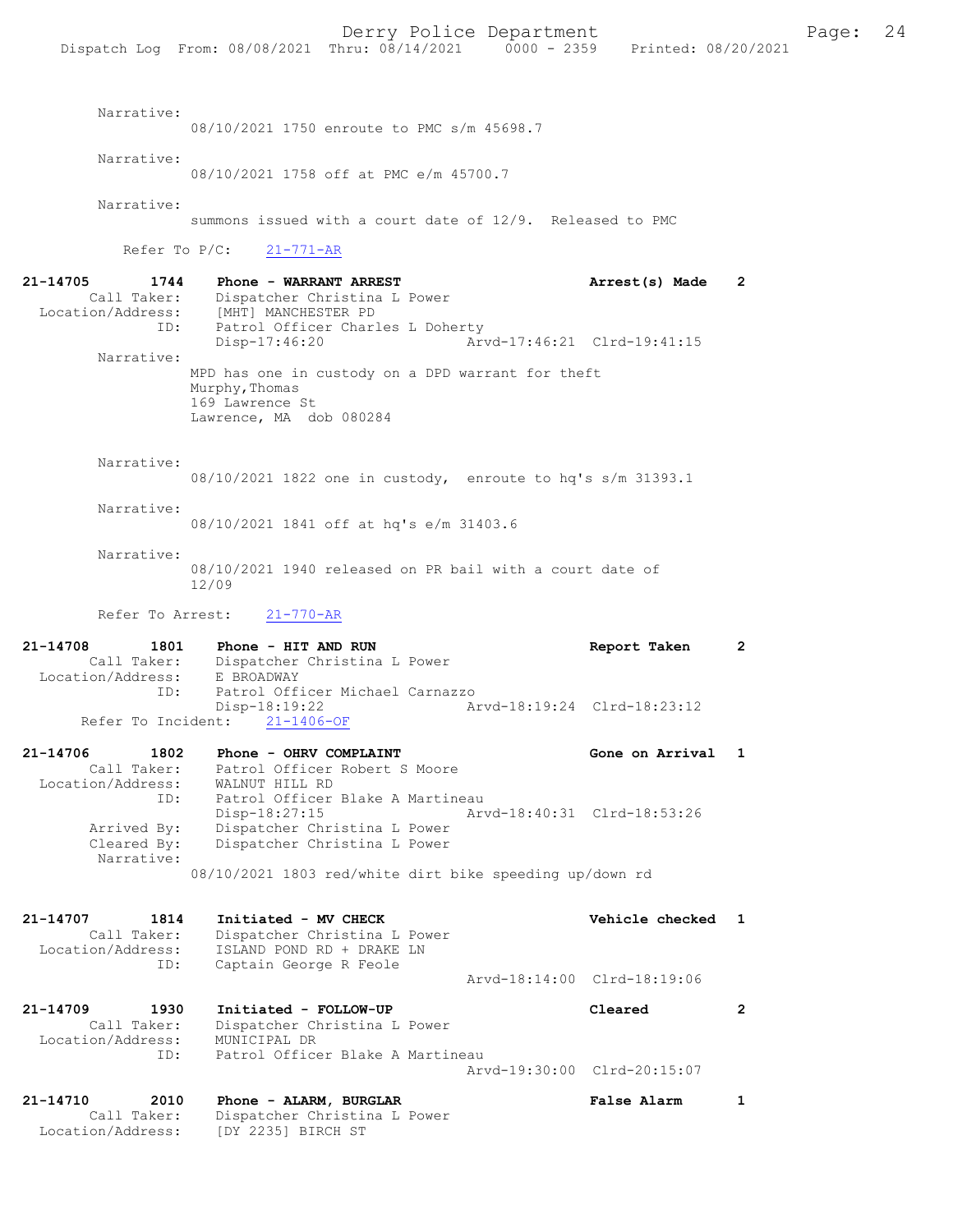Narrative:
08/10/2021 1750 enroute to PMC s/m 45698.7

Narrative:
08/10/2021 1758 off at PMC e/m 45700.7

Narrative:
summons issued with a court date of 12/9. Released to PMC

Refer To P/C: 21-771-AR

**21-14705 1744 Phone - WARRANT ARREST — Arrest(s) Made 2**

Call Taker: Dispatcher Christina L Power
Location/Address: [MHT] MANCHESTER PD
ID: Patrol Officer Charles L Doherty
Disp-17:46:20 Arvd-17:46:21 Clrd-19:41:15

Narrative:
MPD has one in custody on a DPD warrant for theft
Murphy,Thomas
169 Lawrence St
Lawrence, MA dob 080284

Narrative:
08/10/2021 1822 one in custody, enroute to hq's s/m 31393.1

Narrative:
08/10/2021 1841 off at hq's e/m 31403.6

Narrative:
08/10/2021 1940 released on PR bail with a court date of 12/09

Refer To Arrest: 21-770-AR

**21-14708 1801 Phone - HIT AND RUN — Report Taken 2**

Call Taker: Dispatcher Christina L Power
Location/Address: E BROADWAY
ID: Patrol Officer Michael Carnazzo
Disp-18:19:22 Arvd-18:19:24 Clrd-18:23:12
Refer To Incident: 21-1406-OF

**21-14706 1802 Phone - OHRV COMPLAINT — Gone on Arrival 1**

Call Taker: Patrol Officer Robert S Moore
Location/Address: WALNUT HILL RD
ID: Patrol Officer Blake A Martineau
Disp-18:27:15 Arvd-18:40:31 Clrd-18:53:26
Arrived By: Dispatcher Christina L Power
Cleared By: Dispatcher Christina L Power

Narrative:
08/10/2021 1803 red/white dirt bike speeding up/down rd

**21-14707 1814 Initiated - MV CHECK — Vehicle checked 1**

Call Taker: Dispatcher Christina L Power
Location/Address: ISLAND POND RD + DRAKE LN
ID: Captain George R Feole
Arvd-18:14:00 Clrd-18:19:06

**21-14709 1930 Initiated - FOLLOW-UP — Cleared 2**

Call Taker: Dispatcher Christina L Power
Location/Address: MUNICIPAL DR
ID: Patrol Officer Blake A Martineau
Arvd-19:30:00 Clrd-20:15:07

**21-14710 2010 Phone - ALARM, BURGLAR — False Alarm 1**

Call Taker: Dispatcher Christina L Power
Location/Address: [DY 2235] BIRCH ST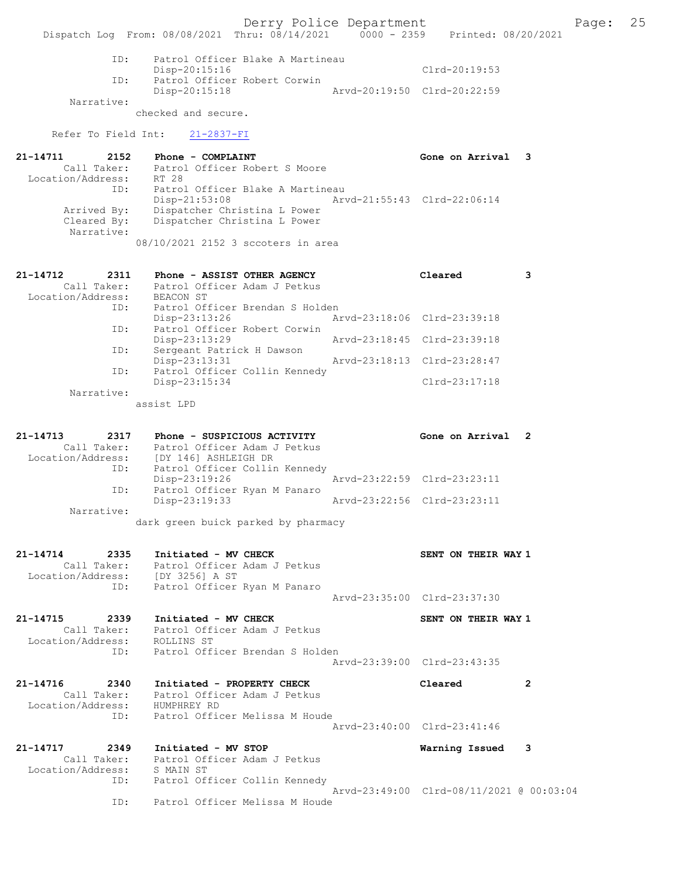```
          ID:      Patrol Officer Blake A Martineau
                   Disp-20:15:16                              Clrd-20:19:53
          ID:      Patrol Officer Robert Corwin
                   Disp-20:15:18               Arvd-20:19:50  Clrd-20:22:59
   Narrative:
                 checked and secure.

   Refer To Field Int:     21-2837-FI

21-14711       2152    Phone - COMPLAINT                          Gone on Arrival  3
       Call Taker:     Patrol Officer Robert S Moore
  Location/Address:    RT 28
               ID:     Patrol Officer Blake A Martineau
                       Disp-21:53:08              Arvd-21:55:43  Clrd-22:06:14
       Arrived By:     Dispatcher Christina L Power
       Cleared By:     Dispatcher Christina L Power
        Narrative:
                 08/10/2021 2152 3 sccoters in area

21-14712       2311    Phone - ASSIST OTHER AGENCY                Cleared          3
       Call Taker:     Patrol Officer Adam J Petkus
  Location/Address:    BEACON ST
               ID:     Patrol Officer Brendan S Holden
                       Disp-23:13:26              Arvd-23:18:06  Clrd-23:39:18
               ID:     Patrol Officer Robert Corwin
                       Disp-23:13:29              Arvd-23:18:45  Clrd-23:39:18
               ID:     Sergeant Patrick H Dawson
                       Disp-23:13:31              Arvd-23:18:13  Clrd-23:28:47
               ID:     Patrol Officer Collin Kennedy
                       Disp-23:15:34                             Clrd-23:17:18
        Narrative:
                 assist LPD

21-14713       2317    Phone - SUSPICIOUS ACTIVITY                Gone on Arrival  2
       Call Taker:     Patrol Officer Adam J Petkus
  Location/Address:    [DY 146] ASHLEIGH DR
               ID:     Patrol Officer Collin Kennedy
                       Disp-23:19:26              Arvd-23:22:59  Clrd-23:23:11
               ID:     Patrol Officer Ryan M Panaro
                       Disp-23:19:33              Arvd-23:22:56  Clrd-23:23:11
        Narrative:
                 dark green buick parked by pharmacy

21-14714       2335    Initiated - MV CHECK                       SENT ON THEIR WAY 1
       Call Taker:     Patrol Officer Adam J Petkus
  Location/Address:    [DY 3256] A ST
               ID:     Patrol Officer Ryan M Panaro
                                                  Arvd-23:35:00  Clrd-23:37:30

21-14715       2339    Initiated - MV CHECK                       SENT ON THEIR WAY 1
       Call Taker:     Patrol Officer Adam J Petkus
  Location/Address:    ROLLINS ST
               ID:     Patrol Officer Brendan S Holden
                                                  Arvd-23:39:00  Clrd-23:43:35

21-14716       2340    Initiated - PROPERTY CHECK                 Cleared          2
       Call Taker:     Patrol Officer Adam J Petkus
  Location/Address:    HUMPHREY RD
               ID:     Patrol Officer Melissa M Houde
                                                  Arvd-23:40:00  Clrd-23:41:46

21-14717       2349    Initiated - MV STOP                        Warning Issued   3
       Call Taker:     Patrol Officer Adam J Petkus
  Location/Address:    S MAIN ST
               ID:     Patrol Officer Collin Kennedy
                                                  Arvd-23:49:00  Clrd-08/11/2021 @ 00:03:04
               ID:     Patrol Officer Melissa M Houde
```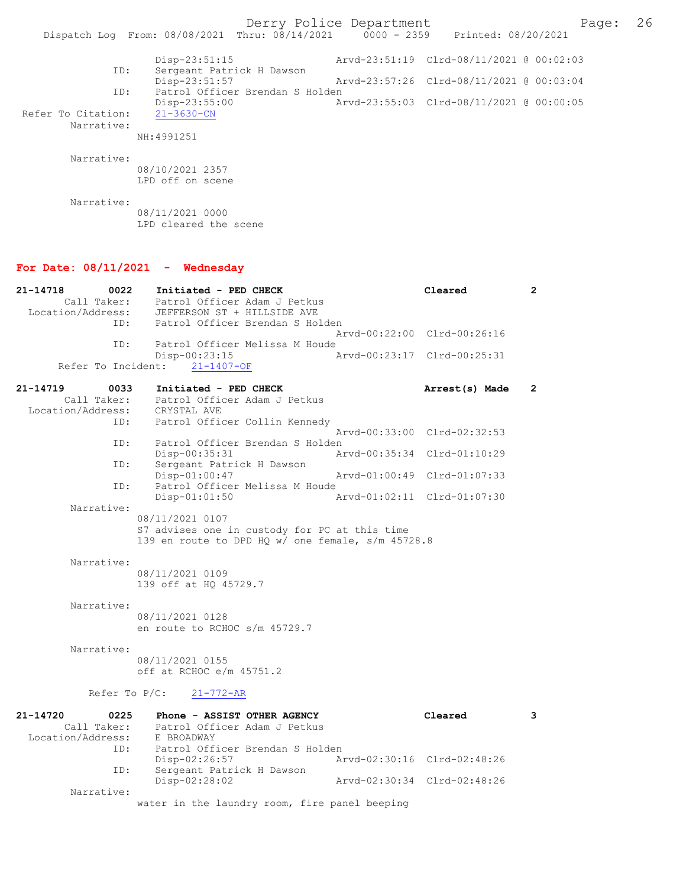```
                Disp-23:51:15                Arvd-23:51:19  Clrd-08/11/2021 @ 00:02:03
            ID:     Sergeant Patrick H Dawson
                Disp-23:51:57                Arvd-23:57:26  Clrd-08/11/2021 @ 00:03:04
            ID:     Patrol Officer Brendan S Holden
                Disp-23:55:00                Arvd-23:55:03  Clrd-08/11/2021 @ 00:00:05
 Refer To Citation:    21-3630-CN
        Narrative:
                NH:4991251

        Narrative:
                08/10/2021 2357
                LPD off on scene

        Narrative:
                08/11/2021 0000
                LPD cleared the scene
```

## For Date: 08/11/2021 - Wednesday

```
21-14718        0022    Initiated - PED CHECK                      Cleared           2
         Call Taker:    Patrol Officer Adam J Petkus
   Location/Address:    JEFFERSON ST + HILLSIDE AVE
                ID:     Patrol Officer Brendan S Holden
                                             Arvd-00:22:00  Clrd-00:26:16
                ID:     Patrol Officer Melissa M Houde
                        Disp-00:23:15        Arvd-00:23:17  Clrd-00:25:31
       Refer To Incident:    21-1407-OF

21-14719        0033    Initiated - PED CHECK                      Arrest(s) Made    2
         Call Taker:    Patrol Officer Adam J Petkus
   Location/Address:    CRYSTAL AVE
                ID:     Patrol Officer Collin Kennedy
                                             Arvd-00:33:00  Clrd-02:32:53
                ID:     Patrol Officer Brendan S Holden
                        Disp-00:35:31        Arvd-00:35:34  Clrd-01:10:29
                ID:     Sergeant Patrick H Dawson
                        Disp-01:00:47        Arvd-01:00:49  Clrd-01:07:33
                ID:     Patrol Officer Melissa M Houde
                        Disp-01:01:50        Arvd-01:02:11  Clrd-01:07:30
        Narrative:
                08/11/2021 0107
                S7 advises one in custody for PC at this time
                139 en route to DPD HQ w/ one female, s/m 45728.8

        Narrative:
                08/11/2021 0109
                139 off at HQ 45729.7

        Narrative:
                08/11/2021 0128
                en route to RCHOC s/m 45729.7

        Narrative:
                08/11/2021 0155
                off at RCHOC e/m 45751.2

          Refer To P/C:    21-772-AR

21-14720        0225    Phone - ASSIST OTHER AGENCY                Cleared           3
         Call Taker:    Patrol Officer Adam J Petkus
   Location/Address:    E BROADWAY
                ID:     Patrol Officer Brendan S Holden
                        Disp-02:26:57        Arvd-02:30:16  Clrd-02:48:26
                ID:     Sergeant Patrick H Dawson
                        Disp-02:28:02        Arvd-02:30:34  Clrd-02:48:26
        Narrative:
                water in the laundry room, fire panel beeping
```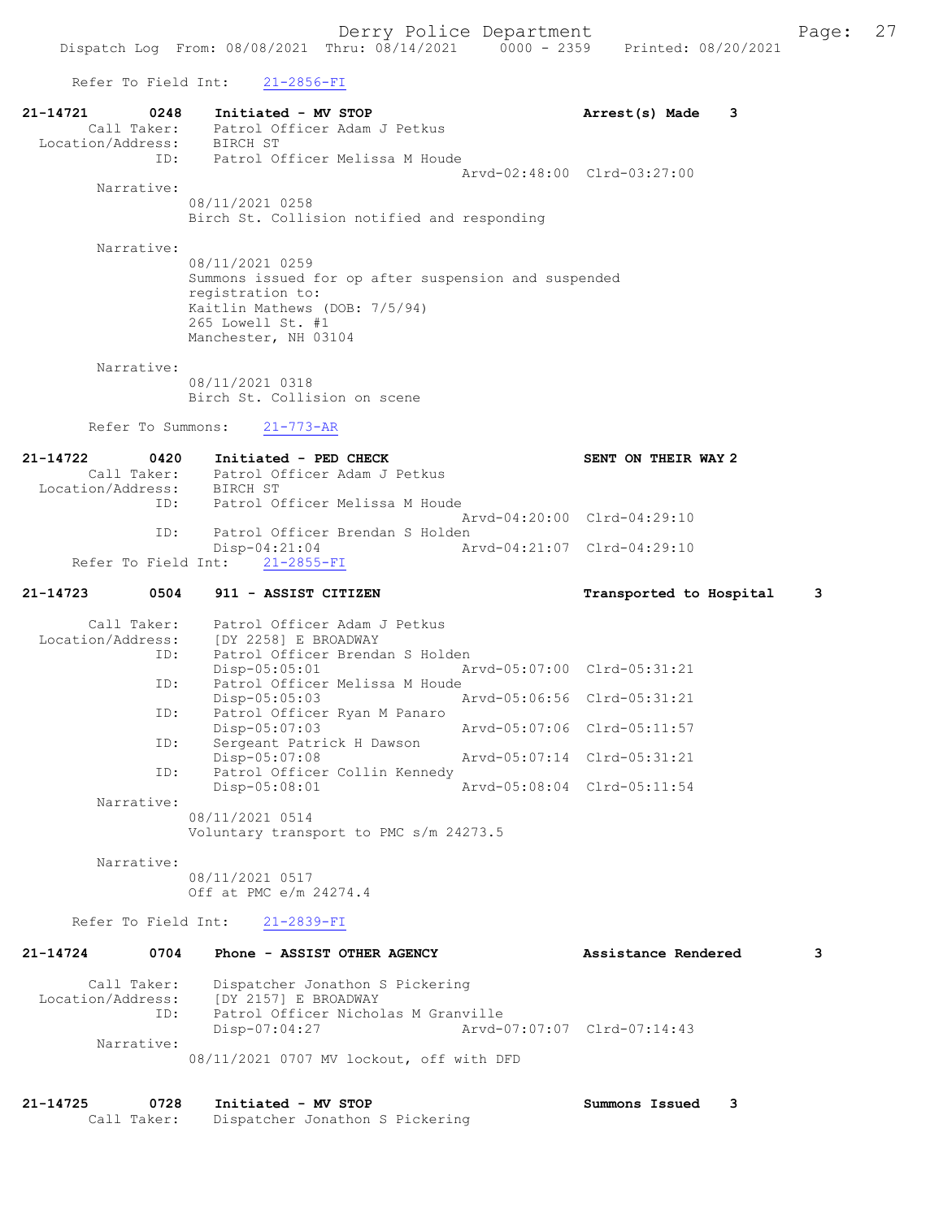Refer To Field Int: 21-2856-FI

```
21-14721        0248    Initiated - MV STOP                              Arrest(s) Made    3
        Call Taker:     Patrol Officer Adam J Petkus
  Location/Address:     BIRCH ST
                ID:     Patrol Officer Melissa M Houde
                                                  Arvd-02:48:00  Clrd-03:27:00
         Narrative:
                  08/11/2021 0258
                  Birch St. Collision notified and responding

         Narrative:
                  08/11/2021 0259
                  Summons issued for op after suspension and suspended
                  registration to:
                  Kaitlin Mathews (DOB: 7/5/94)
                  265 Lowell St. #1
                  Manchester, NH 03104

         Narrative:
                  08/11/2021 0318
                  Birch St. Collision on scene

        Refer To Summons:    21-773-AR

21-14722        0420    Initiated - PED CHECK                            SENT ON THEIR WAY 2
        Call Taker:     Patrol Officer Adam J Petkus
  Location/Address:     BIRCH ST
                ID:     Patrol Officer Melissa M Houde
                                                  Arvd-04:20:00  Clrd-04:29:10
                ID:     Patrol Officer Brendan S Holden
                        Disp-04:21:04             Arvd-04:21:07  Clrd-04:29:10
      Refer To Field Int:    21-2855-FI

21-14723        0504    911 - ASSIST CITIZEN                             Transported to Hospital    3

        Call Taker:     Patrol Officer Adam J Petkus
  Location/Address:     [DY 2258] E BROADWAY
                ID:     Patrol Officer Brendan S Holden
                        Disp-05:05:01             Arvd-05:07:00  Clrd-05:31:21
                ID:     Patrol Officer Melissa M Houde
                        Disp-05:05:03             Arvd-05:06:56  Clrd-05:31:21
                ID:     Patrol Officer Ryan M Panaro
                        Disp-05:07:03             Arvd-05:07:06  Clrd-05:11:57
                ID:     Sergeant Patrick H Dawson
                        Disp-05:07:08             Arvd-05:07:14  Clrd-05:31:21
                ID:     Patrol Officer Collin Kennedy
                        Disp-05:08:01             Arvd-05:08:04  Clrd-05:11:54
         Narrative:
                  08/11/2021 0514
                  Voluntary transport to PMC s/m 24273.5

         Narrative:
                  08/11/2021 0517
                  Off at PMC e/m 24274.4

      Refer To Field Int:    21-2839-FI

21-14724        0704    Phone - ASSIST OTHER AGENCY                      Assistance Rendered        3

        Call Taker:     Dispatcher Jonathon S Pickering
  Location/Address:     [DY 2157] E BROADWAY
                ID:     Patrol Officer Nicholas M Granville
                        Disp-07:04:27             Arvd-07:07:07  Clrd-07:14:43
         Narrative:
                  08/11/2021 0707 MV lockout, off with DFD


21-14725        0728    Initiated - MV STOP                              Summons Issued    3
        Call Taker:     Dispatcher Jonathon S Pickering
```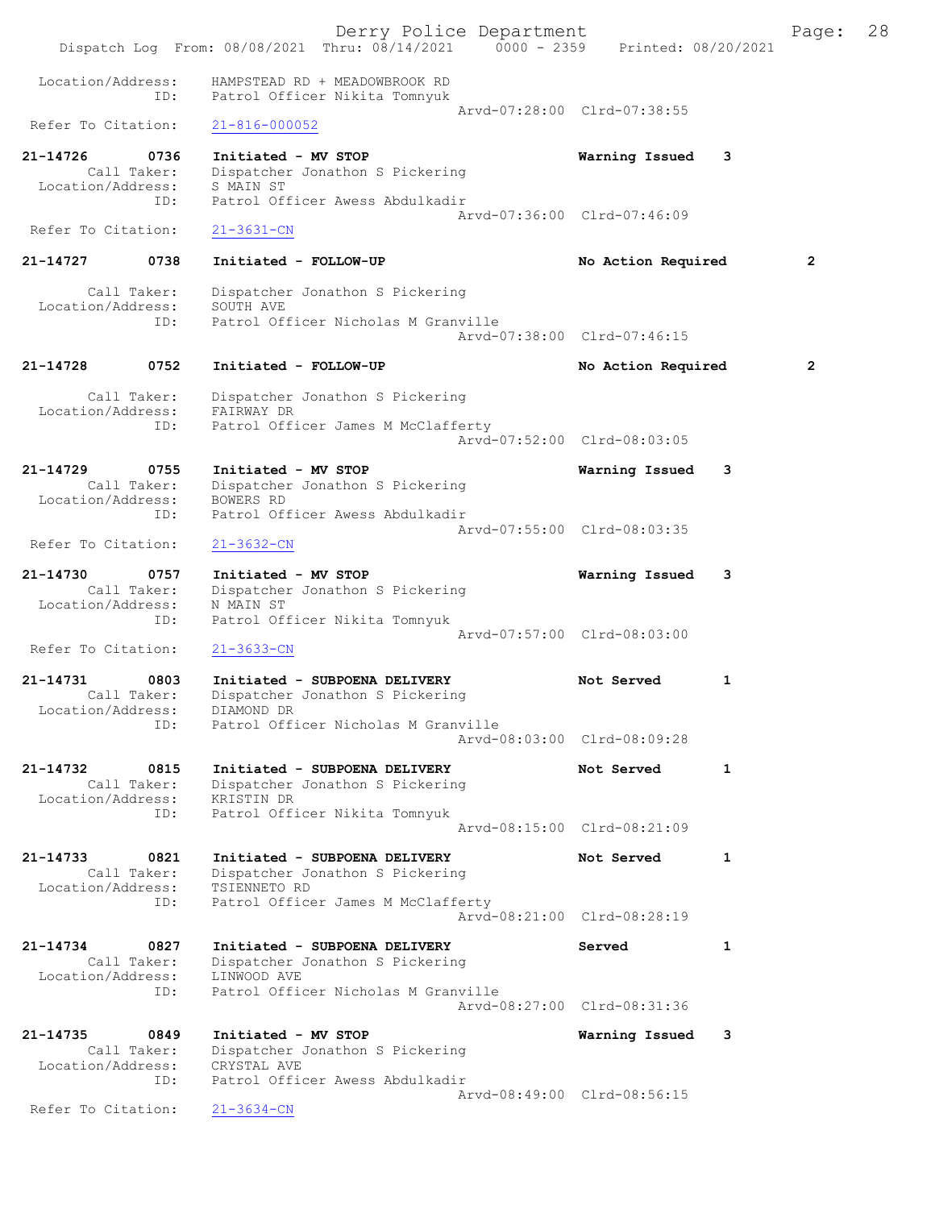Location/Address: HAMPSTEAD RD + MEADOWBROOK RD
ID: Patrol Officer Nikita Tomnyuk
Arvd-07:28:00 Clrd-07:38:55
Refer To Citation: 21-816-000052

**21-14726 0736 Initiated - MV STOP** Warning Issued 3
Call Taker: Dispatcher Jonathon S Pickering
Location/Address: S MAIN ST
ID: Patrol Officer Awess Abdulkadir
Arvd-07:36:00 Clrd-07:46:09
Refer To Citation: 21-3631-CN

**21-14727 0738 Initiated - FOLLOW-UP** No Action Required 2
Call Taker: Dispatcher Jonathon S Pickering
Location/Address: SOUTH AVE
ID: Patrol Officer Nicholas M Granville
Arvd-07:38:00 Clrd-07:46:15

**21-14728 0752 Initiated - FOLLOW-UP** No Action Required 2
Call Taker: Dispatcher Jonathon S Pickering
Location/Address: FAIRWAY DR
ID: Patrol Officer James M McClafferty
Arvd-07:52:00 Clrd-08:03:05

**21-14729 0755 Initiated - MV STOP** Warning Issued 3
Call Taker: Dispatcher Jonathon S Pickering
Location/Address: BOWERS RD
ID: Patrol Officer Awess Abdulkadir
Arvd-07:55:00 Clrd-08:03:35
Refer To Citation: 21-3632-CN

**21-14730 0757 Initiated - MV STOP** Warning Issued 3
Call Taker: Dispatcher Jonathon S Pickering
Location/Address: N MAIN ST
ID: Patrol Officer Nikita Tomnyuk
Arvd-07:57:00 Clrd-08:03:00
Refer To Citation: 21-3633-CN

**21-14731 0803 Initiated - SUBPOENA DELIVERY** Not Served 1
Call Taker: Dispatcher Jonathon S Pickering
Location/Address: DIAMOND DR
ID: Patrol Officer Nicholas M Granville
Arvd-08:03:00 Clrd-08:09:28

**21-14732 0815 Initiated - SUBPOENA DELIVERY** Not Served 1
Call Taker: Dispatcher Jonathon S Pickering
Location/Address: KRISTIN DR
ID: Patrol Officer Nikita Tomnyuk
Arvd-08:15:00 Clrd-08:21:09

**21-14733 0821 Initiated - SUBPOENA DELIVERY** Not Served 1
Call Taker: Dispatcher Jonathon S Pickering
Location/Address: TSIENNETO RD
ID: Patrol Officer James M McClafferty
Arvd-08:21:00 Clrd-08:28:19

**21-14734 0827 Initiated - SUBPOENA DELIVERY** Served 1
Call Taker: Dispatcher Jonathon S Pickering
Location/Address: LINWOOD AVE
ID: Patrol Officer Nicholas M Granville
Arvd-08:27:00 Clrd-08:31:36

**21-14735 0849 Initiated - MV STOP** Warning Issued 3
Call Taker: Dispatcher Jonathon S Pickering
Location/Address: CRYSTAL AVE
ID: Patrol Officer Awess Abdulkadir
Arvd-08:49:00 Clrd-08:56:15
Refer To Citation: 21-3634-CN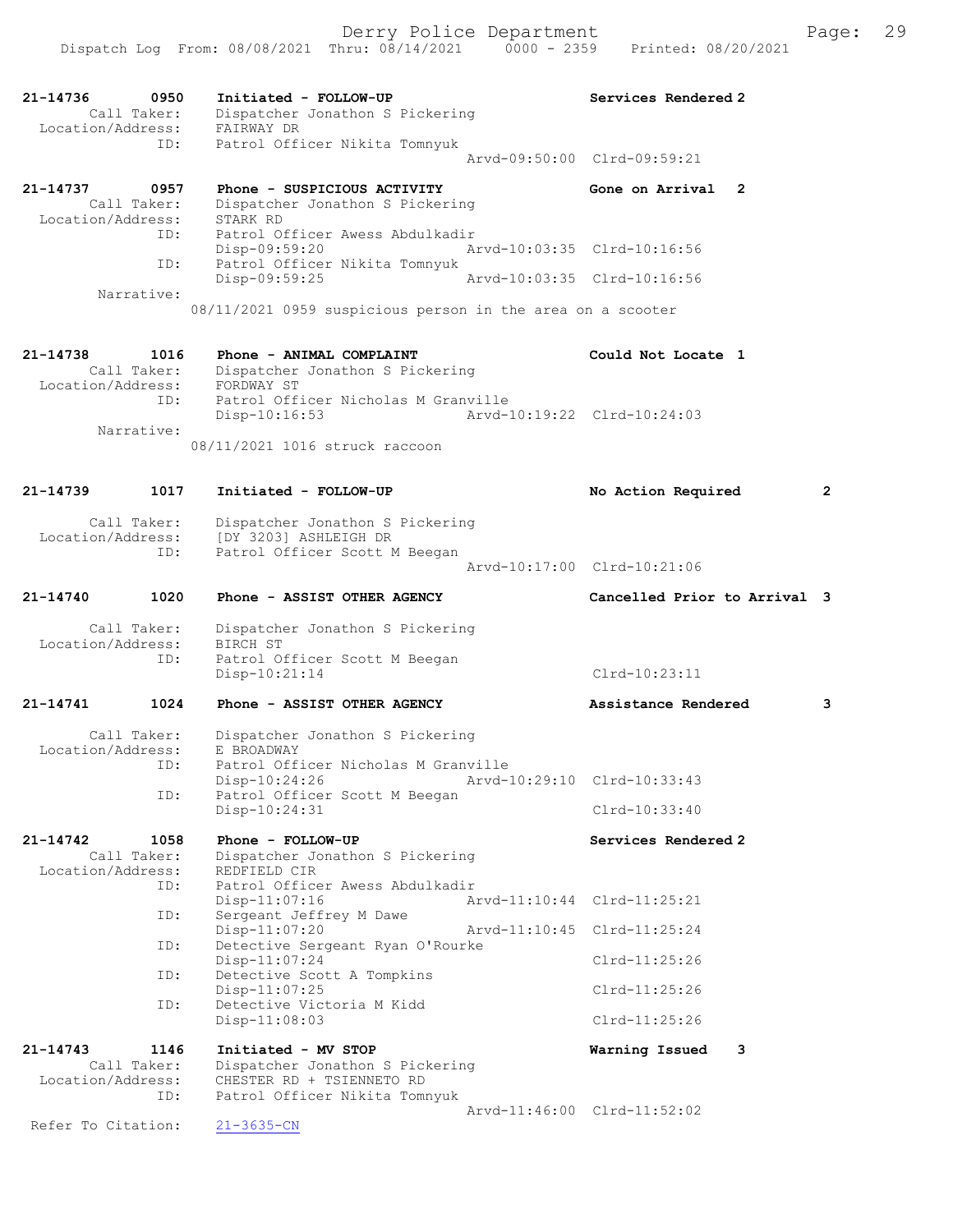Derry Police Department

Dispatch Log From: 08/08/2021 Thru: 08/14/2021 0000 - 2359 Printed: 08/20/2021

```
21-14736       0950    Initiated - FOLLOW-UP                          Services Rendered 2
        Call Taker:    Dispatcher Jonathon S Pickering
  Location/Address:    FAIRWAY DR
               ID:     Patrol Officer Nikita Tomnyuk
                                                   Arvd-09:50:00  Clrd-09:59:21

21-14737       0957    Phone - SUSPICIOUS ACTIVITY                    Gone on Arrival  2
        Call Taker:    Dispatcher Jonathon S Pickering
  Location/Address:    STARK RD
               ID:     Patrol Officer Awess Abdulkadir
                       Disp-09:59:20               Arvd-10:03:35  Clrd-10:16:56
               ID:     Patrol Officer Nikita Tomnyuk
                       Disp-09:59:25               Arvd-10:03:35  Clrd-10:16:56
         Narrative:
                     08/11/2021 0959 suspicious person in the area on a scooter

21-14738       1016    Phone - ANIMAL COMPLAINT                       Could Not Locate 1
        Call Taker:    Dispatcher Jonathon S Pickering
  Location/Address:    FORDWAY ST
               ID:     Patrol Officer Nicholas M Granville
                       Disp-10:16:53               Arvd-10:19:22  Clrd-10:24:03
         Narrative:
                     08/11/2021 1016 struck raccoon

21-14739       1017    Initiated - FOLLOW-UP                          No Action Required         2

        Call Taker:    Dispatcher Jonathon S Pickering
  Location/Address:    [DY 3203] ASHLEIGH DR
               ID:     Patrol Officer Scott M Beegan
                                                   Arvd-10:17:00  Clrd-10:21:06

21-14740       1020    Phone - ASSIST OTHER AGENCY                    Cancelled Prior to Arrival  3

        Call Taker:    Dispatcher Jonathon S Pickering
  Location/Address:    BIRCH ST
               ID:     Patrol Officer Scott M Beegan
                       Disp-10:21:14                              Clrd-10:23:11

21-14741       1024    Phone - ASSIST OTHER AGENCY                    Assistance Rendered        3

        Call Taker:    Dispatcher Jonathon S Pickering
  Location/Address:    E BROADWAY
               ID:     Patrol Officer Nicholas M Granville
                       Disp-10:24:26               Arvd-10:29:10  Clrd-10:33:43
               ID:     Patrol Officer Scott M Beegan
                       Disp-10:24:31                              Clrd-10:33:40

21-14742       1058    Phone - FOLLOW-UP                              Services Rendered 2
        Call Taker:    Dispatcher Jonathon S Pickering
  Location/Address:    REDFIELD CIR
               ID:     Patrol Officer Awess Abdulkadir
                       Disp-11:07:16               Arvd-11:10:44  Clrd-11:25:21
               ID:     Sergeant Jeffrey M Dawe
                       Disp-11:07:20               Arvd-11:10:45  Clrd-11:25:24
               ID:     Detective Sergeant Ryan O'Rourke
                       Disp-11:07:24                              Clrd-11:25:26
               ID:     Detective Scott A Tompkins
                       Disp-11:07:25                              Clrd-11:25:26
               ID:     Detective Victoria M Kidd
                       Disp-11:08:03                              Clrd-11:25:26

21-14743       1146    Initiated - MV STOP                            Warning Issued    3
        Call Taker:    Dispatcher Jonathon S Pickering
  Location/Address:    CHESTER RD + TSIENNETO RD
               ID:     Patrol Officer Nikita Tomnyuk
                                                   Arvd-11:46:00  Clrd-11:52:02
 Refer To Citation:    21-3635-CN
```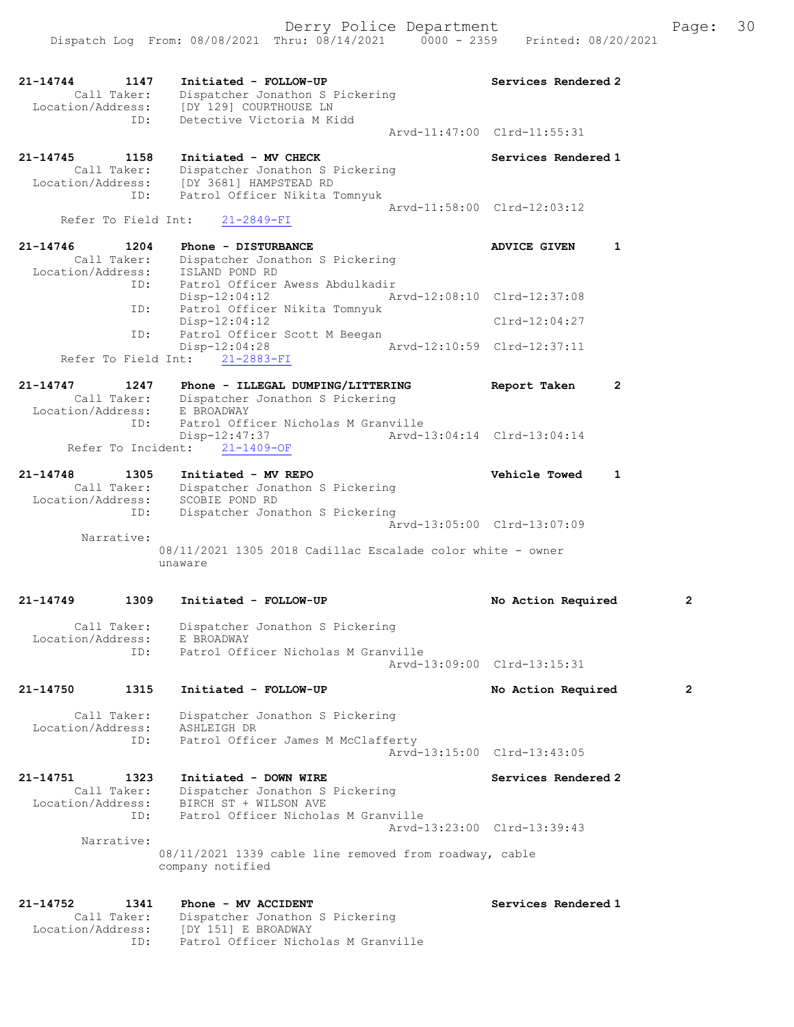21-14744 1147 Initiated - FOLLOW-UP Services Rendered 2
Call Taker: Dispatcher Jonathon S Pickering
Location/Address: [DY 129] COURTHOUSE LN
ID: Detective Victoria M Kidd
Arvd-11:47:00 Clrd-11:55:31

21-14745 1158 Initiated - MV CHECK Services Rendered 1
Call Taker: Dispatcher Jonathon S Pickering
Location/Address: [DY 3681] HAMPSTEAD RD
ID: Patrol Officer Nikita Tomnyuk
Arvd-11:58:00 Clrd-12:03:12
Refer To Field Int: 21-2849-FI

21-14746 1204 Phone - DISTURBANCE ADVICE GIVEN 1
Call Taker: Dispatcher Jonathon S Pickering
Location/Address: ISLAND POND RD
ID: Patrol Officer Awess Abdulkadir
Disp-12:04:12 Arvd-12:08:10 Clrd-12:37:08
ID: Patrol Officer Nikita Tomnyuk
Disp-12:04:12 Clrd-12:04:27
ID: Patrol Officer Scott M Beegan
Disp-12:04:28 Arvd-12:10:59 Clrd-12:37:11
Refer To Field Int: 21-2883-FI

21-14747 1247 Phone - ILLEGAL DUMPING/LITTERING Report Taken 2
Call Taker: Dispatcher Jonathon S Pickering
Location/Address: E BROADWAY
ID: Patrol Officer Nicholas M Granville
Disp-12:47:37 Arvd-13:04:14 Clrd-13:04:14
Refer To Incident: 21-1409-OF

21-14748 1305 Initiated - MV REPO Vehicle Towed 1
Call Taker: Dispatcher Jonathon S Pickering
Location/Address: SCOBIE POND RD
ID: Dispatcher Jonathon S Pickering
Arvd-13:05:00 Clrd-13:07:09
Narrative:
08/11/2021 1305 2018 Cadillac Escalade color white - owner unaware

21-14749 1309 Initiated - FOLLOW-UP No Action Required 2
Call Taker: Dispatcher Jonathon S Pickering
Location/Address: E BROADWAY
ID: Patrol Officer Nicholas M Granville
Arvd-13:09:00 Clrd-13:15:31

21-14750 1315 Initiated - FOLLOW-UP No Action Required 2
Call Taker: Dispatcher Jonathon S Pickering
Location/Address: ASHLEIGH DR
ID: Patrol Officer James M McClafferty
Arvd-13:15:00 Clrd-13:43:05

21-14751 1323 Initiated - DOWN WIRE Services Rendered 2
Call Taker: Dispatcher Jonathon S Pickering
Location/Address: BIRCH ST + WILSON AVE
ID: Patrol Officer Nicholas M Granville
Arvd-13:23:00 Clrd-13:39:43
Narrative:
08/11/2021 1339 cable line removed from roadway, cable company notified

21-14752 1341 Phone - MV ACCIDENT Services Rendered 1
Call Taker: Dispatcher Jonathon S Pickering
Location/Address: [DY 151] E BROADWAY
ID: Patrol Officer Nicholas M Granville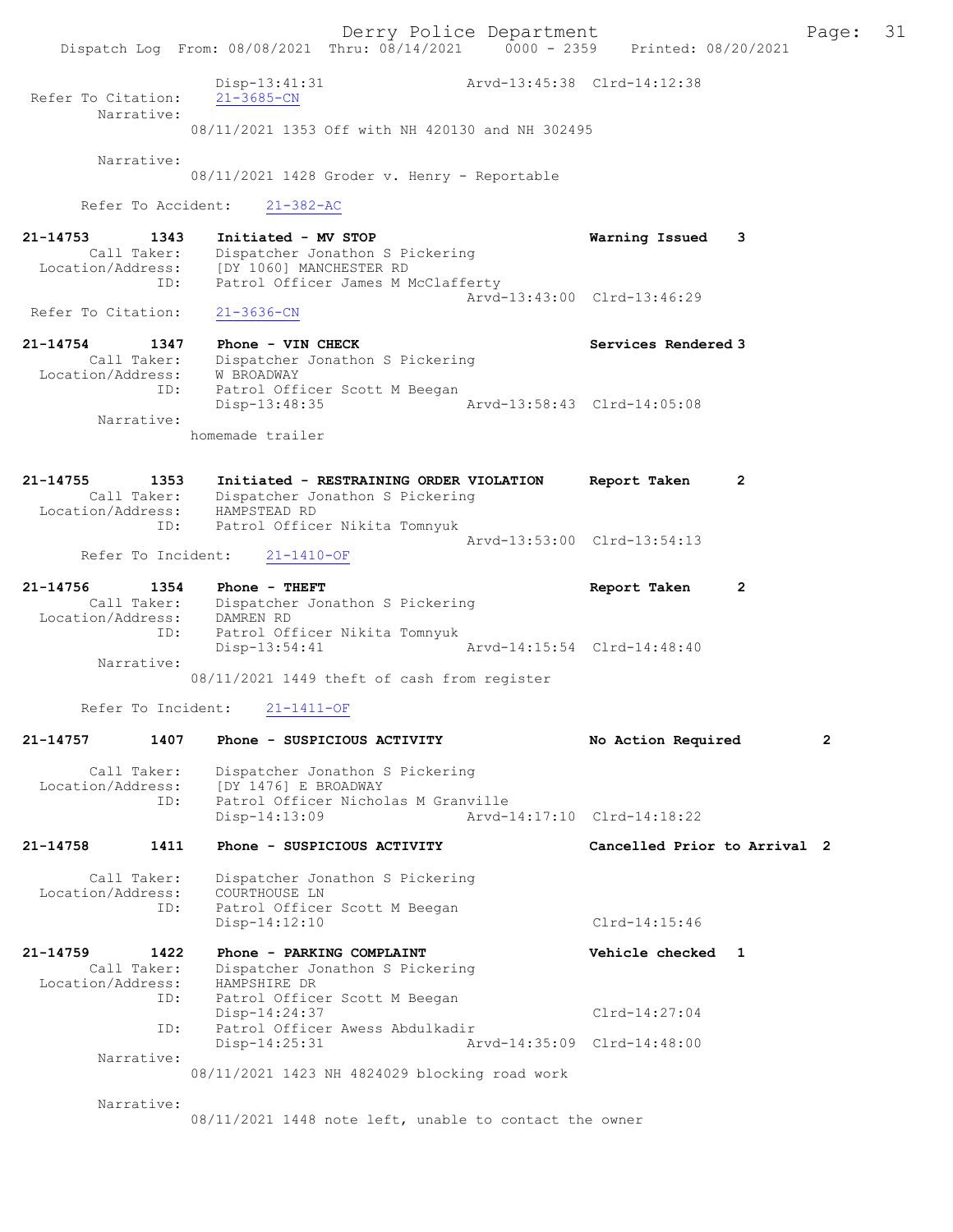Disp-13:41:31 Arvd-13:45:38 Clrd-14:12:38
Refer To Citation: 21-3685-CN
Narrative:
08/11/2021 1353 Off with NH 420130 and NH 302495

Narrative:
08/11/2021 1428 Groder v. Henry - Reportable

Refer To Accident: 21-382-AC

**21-14753 1343 Initiated - MV STOP** **Warning Issued 3**
Call Taker: Dispatcher Jonathon S Pickering
Location/Address: [DY 1060] MANCHESTER RD
ID: Patrol Officer James M McClafferty
Arvd-13:43:00 Clrd-13:46:29
Refer To Citation: 21-3636-CN

**21-14754 1347 Phone - VIN CHECK** **Services Rendered 3**
Call Taker: Dispatcher Jonathon S Pickering
Location/Address: W BROADWAY
ID: Patrol Officer Scott M Beegan
Disp-13:48:35 Arvd-13:58:43 Clrd-14:05:08
Narrative:
homemade trailer

**21-14755 1353 Initiated - RESTRAINING ORDER VIOLATION** **Report Taken 2**
Call Taker: Dispatcher Jonathon S Pickering
Location/Address: HAMPSTEAD RD
ID: Patrol Officer Nikita Tomnyuk
Arvd-13:53:00 Clrd-13:54:13
Refer To Incident: 21-1410-OF

**21-14756 1354 Phone - THEFT** **Report Taken 2**
Call Taker: Dispatcher Jonathon S Pickering
Location/Address: DAMREN RD
ID: Patrol Officer Nikita Tomnyuk
Disp-13:54:41 Arvd-14:15:54 Clrd-14:48:40
Narrative:
08/11/2021 1449 theft of cash from register

Refer To Incident: 21-1411-OF

**21-14757 1407 Phone - SUSPICIOUS ACTIVITY** **No Action Required 2**
Call Taker: Dispatcher Jonathon S Pickering
Location/Address: [DY 1476] E BROADWAY
ID: Patrol Officer Nicholas M Granville
Disp-14:13:09 Arvd-14:17:10 Clrd-14:18:22

**21-14758 1411 Phone - SUSPICIOUS ACTIVITY** **Cancelled Prior to Arrival 2**
Call Taker: Dispatcher Jonathon S Pickering
Location/Address: COURTHOUSE LN
ID: Patrol Officer Scott M Beegan
Disp-14:12:10 Clrd-14:15:46

**21-14759 1422 Phone - PARKING COMPLAINT** **Vehicle checked 1**
Call Taker: Dispatcher Jonathon S Pickering
Location/Address: HAMPSHIRE DR
ID: Patrol Officer Scott M Beegan
Disp-14:24:37 Clrd-14:27:04
ID: Patrol Officer Awess Abdulkadir
Disp-14:25:31 Arvd-14:35:09 Clrd-14:48:00
Narrative:
08/11/2021 1423 NH 4824029 blocking road work

Narrative:
08/11/2021 1448 note left, unable to contact the owner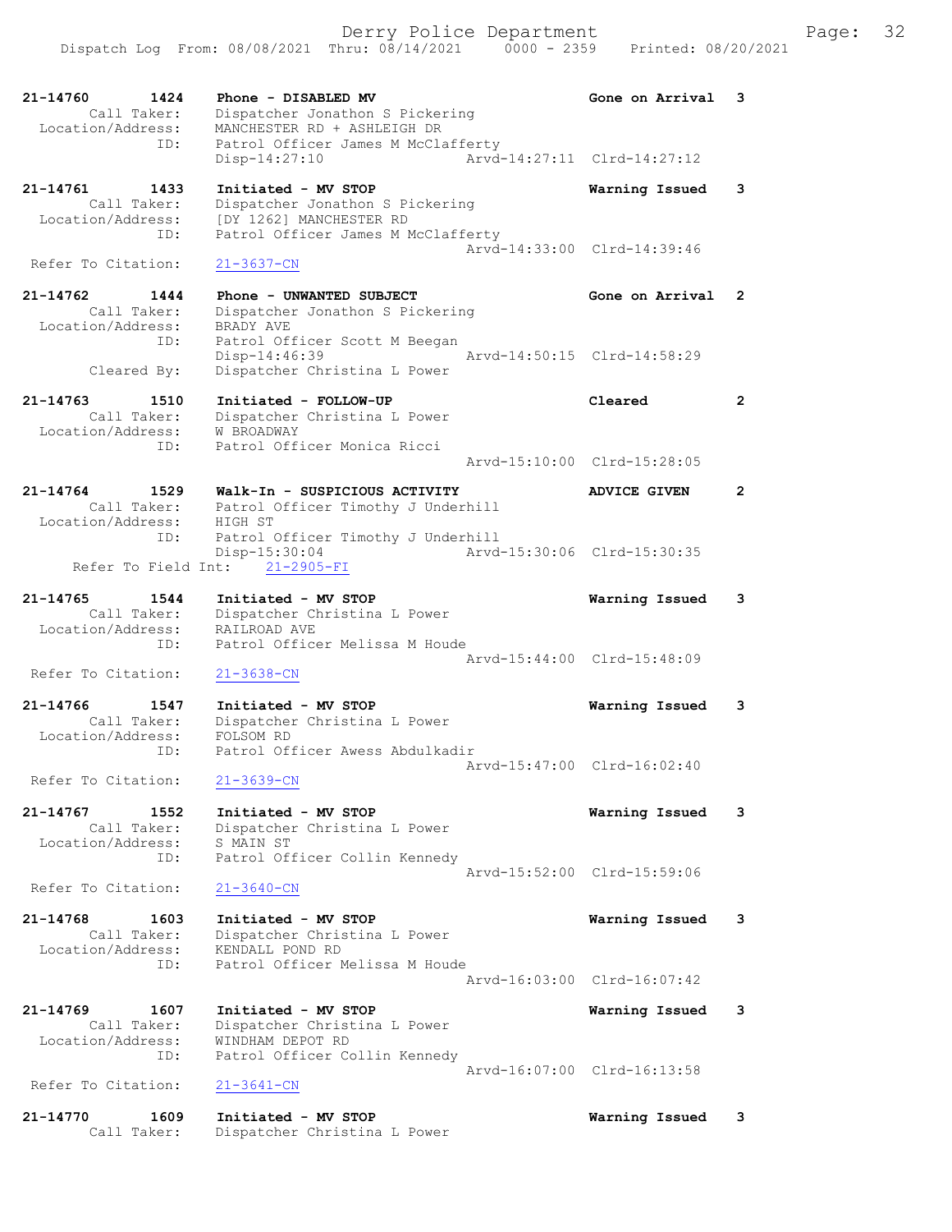21-14760 1424 Phone - DISABLED MV Gone on Arrival 3
Call Taker: Dispatcher Jonathon S Pickering
Location/Address: MANCHESTER RD + ASHLEIGH DR
ID: Patrol Officer James M McClafferty
Disp-14:27:10 Arvd-14:27:11 Clrd-14:27:12

21-14761 1433 Initiated - MV STOP Warning Issued 3
Call Taker: Dispatcher Jonathon S Pickering
Location/Address: [DY 1262] MANCHESTER RD
ID: Patrol Officer James M McClafferty
Arvd-14:33:00 Clrd-14:39:46
Refer To Citation: 21-3637-CN

21-14762 1444 Phone - UNWANTED SUBJECT Gone on Arrival 2
Call Taker: Dispatcher Jonathon S Pickering
Location/Address: BRADY AVE
ID: Patrol Officer Scott M Beegan
Disp-14:46:39 Arvd-14:50:15 Clrd-14:58:29
Cleared By: Dispatcher Christina L Power

21-14763 1510 Initiated - FOLLOW-UP Cleared 2
Call Taker: Dispatcher Christina L Power
Location/Address: W BROADWAY
ID: Patrol Officer Monica Ricci
Arvd-15:10:00 Clrd-15:28:05

21-14764 1529 Walk-In - SUSPICIOUS ACTIVITY ADVICE GIVEN 2
Call Taker: Patrol Officer Timothy J Underhill
Location/Address: HIGH ST
ID: Patrol Officer Timothy J Underhill
Disp-15:30:04 Arvd-15:30:06 Clrd-15:30:35
Refer To Field Int: 21-2905-FI

21-14765 1544 Initiated - MV STOP Warning Issued 3
Call Taker: Dispatcher Christina L Power
Location/Address: RAILROAD AVE
ID: Patrol Officer Melissa M Houde
Arvd-15:44:00 Clrd-15:48:09
Refer To Citation: 21-3638-CN

21-14766 1547 Initiated - MV STOP Warning Issued 3
Call Taker: Dispatcher Christina L Power
Location/Address: FOLSOM RD
ID: Patrol Officer Awess Abdulkadir
Arvd-15:47:00 Clrd-16:02:40
Refer To Citation: 21-3639-CN

21-14767 1552 Initiated - MV STOP Warning Issued 3
Call Taker: Dispatcher Christina L Power
Location/Address: S MAIN ST
ID: Patrol Officer Collin Kennedy
Arvd-15:52:00 Clrd-15:59:06
Refer To Citation: 21-3640-CN

21-14768 1603 Initiated - MV STOP Warning Issued 3
Call Taker: Dispatcher Christina L Power
Location/Address: KENDALL POND RD
ID: Patrol Officer Melissa M Houde
Arvd-16:03:00 Clrd-16:07:42

21-14769 1607 Initiated - MV STOP Warning Issued 3
Call Taker: Dispatcher Christina L Power
Location/Address: WINDHAM DEPOT RD
ID: Patrol Officer Collin Kennedy
Arvd-16:07:00 Clrd-16:13:58
Refer To Citation: 21-3641-CN

21-14770 1609 Initiated - MV STOP Warning Issued 3
Call Taker: Dispatcher Christina L Power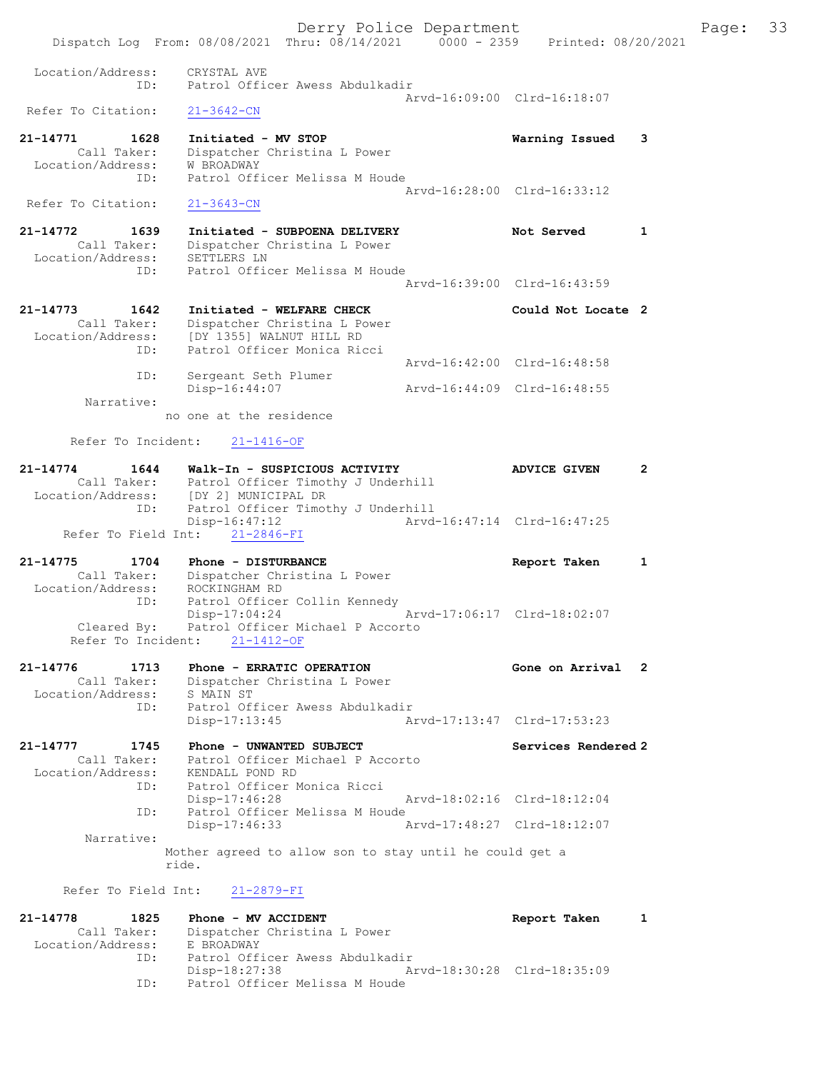```
Location/Address:     CRYSTAL AVE
              ID:     Patrol Officer Awess Abdulkadir
                                                    Arvd-16:09:00  Clrd-16:18:07
 Refer To Citation:   21-3642-CN

21-14771       1628    Initiated - MV STOP                          Warning Issued    3
        Call Taker:    Dispatcher Christina L Power
  Location/Address:    W BROADWAY
               ID:     Patrol Officer Melissa M Houde
                                                    Arvd-16:28:00  Clrd-16:33:12
 Refer To Citation:   21-3643-CN

21-14772       1639    Initiated - SUBPOENA DELIVERY                Not Served        1
        Call Taker:    Dispatcher Christina L Power
  Location/Address:    SETTLERS LN
               ID:     Patrol Officer Melissa M Houde
                                                    Arvd-16:39:00  Clrd-16:43:59

21-14773       1642    Initiated - WELFARE CHECK                    Could Not Locate 2
        Call Taker:    Dispatcher Christina L Power
  Location/Address:    [DY 1355] WALNUT HILL RD
               ID:     Patrol Officer Monica Ricci
                                                    Arvd-16:42:00  Clrd-16:48:58
               ID:     Sergeant Seth Plumer
                       Disp-16:44:07                Arvd-16:44:09  Clrd-16:48:55
         Narrative:
                     no one at the residence

        Refer To Incident:    21-1416-OF

21-14774       1644    Walk-In - SUSPICIOUS ACTIVITY                ADVICE GIVEN      2
        Call Taker:    Patrol Officer Timothy J Underhill
  Location/Address:    [DY 2] MUNICIPAL DR
               ID:     Patrol Officer Timothy J Underhill
                       Disp-16:47:12                Arvd-16:47:14  Clrd-16:47:25
      Refer To Field Int:    21-2846-FI

21-14775       1704    Phone - DISTURBANCE                          Report Taken      1
        Call Taker:    Dispatcher Christina L Power
  Location/Address:    ROCKINGHAM RD
               ID:     Patrol Officer Collin Kennedy
                       Disp-17:04:24                Arvd-17:06:17  Clrd-18:02:07
        Cleared By:    Patrol Officer Michael P Accorto
        Refer To Incident:    21-1412-OF

21-14776       1713    Phone - ERRATIC OPERATION                    Gone on Arrival   2
        Call Taker:    Dispatcher Christina L Power
  Location/Address:    S MAIN ST
               ID:     Patrol Officer Awess Abdulkadir
                       Disp-17:13:45                Arvd-17:13:47  Clrd-17:53:23

21-14777       1745    Phone - UNWANTED SUBJECT                     Services Rendered 2
        Call Taker:    Patrol Officer Michael P Accorto
  Location/Address:    KENDALL POND RD
               ID:     Patrol Officer Monica Ricci
                       Disp-17:46:28                Arvd-18:02:16  Clrd-18:12:04
               ID:     Patrol Officer Melissa M Houde
                       Disp-17:46:33                Arvd-17:48:27  Clrd-18:12:07
         Narrative:
                     Mother agreed to allow son to stay until he could get a
                     ride.

       Refer To Field Int:    21-2879-FI

21-14778       1825    Phone - MV ACCIDENT                          Report Taken      1
        Call Taker:    Dispatcher Christina L Power
  Location/Address:    E BROADWAY
               ID:     Patrol Officer Awess Abdulkadir
                       Disp-18:27:38                Arvd-18:30:28  Clrd-18:35:09
               ID:     Patrol Officer Melissa M Houde
```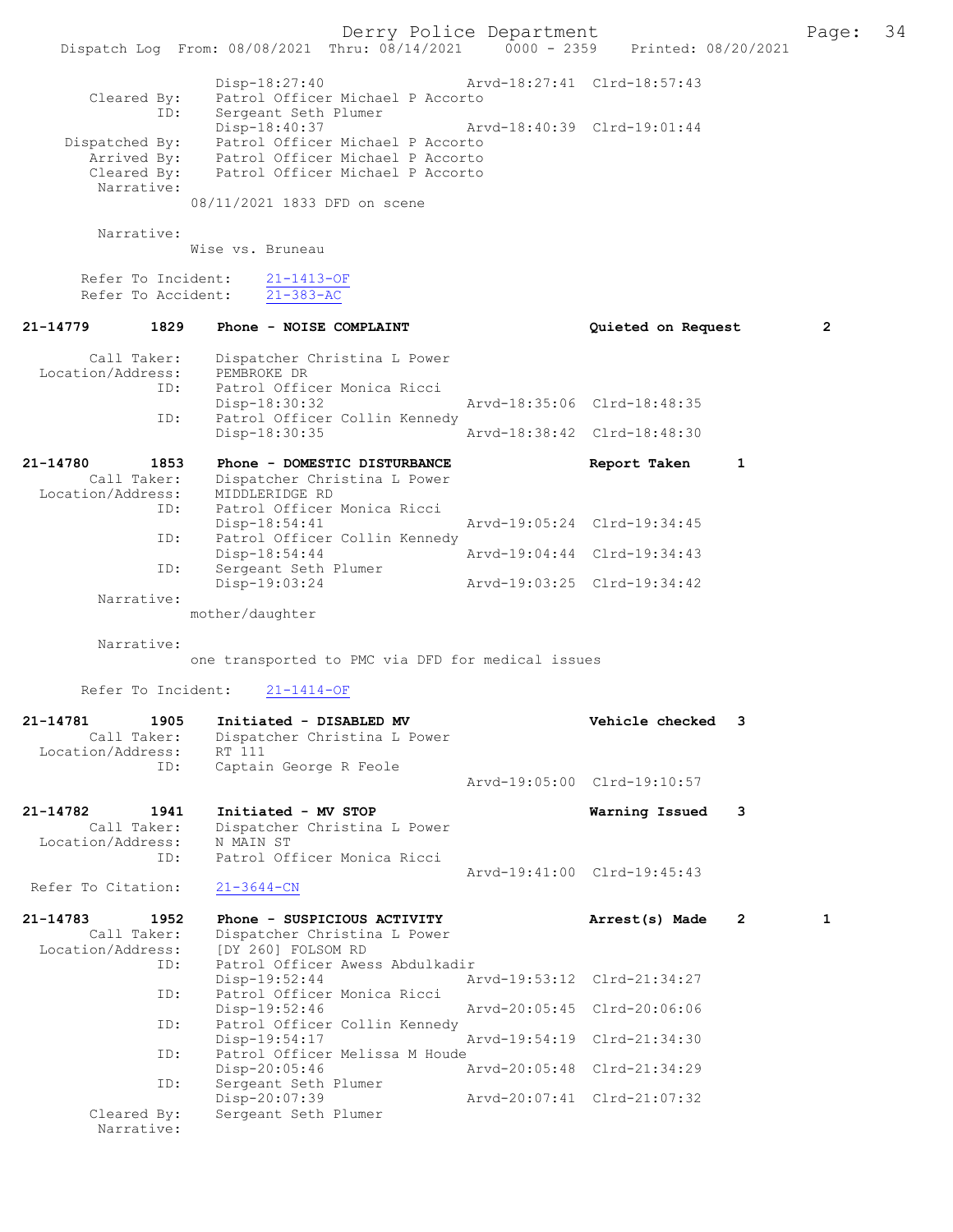```
            Disp-18:27:40                 Arvd-18:27:41  Clrd-18:57:43
  Cleared By:    Patrol Officer Michael P Accorto
          ID:    Sergeant Seth Plumer
            Disp-18:40:37                 Arvd-18:40:39  Clrd-19:01:44
 Dispatched By:  Patrol Officer Michael P Accorto
   Arrived By:   Patrol Officer Michael P Accorto
   Cleared By:   Patrol Officer Michael P Accorto
   Narrative:
            08/11/2021 1833 DFD on scene

   Narrative:
            Wise vs. Bruneau

   Refer To Incident:   21-1413-OF
   Refer To Accident:   21-383-AC

21-14779      1829    Phone - NOISE COMPLAINT                  Quieted on Request       2

   Call Taker:       Dispatcher Christina L Power
 Location/Address:   PEMBROKE DR
          ID:        Patrol Officer Monica Ricci
            Disp-18:30:32                 Arvd-18:35:06  Clrd-18:48:35
          ID:        Patrol Officer Collin Kennedy
            Disp-18:30:35                 Arvd-18:38:42  Clrd-18:48:30

21-14780      1853    Phone - DOMESTIC DISTURBANCE             Report Taken     1
   Call Taker:       Dispatcher Christina L Power
 Location/Address:   MIDDLERIDGE RD
          ID:        Patrol Officer Monica Ricci
            Disp-18:54:41                 Arvd-19:05:24  Clrd-19:34:45
          ID:        Patrol Officer Collin Kennedy
            Disp-18:54:44                 Arvd-19:04:44  Clrd-19:34:43
          ID:        Sergeant Seth Plumer
            Disp-19:03:24                 Arvd-19:03:25  Clrd-19:34:42
   Narrative:
            mother/daughter

   Narrative:
            one transported to PMC via DFD for medical issues

   Refer To Incident:   21-1414-OF

21-14781      1905    Initiated - DISABLED MV                  Vehicle checked  3
   Call Taker:       Dispatcher Christina L Power
 Location/Address:   RT 111
          ID:        Captain George R Feole
                                          Arvd-19:05:00  Clrd-19:10:57

21-14782      1941    Initiated - MV STOP                      Warning Issued   3
   Call Taker:       Dispatcher Christina L Power
 Location/Address:   N MAIN ST
          ID:        Patrol Officer Monica Ricci
                                          Arvd-19:41:00  Clrd-19:45:43
 Refer To Citation:   21-3644-CN

21-14783      1952    Phone - SUSPICIOUS ACTIVITY              Arrest(s) Made   2         1
   Call Taker:       Dispatcher Christina L Power
 Location/Address:   [DY 260] FOLSOM RD
          ID:        Patrol Officer Awess Abdulkadir
            Disp-19:52:44                 Arvd-19:53:12  Clrd-21:34:27
          ID:        Patrol Officer Monica Ricci
            Disp-19:52:46                 Arvd-20:05:45  Clrd-20:06:06
          ID:        Patrol Officer Collin Kennedy
            Disp-19:54:17                 Arvd-19:54:19  Clrd-21:34:30
          ID:        Patrol Officer Melissa M Houde
            Disp-20:05:46                 Arvd-20:05:48  Clrd-21:34:29
          ID:        Sergeant Seth Plumer
            Disp-20:07:39                 Arvd-20:07:41  Clrd-21:07:32
   Cleared By:    Sergeant Seth Plumer
   Narrative:
```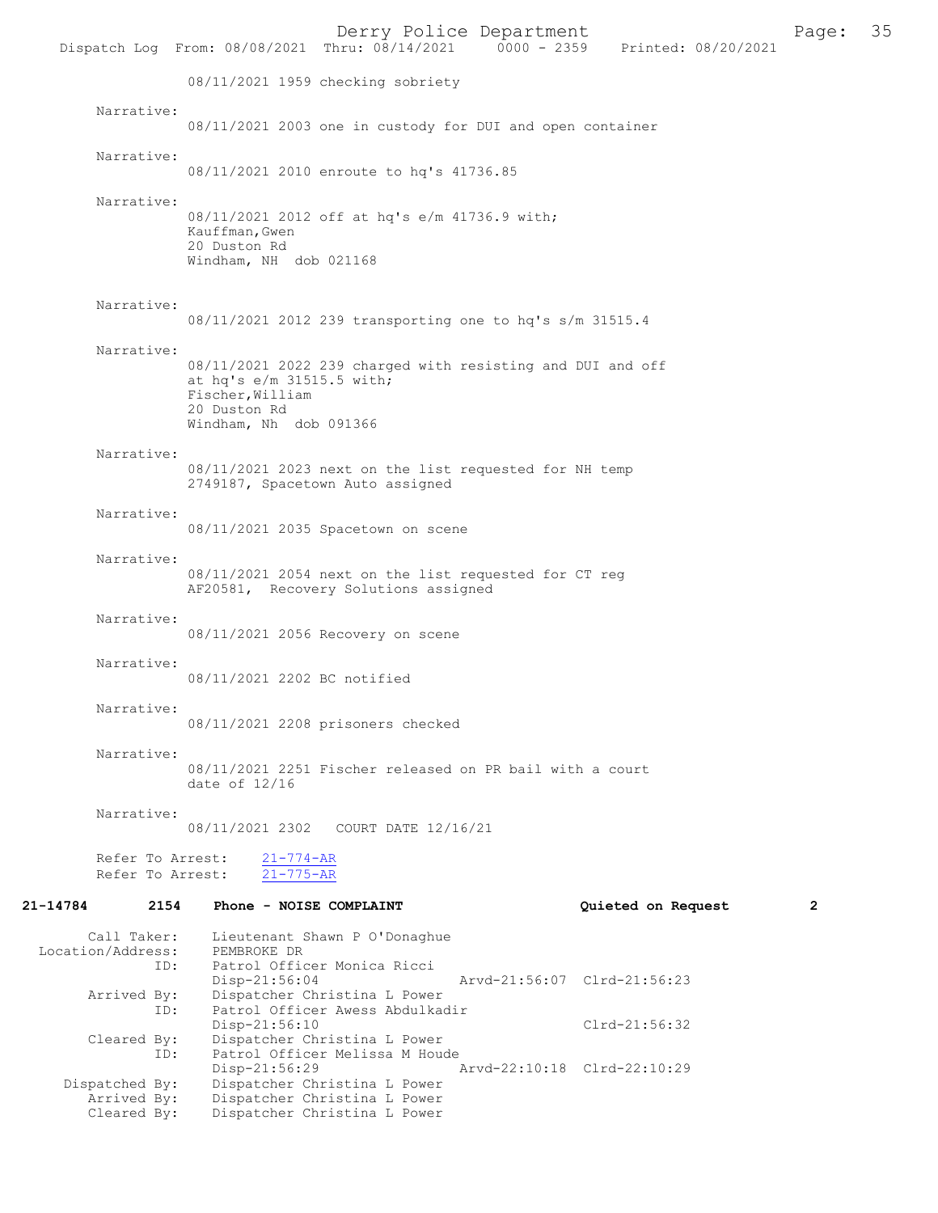08/11/2021 1959 checking sobriety

Narrative:
08/11/2021 2003 one in custody for DUI and open container

Narrative:
08/11/2021 2010 enroute to hq's 41736.85

Narrative:
08/11/2021 2012 off at hq's e/m 41736.9 with;
Kauffman,Gwen
20 Duston Rd
Windham, NH dob 021168

Narrative:
08/11/2021 2012 239 transporting one to hq's s/m 31515.4

Narrative:
08/11/2021 2022 239 charged with resisting and DUI and off at hq's e/m 31515.5 with;
Fischer,William
20 Duston Rd
Windham, Nh dob 091366

Narrative:
08/11/2021 2023 next on the list requested for NH temp 2749187, Spacetown Auto assigned

Narrative:
08/11/2021 2035 Spacetown on scene

Narrative:
08/11/2021 2054 next on the list requested for CT reg AF20581, Recovery Solutions assigned

Narrative:
08/11/2021 2056 Recovery on scene

Narrative:
08/11/2021 2202 BC notified

Narrative:
08/11/2021 2208 prisoners checked

Narrative:
08/11/2021 2251 Fischer released on PR bail with a court date of 12/16

Narrative:
08/11/2021 2302 COURT DATE 12/16/21

Refer To Arrest: 21-774-AR
Refer To Arrest: 21-775-AR

**21-14784 2154 Phone - NOISE COMPLAINT Quieted on Request 2**

Call Taker: Lieutenant Shawn P O'Donaghue
Location/Address: PEMBROKE DR
ID: Patrol Officer Monica Ricci
Disp-21:56:04 Arvd-21:56:07 Clrd-21:56:23
Arrived By: Dispatcher Christina L Power
ID: Patrol Officer Awess Abdulkadir
Disp-21:56:10 Clrd-21:56:32
Cleared By: Dispatcher Christina L Power
ID: Patrol Officer Melissa M Houde
Disp-21:56:29 Arvd-22:10:18 Clrd-22:10:29
Dispatched By: Dispatcher Christina L Power
Arrived By: Dispatcher Christina L Power
Cleared By: Dispatcher Christina L Power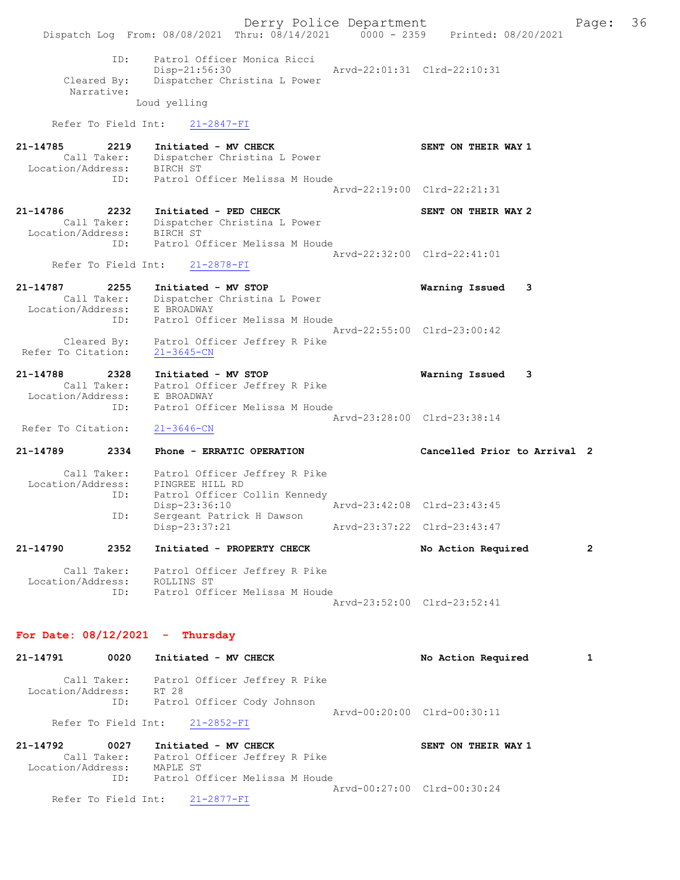ID: Patrol Officer Monica Ricci
Disp-21:56:30 Arvd-22:01:31 Clrd-22:10:31
Cleared By: Dispatcher Christina L Power
Narrative:
Loud yelling

Refer To Field Int: 21-2847-FI

**21-14785 2219 Initiated - MV CHECK — SENT ON THEIR WAY 1**
Call Taker: Dispatcher Christina L Power
Location/Address: BIRCH ST
ID: Patrol Officer Melissa M Houde
Arvd-22:19:00 Clrd-22:21:31

**21-14786 2232 Initiated - PED CHECK — SENT ON THEIR WAY 2**
Call Taker: Dispatcher Christina L Power
Location/Address: BIRCH ST
ID: Patrol Officer Melissa M Houde
Arvd-22:32:00 Clrd-22:41:01
Refer To Field Int: 21-2878-FI

**21-14787 2255 Initiated - MV STOP — Warning Issued 3**
Call Taker: Dispatcher Christina L Power
Location/Address: E BROADWAY
ID: Patrol Officer Melissa M Houde
Arvd-22:55:00 Clrd-23:00:42
Cleared By: Patrol Officer Jeffrey R Pike
Refer To Citation: 21-3645-CN

**21-14788 2328 Initiated - MV STOP — Warning Issued 3**
Call Taker: Patrol Officer Jeffrey R Pike
Location/Address: E BROADWAY
ID: Patrol Officer Melissa M Houde
Arvd-23:28:00 Clrd-23:38:14
Refer To Citation: 21-3646-CN

**21-14789 2334 Phone - ERRATIC OPERATION — Cancelled Prior to Arrival 2**
Call Taker: Patrol Officer Jeffrey R Pike
Location/Address: PINGREE HILL RD
ID: Patrol Officer Collin Kennedy
Disp-23:36:10 Arvd-23:42:08 Clrd-23:43:45
ID: Sergeant Patrick H Dawson
Disp-23:37:21 Arvd-23:37:22 Clrd-23:43:47

**21-14790 2352 Initiated - PROPERTY CHECK — No Action Required 2**
Call Taker: Patrol Officer Jeffrey R Pike
Location/Address: ROLLINS ST
ID: Patrol Officer Melissa M Houde
Arvd-23:52:00 Clrd-23:52:41

## For Date: 08/12/2021 - Thursday

**21-14791 0020 Initiated - MV CHECK — No Action Required 1**
Call Taker: Patrol Officer Jeffrey R Pike
Location/Address: RT 28
ID: Patrol Officer Cody Johnson
Arvd-00:20:00 Clrd-00:30:11
Refer To Field Int: 21-2852-FI

**21-14792 0027 Initiated - MV CHECK — SENT ON THEIR WAY 1**
Call Taker: Patrol Officer Jeffrey R Pike
Location/Address: MAPLE ST
ID: Patrol Officer Melissa M Houde
Arvd-00:27:00 Clrd-00:30:24
Refer To Field Int: 21-2877-FI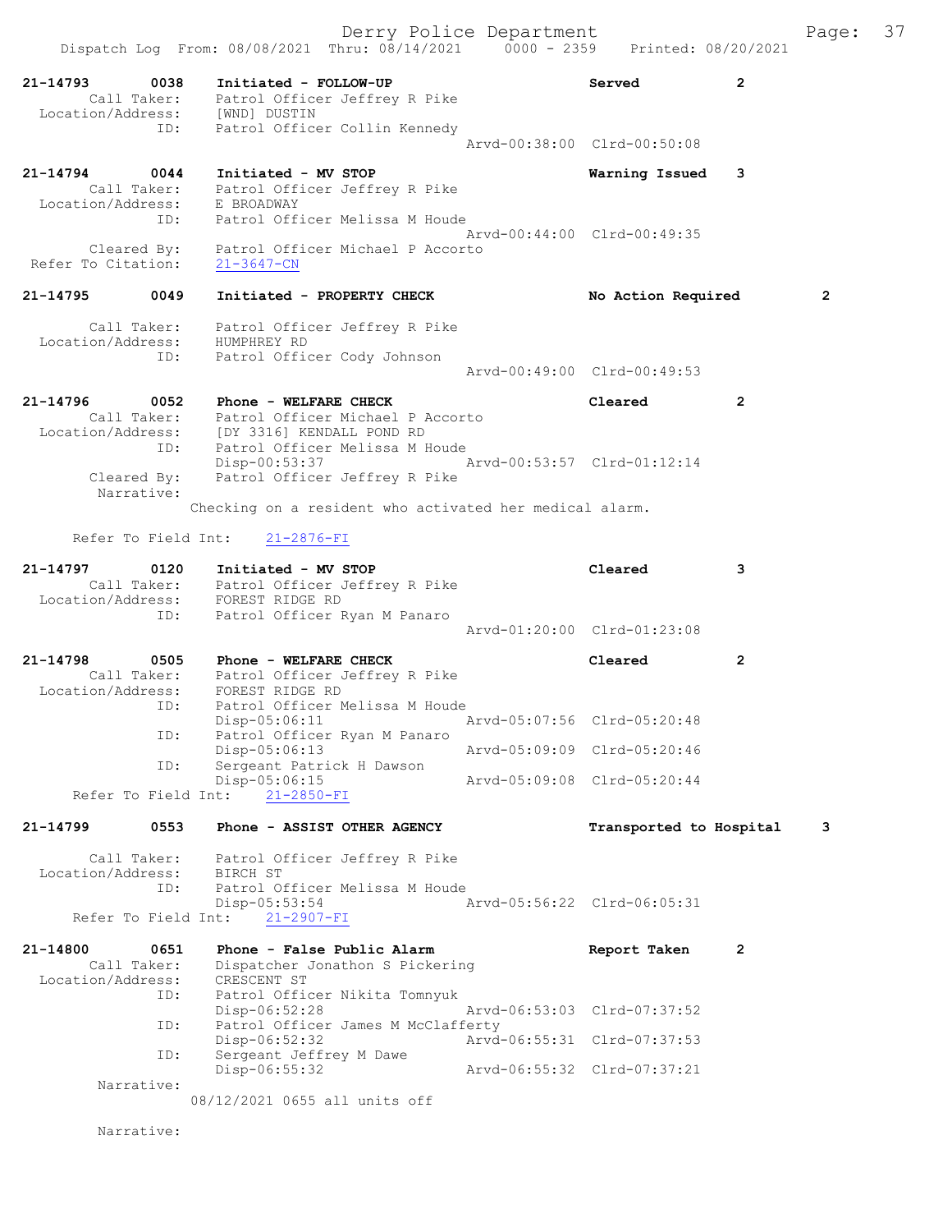21-14793 0038 Initiated - FOLLOW-UP Served 2
Call Taker: Patrol Officer Jeffrey R Pike
Location/Address: [WND] DUSTIN
ID: Patrol Officer Collin Kennedy
Arvd-00:38:00 Clrd-00:50:08

21-14794 0044 Initiated - MV STOP Warning Issued 3
Call Taker: Patrol Officer Jeffrey R Pike
Location/Address: E BROADWAY
ID: Patrol Officer Melissa M Houde
Arvd-00:44:00 Clrd-00:49:35
Cleared By: Patrol Officer Michael P Accorto
Refer To Citation: 21-3647-CN

21-14795 0049 Initiated - PROPERTY CHECK No Action Required 2
Call Taker: Patrol Officer Jeffrey R Pike
Location/Address: HUMPHREY RD
ID: Patrol Officer Cody Johnson
Arvd-00:49:00 Clrd-00:49:53

21-14796 0052 Phone - WELFARE CHECK Cleared 2
Call Taker: Patrol Officer Michael P Accorto
Location/Address: [DY 3316] KENDALL POND RD
ID: Patrol Officer Melissa M Houde
Disp-00:53:37 Arvd-00:53:57 Clrd-01:12:14
Cleared By: Patrol Officer Jeffrey R Pike
Narrative:
Checking on a resident who activated her medical alarm.

Refer To Field Int: 21-2876-FI

21-14797 0120 Initiated - MV STOP Cleared 3
Call Taker: Patrol Officer Jeffrey R Pike
Location/Address: FOREST RIDGE RD
ID: Patrol Officer Ryan M Panaro
Arvd-01:20:00 Clrd-01:23:08

21-14798 0505 Phone - WELFARE CHECK Cleared 2
Call Taker: Patrol Officer Jeffrey R Pike
Location/Address: FOREST RIDGE RD
ID: Patrol Officer Melissa M Houde
Disp-05:06:11 Arvd-05:07:56 Clrd-05:20:48
ID: Patrol Officer Ryan M Panaro
Disp-05:06:13 Arvd-05:09:09 Clrd-05:20:46
ID: Sergeant Patrick H Dawson
Disp-05:06:15 Arvd-05:09:08 Clrd-05:20:44
Refer To Field Int: 21-2850-FI

21-14799 0553 Phone - ASSIST OTHER AGENCY Transported to Hospital 3
Call Taker: Patrol Officer Jeffrey R Pike
Location/Address: BIRCH ST
ID: Patrol Officer Melissa M Houde
Disp-05:53:54 Arvd-05:56:22 Clrd-06:05:31
Refer To Field Int: 21-2907-FI

21-14800 0651 Phone - False Public Alarm Report Taken 2
Call Taker: Dispatcher Jonathon S Pickering
Location/Address: CRESCENT ST
ID: Patrol Officer Nikita Tomnyuk
Disp-06:52:28 Arvd-06:53:03 Clrd-07:37:52
ID: Patrol Officer James M McClafferty
Disp-06:52:32 Arvd-06:55:31 Clrd-07:37:53
ID: Sergeant Jeffrey M Dawe
Disp-06:55:32 Arvd-06:55:32 Clrd-07:37:21
Narrative:
08/12/2021 0655 all units off

Narrative: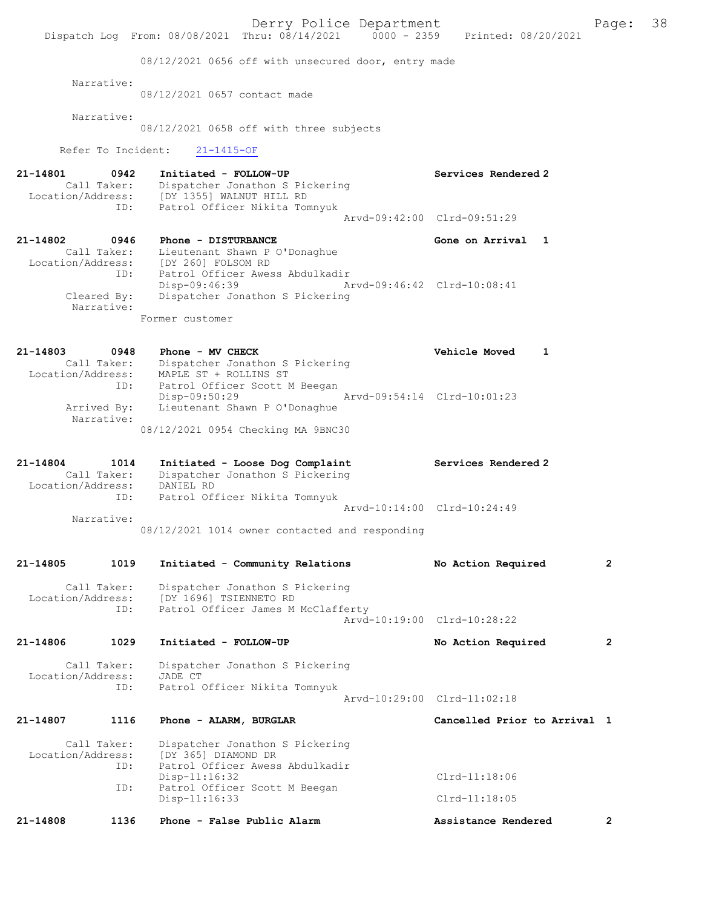08/12/2021 0656 off with unsecured door, entry made

Narrative:
08/12/2021 0657 contact made

Narrative:
08/12/2021 0658 off with three subjects

Refer To Incident: 21-1415-OF

**21-14801 0942 Initiated - FOLLOW-UP** — Services Rendered 2
Call Taker: Dispatcher Jonathon S Pickering
Location/Address: [DY 1355] WALNUT HILL RD
ID: Patrol Officer Nikita Tomnyuk
Arvd-09:42:00 Clrd-09:51:29

**21-14802 0946 Phone - DISTURBANCE** — Gone on Arrival 1
Call Taker: Lieutenant Shawn P O'Donaghue
Location/Address: [DY 260] FOLSOM RD
ID: Patrol Officer Awess Abdulkadir
Disp-09:46:39 Arvd-09:46:42 Clrd-10:08:41
Cleared By: Dispatcher Jonathon S Pickering
Narrative:
Former customer

**21-14803 0948 Phone - MV CHECK** — Vehicle Moved 1
Call Taker: Dispatcher Jonathon S Pickering
Location/Address: MAPLE ST + ROLLINS ST
ID: Patrol Officer Scott M Beegan
Disp-09:50:29 Arvd-09:54:14 Clrd-10:01:23
Arrived By: Lieutenant Shawn P O'Donaghue
Narrative:
08/12/2021 0954 Checking MA 9BNC30

**21-14804 1014 Initiated - Loose Dog Complaint** — Services Rendered 2
Call Taker: Dispatcher Jonathon S Pickering
Location/Address: DANIEL RD
ID: Patrol Officer Nikita Tomnyuk
Arvd-10:14:00 Clrd-10:24:49
Narrative:
08/12/2021 1014 owner contacted and responding

**21-14805 1019 Initiated - Community Relations** — No Action Required 2
Call Taker: Dispatcher Jonathon S Pickering
Location/Address: [DY 1696] TSIENNETO RD
ID: Patrol Officer James M McClafferty
Arvd-10:19:00 Clrd-10:28:22

**21-14806 1029 Initiated - FOLLOW-UP** — No Action Required 2
Call Taker: Dispatcher Jonathon S Pickering
Location/Address: JADE CT
ID: Patrol Officer Nikita Tomnyuk
Arvd-10:29:00 Clrd-11:02:18

**21-14807 1116 Phone - ALARM, BURGLAR** — Cancelled Prior to Arrival 1
Call Taker: Dispatcher Jonathon S Pickering
Location/Address: [DY 365] DIAMOND DR
ID: Patrol Officer Awess Abdulkadir
Disp-11:16:32 Clrd-11:18:06
ID: Patrol Officer Scott M Beegan
Disp-11:16:33 Clrd-11:18:05

**21-14808 1136 Phone - False Public Alarm** — Assistance Rendered 2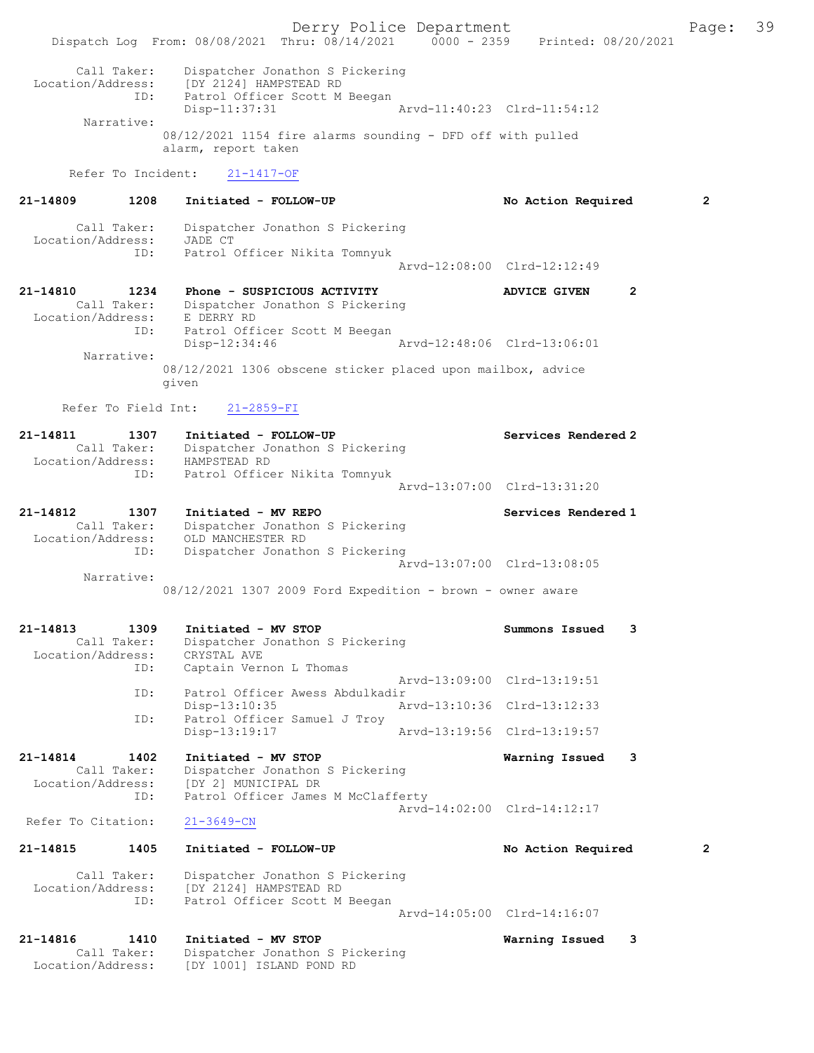Call Taker: Dispatcher Jonathon S Pickering
Location/Address: [DY 2124] HAMPSTEAD RD
ID: Patrol Officer Scott M Beegan
Disp-11:37:31 Arvd-11:40:23 Clrd-11:54:12

Narrative:
08/12/2021 1154 fire alarms sounding - DFD off with pulled alarm, report taken

Refer To Incident: 21-1417-OF

**21-14809 1208 Initiated - FOLLOW-UP No Action Required 2**

Call Taker: Dispatcher Jonathon S Pickering
Location/Address: JADE CT
ID: Patrol Officer Nikita Tomnyuk
Arvd-12:08:00 Clrd-12:12:49

**21-14810 1234 Phone - SUSPICIOUS ACTIVITY ADVICE GIVEN 2**

Call Taker: Dispatcher Jonathon S Pickering
Location/Address: E DERRY RD
ID: Patrol Officer Scott M Beegan
Disp-12:34:46 Arvd-12:48:06 Clrd-13:06:01

Narrative:
08/12/2021 1306 obscene sticker placed upon mailbox, advice given

Refer To Field Int: 21-2859-FI

**21-14811 1307 Initiated - FOLLOW-UP Services Rendered 2**

Call Taker: Dispatcher Jonathon S Pickering
Location/Address: HAMPSTEAD RD
ID: Patrol Officer Nikita Tomnyuk
Arvd-13:07:00 Clrd-13:31:20

**21-14812 1307 Initiated - MV REPO Services Rendered 1**

Call Taker: Dispatcher Jonathon S Pickering
Location/Address: OLD MANCHESTER RD
ID: Dispatcher Jonathon S Pickering
Arvd-13:07:00 Clrd-13:08:05

Narrative:
08/12/2021 1307 2009 Ford Expedition - brown - owner aware

**21-14813 1309 Initiated - MV STOP Summons Issued 3**

Call Taker: Dispatcher Jonathon S Pickering
Location/Address: CRYSTAL AVE
ID: Captain Vernon L Thomas
Arvd-13:09:00 Clrd-13:19:51
ID: Patrol Officer Awess Abdulkadir
Disp-13:10:35 Arvd-13:10:36 Clrd-13:12:33
ID: Patrol Officer Samuel J Troy
Disp-13:19:17 Arvd-13:19:56 Clrd-13:19:57

**21-14814 1402 Initiated - MV STOP Warning Issued 3**

Call Taker: Dispatcher Jonathon S Pickering
Location/Address: [DY 2] MUNICIPAL DR
ID: Patrol Officer James M McClafferty
Arvd-14:02:00 Clrd-14:12:17

Refer To Citation: 21-3649-CN

**21-14815 1405 Initiated - FOLLOW-UP No Action Required 2**

Call Taker: Dispatcher Jonathon S Pickering
Location/Address: [DY 2124] HAMPSTEAD RD
ID: Patrol Officer Scott M Beegan
Arvd-14:05:00 Clrd-14:16:07

**21-14816 1410 Initiated - MV STOP Warning Issued 3**

Call Taker: Dispatcher Jonathon S Pickering
Location/Address: [DY 1001] ISLAND POND RD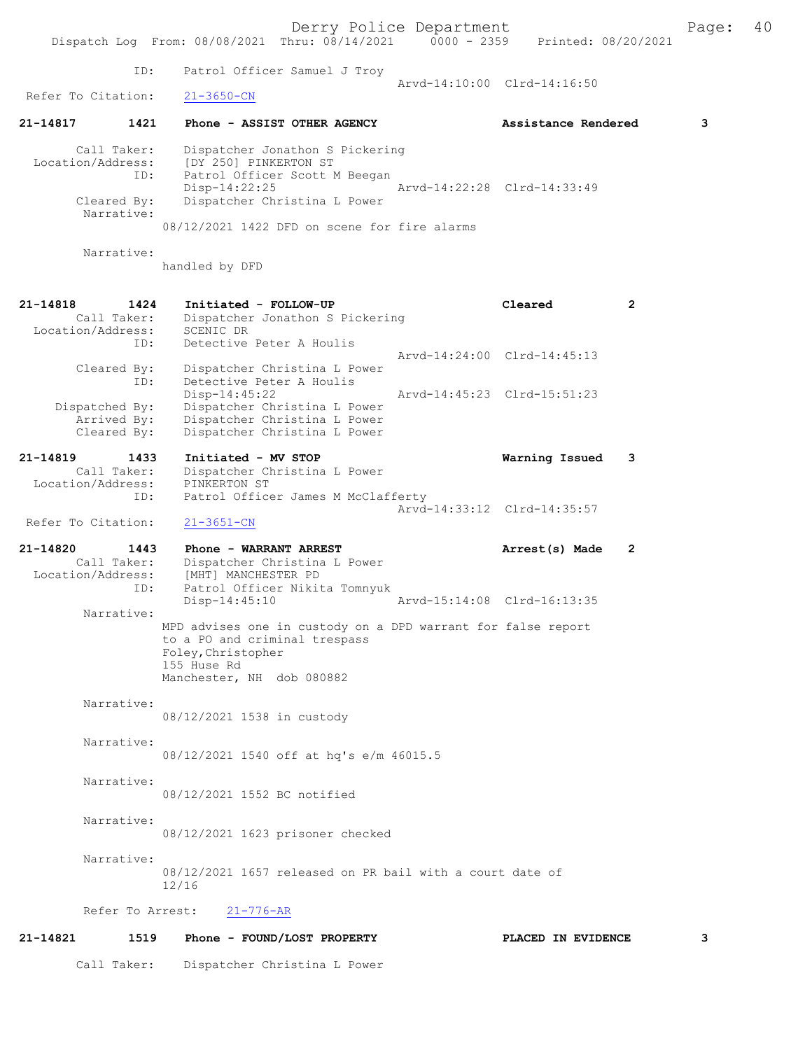ID: Patrol Officer Samuel J Troy
Arvd-14:10:00 Clrd-14:16:50
Refer To Citation: 21-3650-CN

**21-14817 1421 Phone - ASSIST OTHER AGENCY — Assistance Rendered 3**

Call Taker: Dispatcher Jonathon S Pickering
Location/Address: [DY 250] PINKERTON ST
ID: Patrol Officer Scott M Beegan
Disp-14:22:25 Arvd-14:22:28 Clrd-14:33:49
Cleared By: Dispatcher Christina L Power
Narrative:
08/12/2021 1422 DFD on scene for fire alarms

Narrative:
handled by DFD

**21-14818 1424 Initiated - FOLLOW-UP — Cleared 2**

Call Taker: Dispatcher Jonathon S Pickering
Location/Address: SCENIC DR
ID: Detective Peter A Houlis
Arvd-14:24:00 Clrd-14:45:13
Cleared By: Dispatcher Christina L Power
ID: Detective Peter A Houlis
Disp-14:45:22 Arvd-14:45:23 Clrd-15:51:23
Dispatched By: Dispatcher Christina L Power
Arrived By: Dispatcher Christina L Power
Cleared By: Dispatcher Christina L Power

**21-14819 1433 Initiated - MV STOP — Warning Issued 3**

Call Taker: Dispatcher Christina L Power
Location/Address: PINKERTON ST
ID: Patrol Officer James M McClafferty
Arvd-14:33:12 Clrd-14:35:57
Refer To Citation: 21-3651-CN

**21-14820 1443 Phone - WARRANT ARREST — Arrest(s) Made 2**

Call Taker: Dispatcher Christina L Power
Location/Address: [MHT] MANCHESTER PD
ID: Patrol Officer Nikita Tomnyuk
Disp-14:45:10 Arvd-15:14:08 Clrd-16:13:35
Narrative:
MPD advises one in custody on a DPD warrant for false report to a PO and criminal trespass
Foley,Christopher
155 Huse Rd
Manchester, NH dob 080882

Narrative:
08/12/2021 1538 in custody

Narrative:
08/12/2021 1540 off at hq's e/m 46015.5

Narrative:
08/12/2021 1552 BC notified

Narrative:
08/12/2021 1623 prisoner checked

Narrative:
08/12/2021 1657 released on PR bail with a court date of 12/16

Refer To Arrest: 21-776-AR

**21-14821 1519 Phone - FOUND/LOST PROPERTY — PLACED IN EVIDENCE 3**

Call Taker: Dispatcher Christina L Power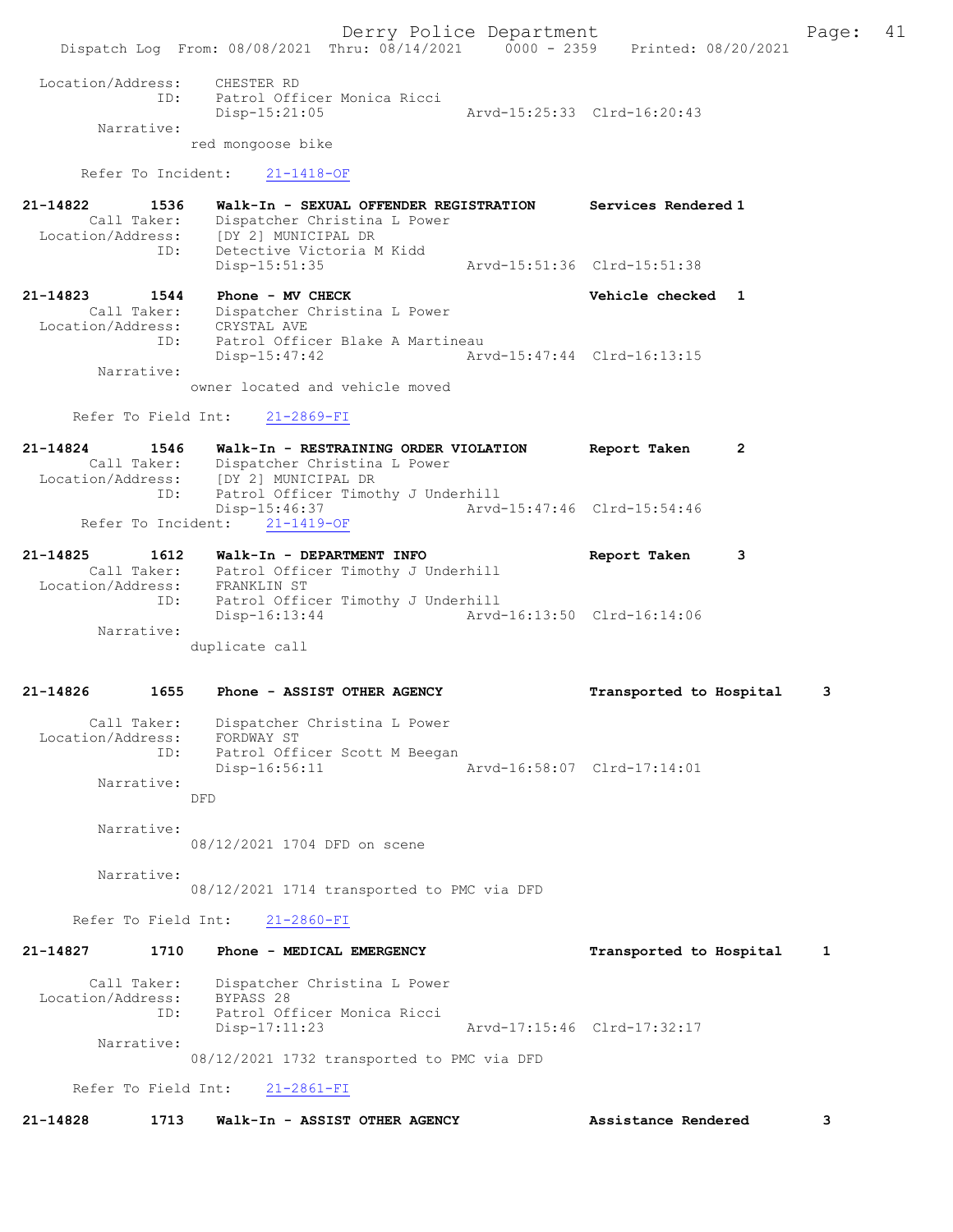Location/Address: CHESTER RD
ID: Patrol Officer Monica Ricci
Disp-15:21:05 Arvd-15:25:33 Clrd-16:20:43
Narrative:
red mongoose bike

Refer To Incident: 21-1418-OF

**21-14822 1536 Walk-In - SEXUAL OFFENDER REGISTRATION Services Rendered 1**
Call Taker: Dispatcher Christina L Power
Location/Address: [DY 2] MUNICIPAL DR
ID: Detective Victoria M Kidd
Disp-15:51:35 Arvd-15:51:36 Clrd-15:51:38

**21-14823 1544 Phone - MV CHECK Vehicle checked 1**
Call Taker: Dispatcher Christina L Power
Location/Address: CRYSTAL AVE
ID: Patrol Officer Blake A Martineau
Disp-15:47:42 Arvd-15:47:44 Clrd-16:13:15
Narrative:
owner located and vehicle moved

Refer To Field Int: 21-2869-FI

**21-14824 1546 Walk-In - RESTRAINING ORDER VIOLATION Report Taken 2**
Call Taker: Dispatcher Christina L Power
Location/Address: [DY 2] MUNICIPAL DR
ID: Patrol Officer Timothy J Underhill
Disp-15:46:37 Arvd-15:47:46 Clrd-15:54:46
Refer To Incident: 21-1419-OF

**21-14825 1612 Walk-In - DEPARTMENT INFO Report Taken 3**
Call Taker: Patrol Officer Timothy J Underhill
Location/Address: FRANKLIN ST
ID: Patrol Officer Timothy J Underhill
Disp-16:13:44 Arvd-16:13:50 Clrd-16:14:06
Narrative:
duplicate call

**21-14826 1655 Phone - ASSIST OTHER AGENCY Transported to Hospital 3**
Call Taker: Dispatcher Christina L Power
Location/Address: FORDWAY ST
ID: Patrol Officer Scott M Beegan
Disp-16:56:11 Arvd-16:58:07 Clrd-17:14:01
Narrative:
DFD

Narrative:
08/12/2021 1704 DFD on scene

Narrative:
08/12/2021 1714 transported to PMC via DFD

Refer To Field Int: 21-2860-FI

**21-14827 1710 Phone - MEDICAL EMERGENCY Transported to Hospital 1**
Call Taker: Dispatcher Christina L Power
Location/Address: BYPASS 28
ID: Patrol Officer Monica Ricci
Disp-17:11:23 Arvd-17:15:46 Clrd-17:32:17
Narrative:
08/12/2021 1732 transported to PMC via DFD

Refer To Field Int: 21-2861-FI

**21-14828 1713 Walk-In - ASSIST OTHER AGENCY Assistance Rendered 3**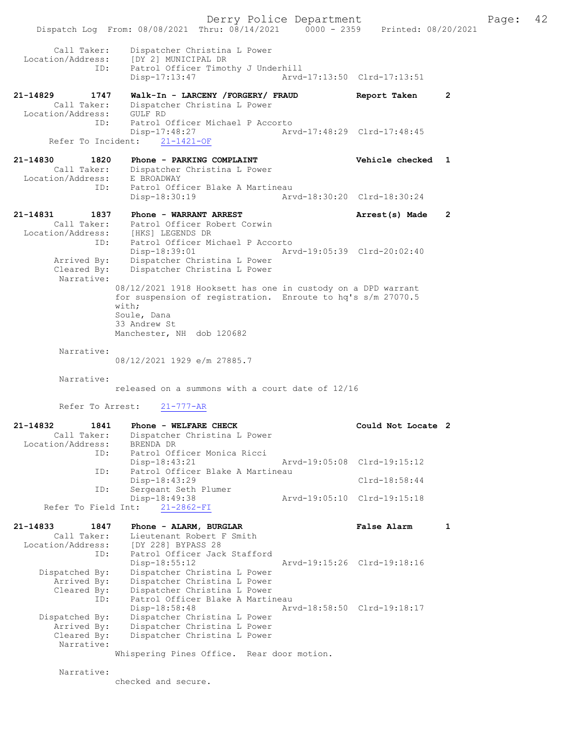```
        Call Taker:    Dispatcher Christina L Power
  Location/Address:    [DY 2] MUNICIPAL DR
                ID:    Patrol Officer Timothy J Underhill
                       Disp-17:13:47                Arvd-17:13:50  Clrd-17:13:51

21-14829        1747   Walk-In - LARCENY /FORGERY/ FRAUD            Report Taken      2
        Call Taker:    Dispatcher Christina L Power
  Location/Address:    GULF RD
                ID:    Patrol Officer Michael P Accorto
                       Disp-17:48:27                Arvd-17:48:29  Clrd-17:48:45
      Refer To Incident:    21-1421-OF

21-14830        1820   Phone - PARKING COMPLAINT                    Vehicle checked   1
        Call Taker:    Dispatcher Christina L Power
  Location/Address:    E BROADWAY
                ID:    Patrol Officer Blake A Martineau
                       Disp-18:30:19                Arvd-18:30:20  Clrd-18:30:24

21-14831        1837   Phone - WARRANT ARREST                       Arrest(s) Made    2
        Call Taker:    Patrol Officer Robert Corwin
  Location/Address:    [HKS] LEGENDS DR
                ID:    Patrol Officer Michael P Accorto
                       Disp-18:39:01                Arvd-19:05:39  Clrd-20:02:40
        Arrived By:    Dispatcher Christina L Power
        Cleared By:    Dispatcher Christina L Power
         Narrative:
                     08/12/2021 1918 Hooksett has one in custody on a DPD warrant
                     for suspension of registration.  Enroute to hq's s/m 27070.5
                     with;
                     Soule, Dana
                     33 Andrew St
                     Manchester, NH  dob 120682

         Narrative:
                     08/12/2021 1929 e/m 27885.7

         Narrative:
                     released on a summons with a court date of 12/16

         Refer To Arrest:    21-777-AR

21-14832        1841   Phone - WELFARE CHECK                        Could Not Locate 2
        Call Taker:    Dispatcher Christina L Power
  Location/Address:    BRENDA DR
                ID:    Patrol Officer Monica Ricci
                       Disp-18:43:21                Arvd-19:05:08  Clrd-19:15:12
                ID:    Patrol Officer Blake A Martineau
                       Disp-18:43:29                               Clrd-18:58:44
                ID:    Sergeant Seth Plumer
                       Disp-18:49:38                Arvd-19:05:10  Clrd-19:15:18
     Refer To Field Int:    21-2862-FI

21-14833        1847   Phone - ALARM, BURGLAR                       False Alarm       1
        Call Taker:    Lieutenant Robert F Smith
  Location/Address:    [DY 228] BYPASS 28
                ID:    Patrol Officer Jack Stafford
                       Disp-18:55:12                Arvd-19:15:26  Clrd-19:18:16
     Dispatched By:    Dispatcher Christina L Power
        Arrived By:    Dispatcher Christina L Power
        Cleared By:    Dispatcher Christina L Power
                ID:    Patrol Officer Blake A Martineau
                       Disp-18:58:48                Arvd-18:58:50  Clrd-19:18:17
     Dispatched By:    Dispatcher Christina L Power
        Arrived By:    Dispatcher Christina L Power
        Cleared By:    Dispatcher Christina L Power
         Narrative:
                     Whispering Pines Office.  Rear door motion.

         Narrative:
                     checked and secure.
```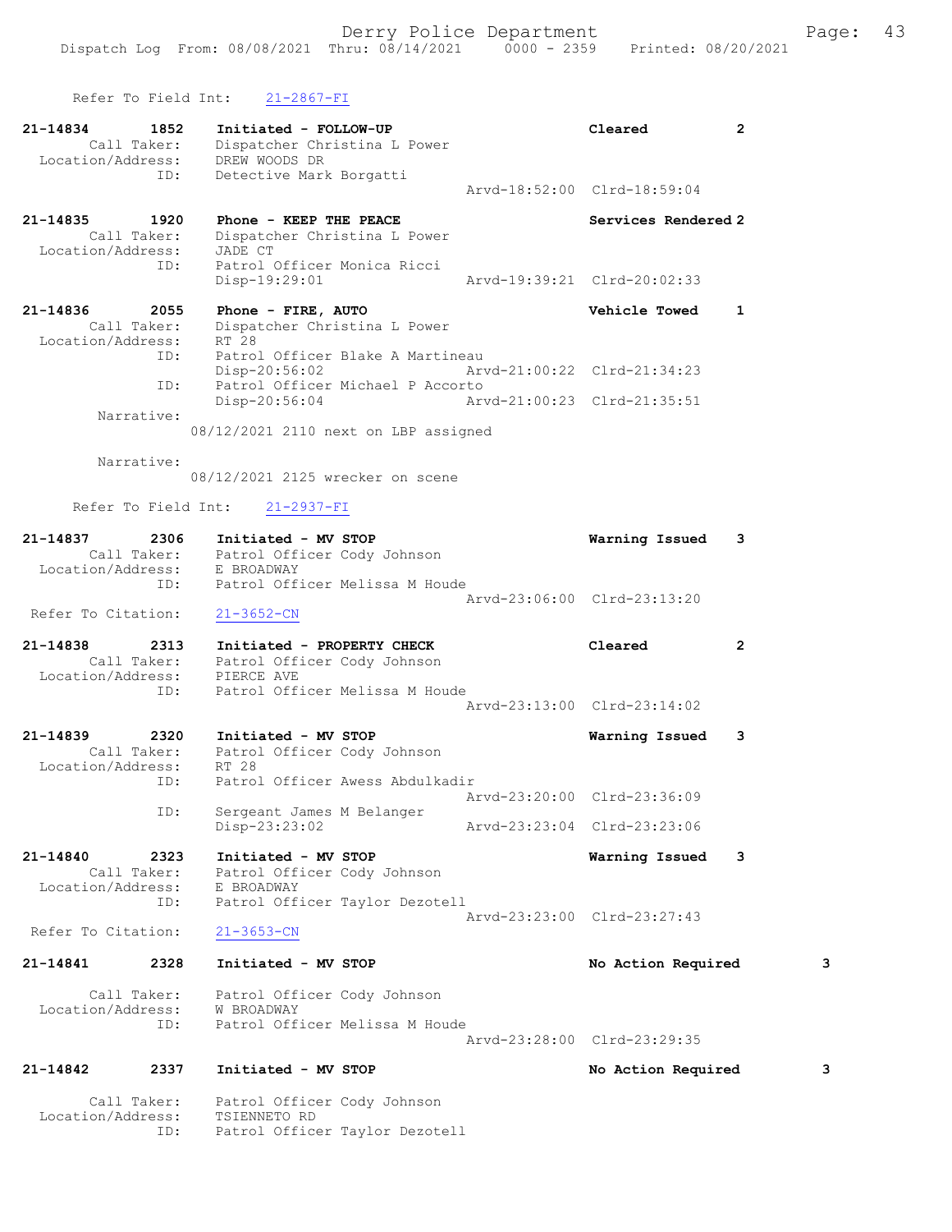Refer To Field Int: 21-2867-FI

**21-14834 1852 Initiated - FOLLOW-UP** — Cleared 2

Call Taker: Dispatcher Christina L Power
Location/Address: DREW WOODS DR
ID: Detective Mark Borgatti
Arvd-18:52:00 Clrd-18:59:04

**21-14835 1920 Phone - KEEP THE PEACE** — Services Rendered 2

Call Taker: Dispatcher Christina L Power
Location/Address: JADE CT
ID: Patrol Officer Monica Ricci
Disp-19:29:01 Arvd-19:39:21 Clrd-20:02:33

**21-14836 2055 Phone - FIRE, AUTO** — Vehicle Towed 1

Call Taker: Dispatcher Christina L Power
Location/Address: RT 28
ID: Patrol Officer Blake A Martineau
Disp-20:56:02 Arvd-21:00:22 Clrd-21:34:23
ID: Patrol Officer Michael P Accorto
Disp-20:56:04 Arvd-21:00:23 Clrd-21:35:51

Narrative:
08/12/2021 2110 next on LBP assigned

Narrative:
08/12/2021 2125 wrecker on scene

Refer To Field Int: 21-2937-FI

**21-14837 2306 Initiated - MV STOP** — Warning Issued 3

Call Taker: Patrol Officer Cody Johnson
Location/Address: E BROADWAY
ID: Patrol Officer Melissa M Houde
Arvd-23:06:00 Clrd-23:13:20

Refer To Citation: 21-3652-CN

**21-14838 2313 Initiated - PROPERTY CHECK** — Cleared 2

Call Taker: Patrol Officer Cody Johnson
Location/Address: PIERCE AVE
ID: Patrol Officer Melissa M Houde
Arvd-23:13:00 Clrd-23:14:02

**21-14839 2320 Initiated - MV STOP** — Warning Issued 3

Call Taker: Patrol Officer Cody Johnson
Location/Address: RT 28
ID: Patrol Officer Awess Abdulkadir
Arvd-23:20:00 Clrd-23:36:09
ID: Sergeant James M Belanger
Disp-23:23:02 Arvd-23:23:04 Clrd-23:23:06

**21-14840 2323 Initiated - MV STOP** — Warning Issued 3

Call Taker: Patrol Officer Cody Johnson
Location/Address: E BROADWAY
ID: Patrol Officer Taylor Dezotell
Arvd-23:23:00 Clrd-23:27:43

Refer To Citation: 21-3653-CN

**21-14841 2328 Initiated - MV STOP** — No Action Required 3

Call Taker: Patrol Officer Cody Johnson
Location/Address: W BROADWAY
ID: Patrol Officer Melissa M Houde
Arvd-23:28:00 Clrd-23:29:35

**21-14842 2337 Initiated - MV STOP** — No Action Required 3

Call Taker: Patrol Officer Cody Johnson
Location/Address: TSIENNETO RD
ID: Patrol Officer Taylor Dezotell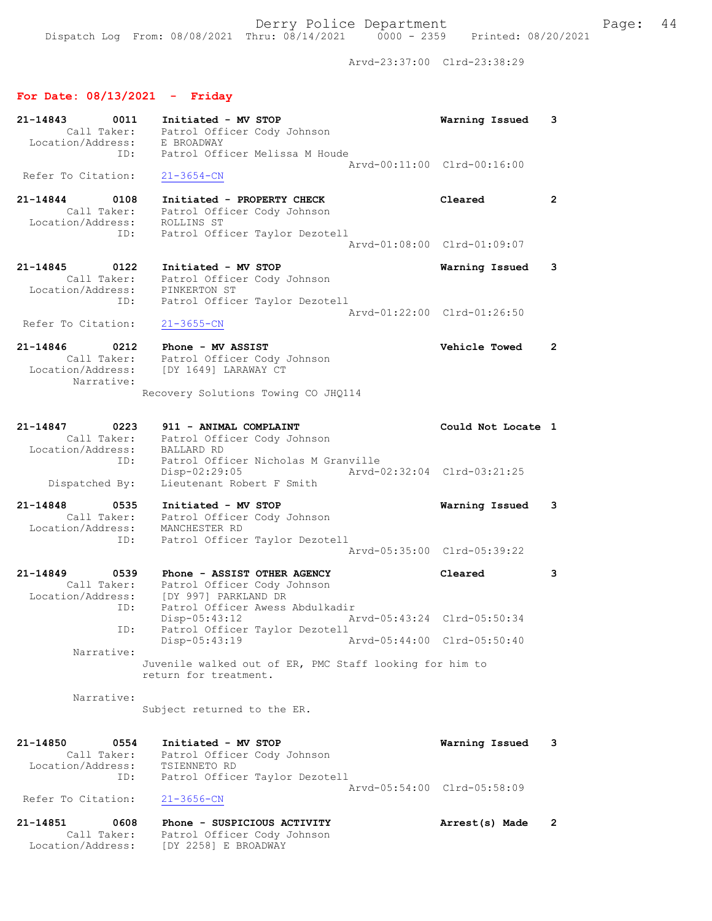Arvd-23:37:00 Clrd-23:38:29

## For Date: 08/13/2021 - Friday

```
21-14843        0011    Initiated - MV STOP                          Warning Issued    3
        Call Taker:     Patrol Officer Cody Johnson
  Location/Address:     E BROADWAY
                ID:     Patrol Officer Melissa M Houde
                                                Arvd-00:11:00  Clrd-00:16:00
 Refer To Citation:     21-3654-CN

21-14844        0108    Initiated - PROPERTY CHECK                   Cleared           2
        Call Taker:     Patrol Officer Cody Johnson
  Location/Address:     ROLLINS ST
                ID:     Patrol Officer Taylor Dezotell
                                                Arvd-01:08:00  Clrd-01:09:07

21-14845        0122    Initiated - MV STOP                          Warning Issued    3
        Call Taker:     Patrol Officer Cody Johnson
  Location/Address:     PINKERTON ST
                ID:     Patrol Officer Taylor Dezotell
                                                Arvd-01:22:00  Clrd-01:26:50
 Refer To Citation:     21-3655-CN

21-14846        0212    Phone - MV ASSIST                            Vehicle Towed     2
        Call Taker:     Patrol Officer Cody Johnson
  Location/Address:     [DY 1649] LARAWAY CT
         Narrative:
                    Recovery Solutions Towing CO JHQ114

21-14847        0223    911 - ANIMAL COMPLAINT                       Could Not Locate  1
        Call Taker:     Patrol Officer Cody Johnson
  Location/Address:     BALLARD RD
                ID:     Patrol Officer Nicholas M Granville
                        Disp-02:29:05           Arvd-02:32:04  Clrd-03:21:25
     Dispatched By:     Lieutenant Robert F Smith

21-14848        0535    Initiated - MV STOP                          Warning Issued    3
        Call Taker:     Patrol Officer Cody Johnson
  Location/Address:     MANCHESTER RD
                ID:     Patrol Officer Taylor Dezotell
                                                Arvd-05:35:00  Clrd-05:39:22

21-14849        0539    Phone - ASSIST OTHER AGENCY                  Cleared           3
        Call Taker:     Patrol Officer Cody Johnson
  Location/Address:     [DY 997] PARKLAND DR
                ID:     Patrol Officer Awess Abdulkadir
                        Disp-05:43:12           Arvd-05:43:24  Clrd-05:50:34
                ID:     Patrol Officer Taylor Dezotell
                        Disp-05:43:19           Arvd-05:44:00  Clrd-05:50:40
         Narrative:
                    Juvenile walked out of ER, PMC Staff looking for him to
                    return for treatment.

         Narrative:
                    Subject returned to the ER.

21-14850        0554    Initiated - MV STOP                          Warning Issued    3
        Call Taker:     Patrol Officer Cody Johnson
  Location/Address:     TSIENNETO RD
                ID:     Patrol Officer Taylor Dezotell
                                                Arvd-05:54:00  Clrd-05:58:09
 Refer To Citation:     21-3656-CN

21-14851        0608    Phone - SUSPICIOUS ACTIVITY                  Arrest(s) Made    2
        Call Taker:     Patrol Officer Cody Johnson
  Location/Address:     [DY 2258] E BROADWAY
```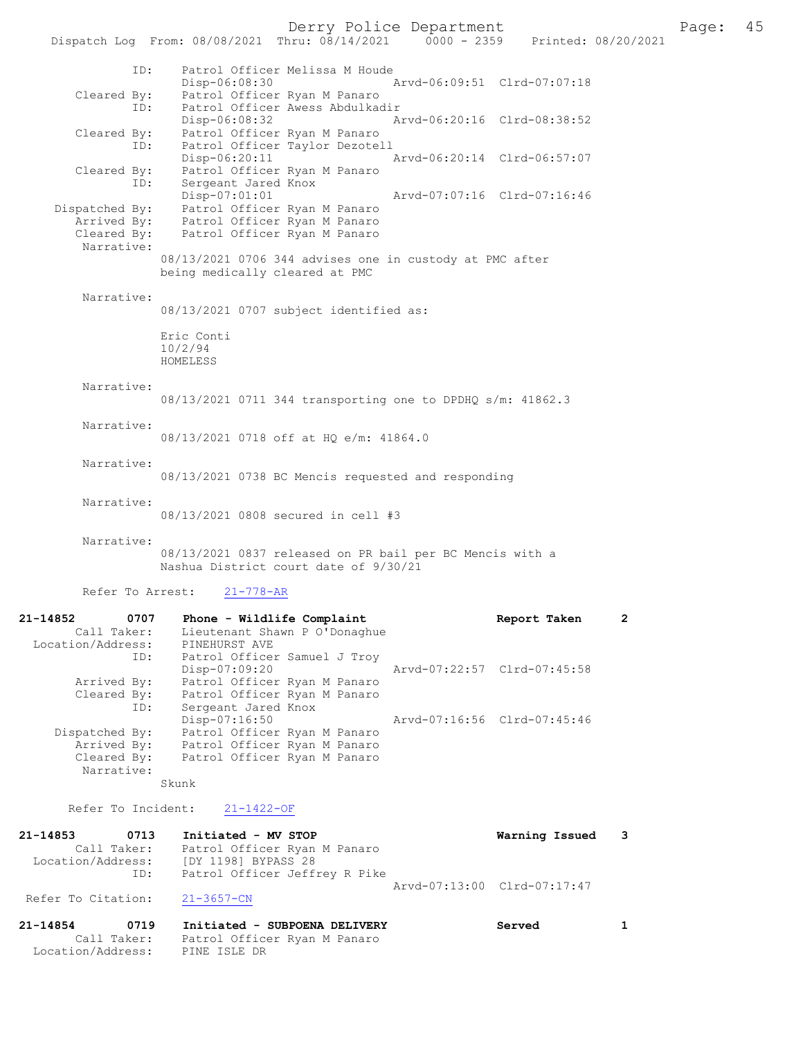```
            ID:     Patrol Officer Melissa M Houde
                    Disp-06:08:30                 Arvd-06:09:51  Clrd-07:07:18
    Cleared By:     Patrol Officer Ryan M Panaro
            ID:     Patrol Officer Awess Abdulkadir
                    Disp-06:08:32                 Arvd-06:20:16  Clrd-08:38:52
    Cleared By:     Patrol Officer Ryan M Panaro
            ID:     Patrol Officer Taylor Dezotell
                    Disp-06:20:11                 Arvd-06:20:14  Clrd-06:57:07
    Cleared By:     Patrol Officer Ryan M Panaro
            ID:     Sergeant Jared Knox
                    Disp-07:01:01                 Arvd-07:07:16  Clrd-07:16:46
 Dispatched By:     Patrol Officer Ryan M Panaro
    Arrived By:     Patrol Officer Ryan M Panaro
    Cleared By:     Patrol Officer Ryan M Panaro
     Narrative:
                  08/13/2021 0706 344 advises one in custody at PMC after
                  being medically cleared at PMC

     Narrative:
                  08/13/2021 0707 subject identified as:

                  Eric Conti
                  10/2/94
                  HOMELESS

     Narrative:
                  08/13/2021 0711 344 transporting one to DPDHQ s/m: 41862.3

     Narrative:
                  08/13/2021 0718 off at HQ e/m: 41864.0

     Narrative:
                  08/13/2021 0738 BC Mencis requested and responding

     Narrative:
                  08/13/2021 0808 secured in cell #3

     Narrative:
                  08/13/2021 0837 released on PR bail per BC Mencis with a
                  Nashua District court date of 9/30/21

     Refer To Arrest:    21-778-AR

21-14852        0707    Phone - Wildlife Complaint               Report Taken       2
      Call Taker:       Lieutenant Shawn P O'Donaghue
 Location/Address:      PINEHURST AVE
              ID:       Patrol Officer Samuel J Troy
                        Disp-07:09:20             Arvd-07:22:57  Clrd-07:45:58
      Arrived By:       Patrol Officer Ryan M Panaro
      Cleared By:       Patrol Officer Ryan M Panaro
              ID:       Sergeant Jared Knox
                        Disp-07:16:50             Arvd-07:16:56  Clrd-07:45:46
   Dispatched By:       Patrol Officer Ryan M Panaro
      Arrived By:       Patrol Officer Ryan M Panaro
      Cleared By:       Patrol Officer Ryan M Panaro
       Narrative:
                    Skunk

     Refer To Incident:    21-1422-OF

21-14853        0713    Initiated - MV STOP                      Warning Issued     3
      Call Taker:       Patrol Officer Ryan M Panaro
 Location/Address:      [DY 1198] BYPASS 28
              ID:       Patrol Officer Jeffrey R Pike
                                                  Arvd-07:13:00  Clrd-07:17:47
 Refer To Citation:     21-3657-CN

21-14854        0719    Initiated - SUBPOENA DELIVERY            Served             1
      Call Taker:       Patrol Officer Ryan M Panaro
 Location/Address:      PINE ISLE DR
```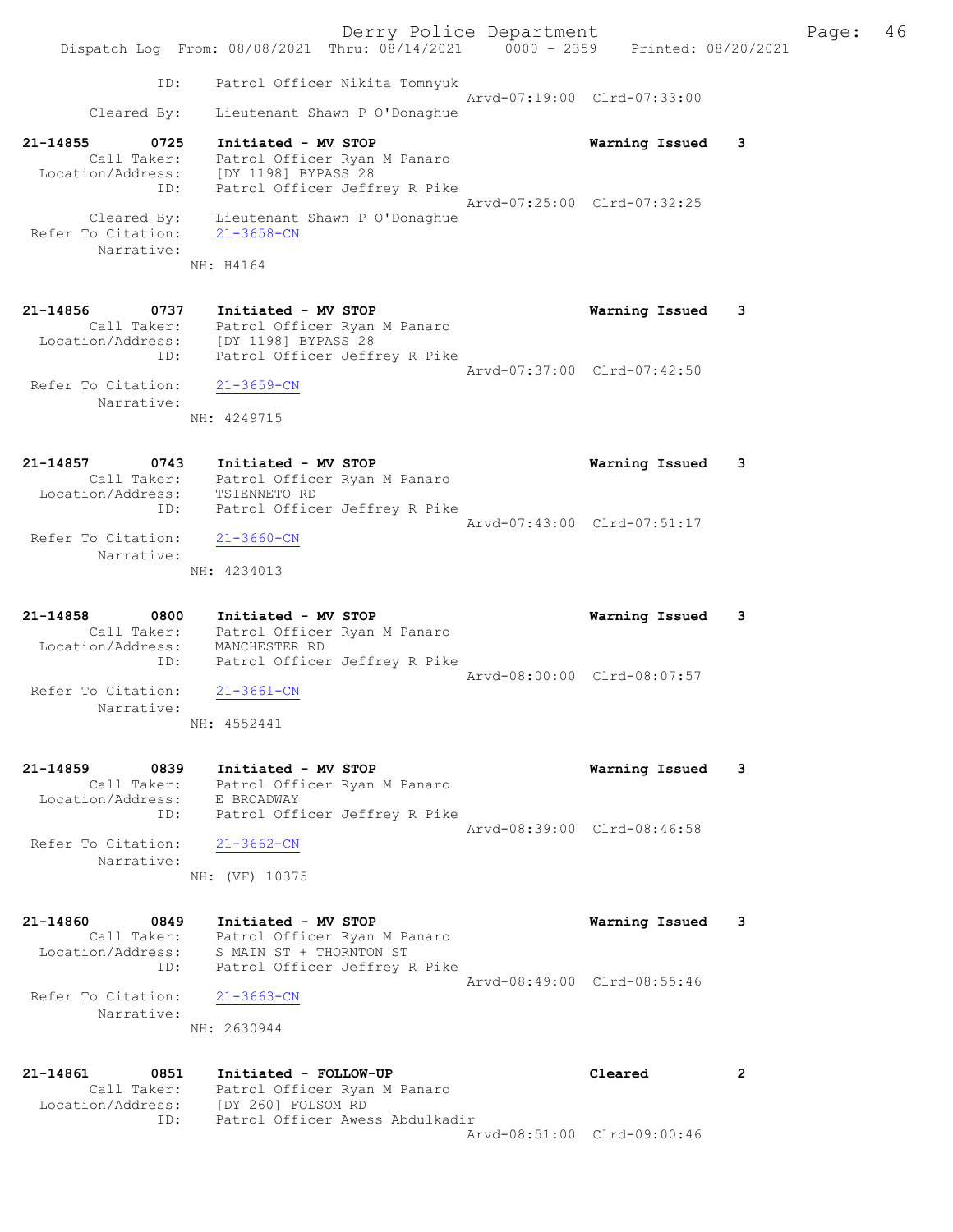```
                ID:    Patrol Officer Nikita Tomnyuk
                                                   Arvd-07:19:00  Clrd-07:33:00
       Cleared By:    Lieutenant Shawn P O'Donaghue

21-14855      0725    Initiated - MV STOP                         Warning Issued    3
       Call Taker:    Patrol Officer Ryan M Panaro
 Location/Address:    [DY 1198] BYPASS 28
               ID:    Patrol Officer Jeffrey R Pike
                                                   Arvd-07:25:00  Clrd-07:32:25
       Cleared By:    Lieutenant Shawn P O'Donaghue
 Refer To Citation:   21-3658-CN
        Narrative:
                  NH: H4164

21-14856      0737    Initiated - MV STOP                         Warning Issued    3
       Call Taker:    Patrol Officer Ryan M Panaro
 Location/Address:    [DY 1198] BYPASS 28
               ID:    Patrol Officer Jeffrey R Pike
                                                   Arvd-07:37:00  Clrd-07:42:50
 Refer To Citation:   21-3659-CN
        Narrative:
                  NH: 4249715

21-14857      0743    Initiated - MV STOP                         Warning Issued    3
       Call Taker:    Patrol Officer Ryan M Panaro
 Location/Address:    TSIENNETO RD
               ID:    Patrol Officer Jeffrey R Pike
                                                   Arvd-07:43:00  Clrd-07:51:17
 Refer To Citation:   21-3660-CN
        Narrative:
                  NH: 4234013

21-14858      0800    Initiated - MV STOP                         Warning Issued    3
       Call Taker:    Patrol Officer Ryan M Panaro
 Location/Address:    MANCHESTER RD
               ID:    Patrol Officer Jeffrey R Pike
                                                   Arvd-08:00:00  Clrd-08:07:57
 Refer To Citation:   21-3661-CN
        Narrative:
                  NH: 4552441

21-14859      0839    Initiated - MV STOP                         Warning Issued    3
       Call Taker:    Patrol Officer Ryan M Panaro
 Location/Address:    E BROADWAY
               ID:    Patrol Officer Jeffrey R Pike
                                                   Arvd-08:39:00  Clrd-08:46:58
 Refer To Citation:   21-3662-CN
        Narrative:
                  NH: (VF) 10375

21-14860      0849    Initiated - MV STOP                         Warning Issued    3
       Call Taker:    Patrol Officer Ryan M Panaro
 Location/Address:    S MAIN ST + THORNTON ST
               ID:    Patrol Officer Jeffrey R Pike
                                                   Arvd-08:49:00  Clrd-08:55:46
 Refer To Citation:   21-3663-CN
        Narrative:
                  NH: 2630944

21-14861      0851    Initiated - FOLLOW-UP                       Cleared           2
       Call Taker:    Patrol Officer Ryan M Panaro
 Location/Address:    [DY 260] FOLSOM RD
               ID:    Patrol Officer Awess Abdulkadir
                                                   Arvd-08:51:00  Clrd-09:00:46
```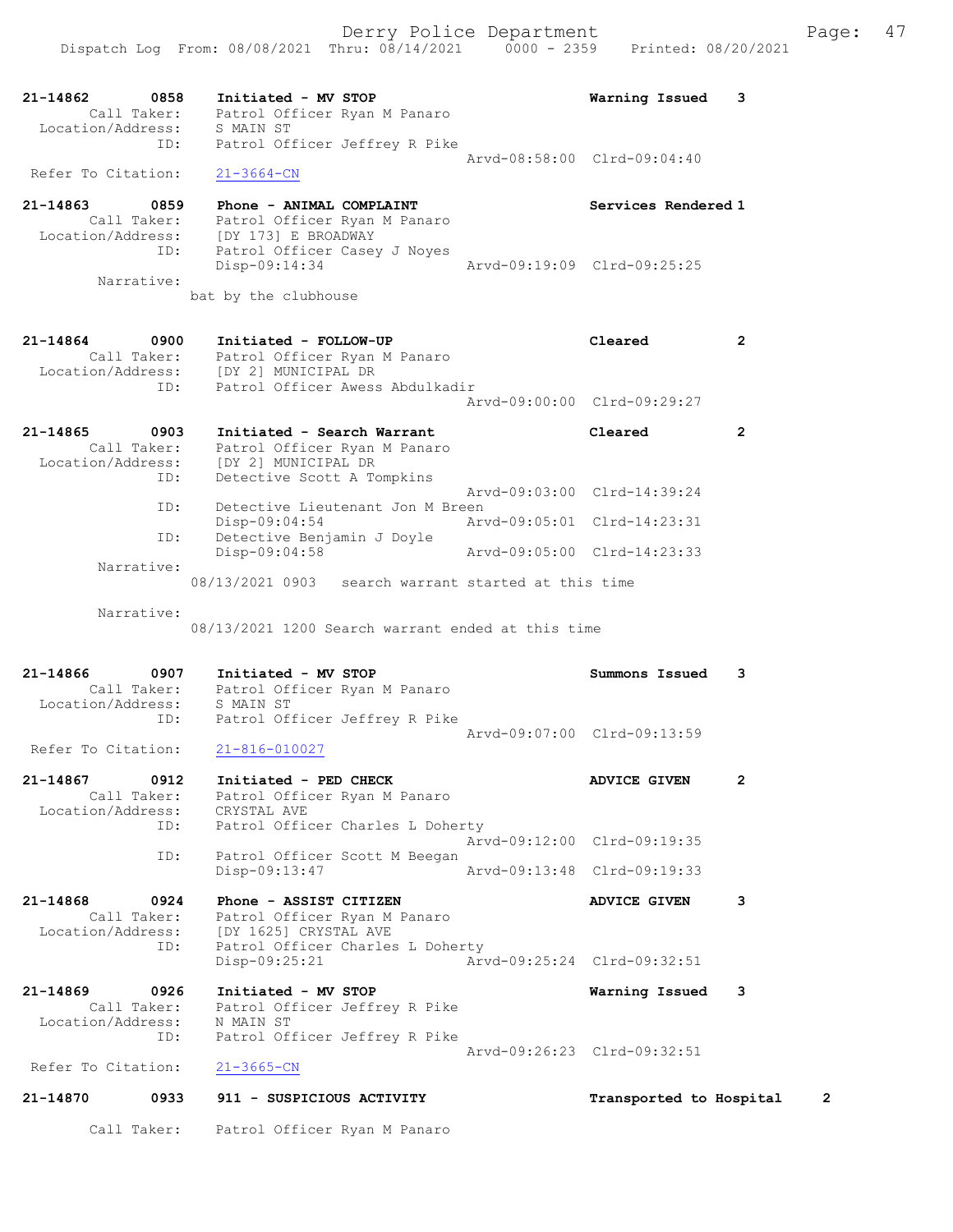21-14862 0858 Initiated - MV STOP Warning Issued 3
Call Taker: Patrol Officer Ryan M Panaro
Location/Address: S MAIN ST
ID: Patrol Officer Jeffrey R Pike
Arvd-08:58:00 Clrd-09:04:40
Refer To Citation: 21-3664-CN

21-14863 0859 Phone - ANIMAL COMPLAINT Services Rendered 1
Call Taker: Patrol Officer Ryan M Panaro
Location/Address: [DY 173] E BROADWAY
ID: Patrol Officer Casey J Noyes
Disp-09:14:34 Arvd-09:19:09 Clrd-09:25:25
Narrative:
bat by the clubhouse

21-14864 0900 Initiated - FOLLOW-UP Cleared 2
Call Taker: Patrol Officer Ryan M Panaro
Location/Address: [DY 2] MUNICIPAL DR
ID: Patrol Officer Awess Abdulkadir
Arvd-09:00:00 Clrd-09:29:27

21-14865 0903 Initiated - Search Warrant Cleared 2
Call Taker: Patrol Officer Ryan M Panaro
Location/Address: [DY 2] MUNICIPAL DR
ID: Detective Scott A Tompkins
Arvd-09:03:00 Clrd-14:39:24
ID: Detective Lieutenant Jon M Breen
Disp-09:04:54 Arvd-09:05:01 Clrd-14:23:31
ID: Detective Benjamin J Doyle
Disp-09:04:58 Arvd-09:05:00 Clrd-14:23:33
Narrative:
08/13/2021 0903 search warrant started at this time

Narrative:
08/13/2021 1200 Search warrant ended at this time

21-14866 0907 Initiated - MV STOP Summons Issued 3
Call Taker: Patrol Officer Ryan M Panaro
Location/Address: S MAIN ST
ID: Patrol Officer Jeffrey R Pike
Arvd-09:07:00 Clrd-09:13:59
Refer To Citation: 21-816-010027

21-14867 0912 Initiated - PED CHECK ADVICE GIVEN 2
Call Taker: Patrol Officer Ryan M Panaro
Location/Address: CRYSTAL AVE
ID: Patrol Officer Charles L Doherty
Arvd-09:12:00 Clrd-09:19:35
ID: Patrol Officer Scott M Beegan
Disp-09:13:47 Arvd-09:13:48 Clrd-09:19:33

21-14868 0924 Phone - ASSIST CITIZEN ADVICE GIVEN 3
Call Taker: Patrol Officer Ryan M Panaro
Location/Address: [DY 1625] CRYSTAL AVE
ID: Patrol Officer Charles L Doherty
Disp-09:25:21 Arvd-09:25:24 Clrd-09:32:51

21-14869 0926 Initiated - MV STOP Warning Issued 3
Call Taker: Patrol Officer Jeffrey R Pike
Location/Address: N MAIN ST
ID: Patrol Officer Jeffrey R Pike
Arvd-09:26:23 Clrd-09:32:51
Refer To Citation: 21-3665-CN

21-14870 0933 911 - SUSPICIOUS ACTIVITY Transported to Hospital 2
Call Taker: Patrol Officer Ryan M Panaro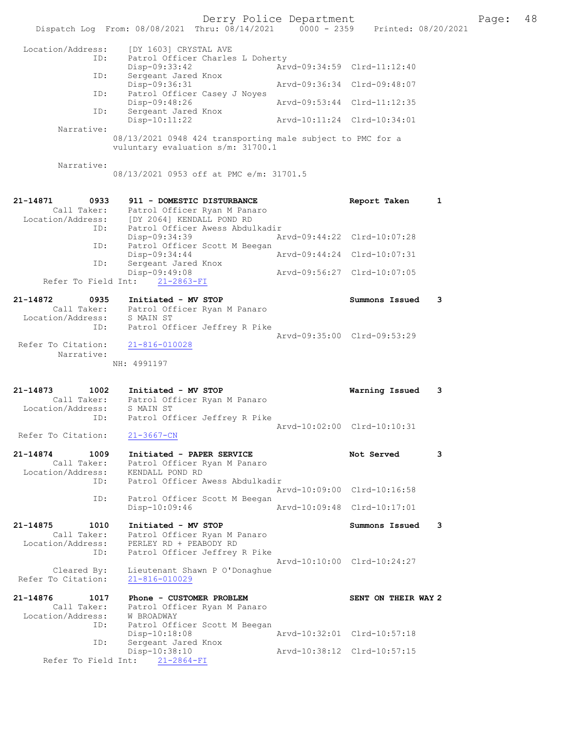Location/Address: [DY 1603] CRYSTAL AVE
ID: Patrol Officer Charles L Doherty
Disp-09:33:42 Arvd-09:34:59 Clrd-11:12:40
ID: Sergeant Jared Knox
Disp-09:36:31 Arvd-09:36:34 Clrd-09:48:07
ID: Patrol Officer Casey J Noyes
Disp-09:48:26 Arvd-09:53:44 Clrd-11:12:35
ID: Sergeant Jared Knox
Disp-10:11:22 Arvd-10:11:24 Clrd-10:34:01
Narrative:
08/13/2021 0948 424 transporting male subject to PMC for a vuluntary evaluation s/m: 31700.1

Narrative:
08/13/2021 0953 off at PMC e/m: 31701.5

**21-14871 0933 911 - DOMESTIC DISTURBANCE Report Taken 1**
Call Taker: Patrol Officer Ryan M Panaro
Location/Address: [DY 2064] KENDALL POND RD
ID: Patrol Officer Awess Abdulkadir
Disp-09:34:39 Arvd-09:44:22 Clrd-10:07:28
ID: Patrol Officer Scott M Beegan
Disp-09:34:44 Arvd-09:44:24 Clrd-10:07:31
ID: Sergeant Jared Knox
Disp-09:49:08 Arvd-09:56:27 Clrd-10:07:05
Refer To Field Int: 21-2863-FI

**21-14872 0935 Initiated - MV STOP Summons Issued 3**
Call Taker: Patrol Officer Ryan M Panaro
Location/Address: S MAIN ST
ID: Patrol Officer Jeffrey R Pike
Arvd-09:35:00 Clrd-09:53:29
Refer To Citation: 21-816-010028
Narrative:
NH: 4991197

**21-14873 1002 Initiated - MV STOP Warning Issued 3**
Call Taker: Patrol Officer Ryan M Panaro
Location/Address: S MAIN ST
ID: Patrol Officer Jeffrey R Pike
Arvd-10:02:00 Clrd-10:10:31
Refer To Citation: 21-3667-CN

**21-14874 1009 Initiated - PAPER SERVICE Not Served 3**
Call Taker: Patrol Officer Ryan M Panaro
Location/Address: KENDALL POND RD
ID: Patrol Officer Awess Abdulkadir
Arvd-10:09:00 Clrd-10:16:58
ID: Patrol Officer Scott M Beegan
Disp-10:09:46 Arvd-10:09:48 Clrd-10:17:01

**21-14875 1010 Initiated - MV STOP Summons Issued 3**
Call Taker: Patrol Officer Ryan M Panaro
Location/Address: PERLEY RD + PEABODY RD
ID: Patrol Officer Jeffrey R Pike
Arvd-10:10:00 Clrd-10:24:27
Cleared By: Lieutenant Shawn P O'Donaghue
Refer To Citation: 21-816-010029

**21-14876 1017 Phone - CUSTOMER PROBLEM SENT ON THEIR WAY 2**
Call Taker: Patrol Officer Ryan M Panaro
Location/Address: W BROADWAY
ID: Patrol Officer Scott M Beegan
Disp-10:18:08 Arvd-10:32:01 Clrd-10:57:18
ID: Sergeant Jared Knox
Disp-10:38:10 Arvd-10:38:12 Clrd-10:57:15
Refer To Field Int: 21-2864-FI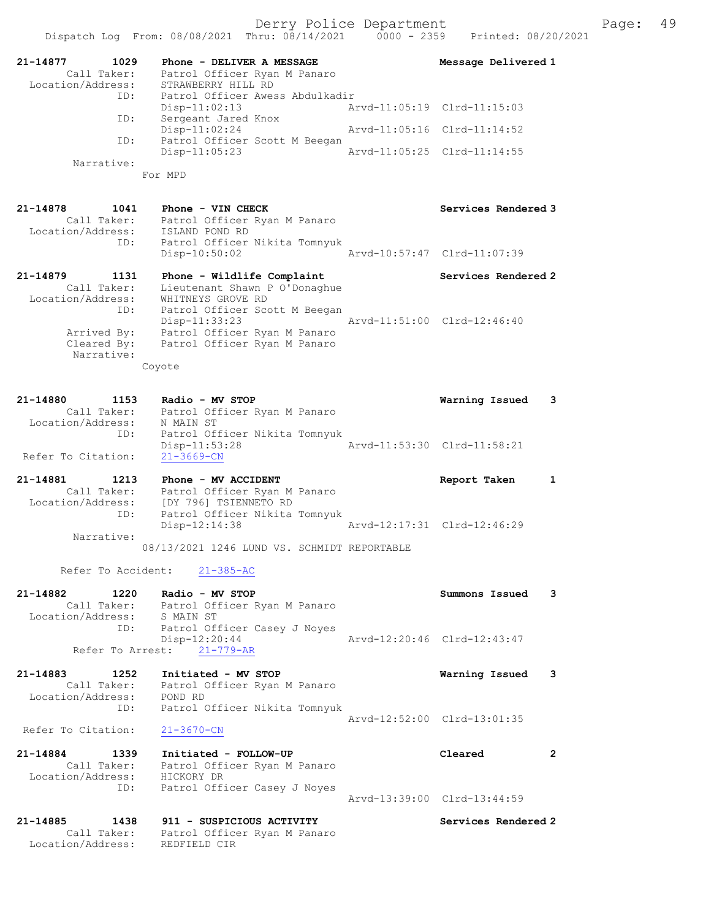Derry Police Department

Dispatch Log From: 08/08/2021 Thru: 08/14/2021 0000 - 2359 Printed: 08/20/2021

```
21-14877        1029    Phone - DELIVER A MESSAGE                   Message Delivered 1
        Call Taker:     Patrol Officer Ryan M Panaro
  Location/Address:     STRAWBERRY HILL RD
                ID:     Patrol Officer Awess Abdulkadir
                        Disp-11:02:13               Arvd-11:05:19  Clrd-11:15:03
                ID:     Sergeant Jared Knox
                        Disp-11:02:24               Arvd-11:05:16  Clrd-11:14:52
                ID:     Patrol Officer Scott M Beegan
                        Disp-11:05:23               Arvd-11:05:25  Clrd-11:14:55
         Narrative:
                      For MPD

21-14878        1041    Phone - VIN CHECK                           Services Rendered 3
        Call Taker:     Patrol Officer Ryan M Panaro
  Location/Address:     ISLAND POND RD
                ID:     Patrol Officer Nikita Tomnyuk
                        Disp-10:50:02               Arvd-10:57:47  Clrd-11:07:39

21-14879        1131    Phone - Wildlife Complaint                  Services Rendered 2
        Call Taker:     Lieutenant Shawn P O'Donaghue
  Location/Address:     WHITNEYS GROVE RD
                ID:     Patrol Officer Scott M Beegan
                        Disp-11:33:23               Arvd-11:51:00  Clrd-12:46:40
        Arrived By:     Patrol Officer Ryan M Panaro
        Cleared By:     Patrol Officer Ryan M Panaro
         Narrative:
                      Coyote

21-14880        1153    Radio - MV STOP                             Warning Issued    3
        Call Taker:     Patrol Officer Ryan M Panaro
  Location/Address:     N MAIN ST
                ID:     Patrol Officer Nikita Tomnyuk
                        Disp-11:53:28               Arvd-11:53:30  Clrd-11:58:21
 Refer To Citation:     21-3669-CN

21-14881        1213    Phone - MV ACCIDENT                         Report Taken      1
        Call Taker:     Patrol Officer Ryan M Panaro
  Location/Address:     [DY 796] TSIENNETO RD
                ID:     Patrol Officer Nikita Tomnyuk
                        Disp-12:14:38               Arvd-12:17:31  Clrd-12:46:29
         Narrative:
                      08/13/2021 1246 LUND VS. SCHMIDT REPORTABLE

       Refer To Accident:     21-385-AC

21-14882        1220    Radio - MV STOP                             Summons Issued    3
        Call Taker:     Patrol Officer Ryan M Panaro
  Location/Address:     S MAIN ST
                ID:     Patrol Officer Casey J Noyes
                        Disp-12:20:44               Arvd-12:20:46  Clrd-12:43:47
   Refer To Arrest:     21-779-AR

21-14883        1252    Initiated - MV STOP                         Warning Issued    3
        Call Taker:     Patrol Officer Ryan M Panaro
  Location/Address:     POND RD
                ID:     Patrol Officer Nikita Tomnyuk
                                                    Arvd-12:52:00  Clrd-13:01:35
 Refer To Citation:     21-3670-CN

21-14884        1339    Initiated - FOLLOW-UP                       Cleared           2
        Call Taker:     Patrol Officer Ryan M Panaro
  Location/Address:     HICKORY DR
                ID:     Patrol Officer Casey J Noyes
                                                    Arvd-13:39:00  Clrd-13:44:59

21-14885        1438    911 - SUSPICIOUS ACTIVITY                   Services Rendered 2
        Call Taker:     Patrol Officer Ryan M Panaro
  Location/Address:     REDFIELD CIR
```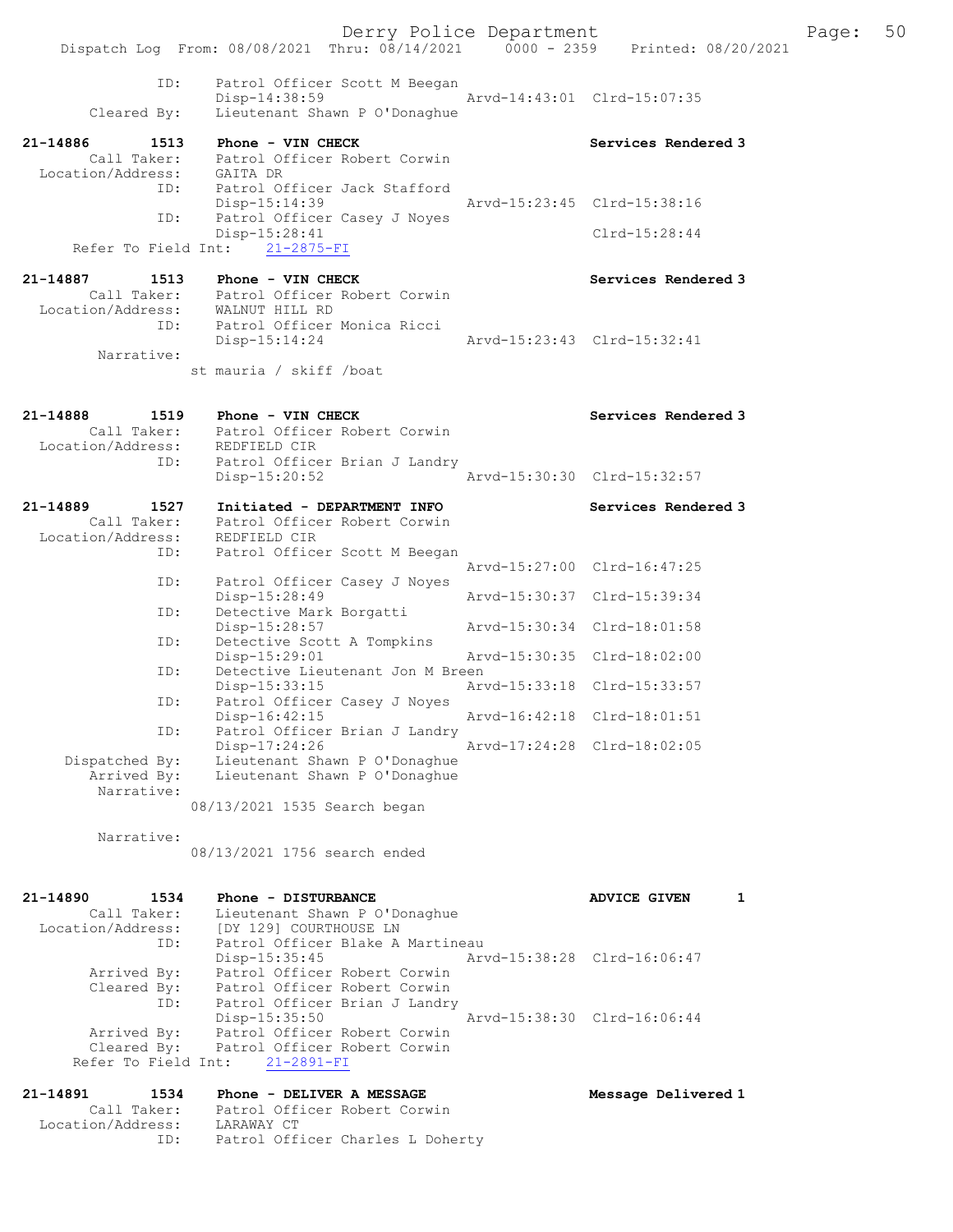```
            ID:     Patrol Officer Scott M Beegan
                    Disp-14:38:59                 Arvd-14:43:01  Clrd-15:07:35
    Cleared By:     Lieutenant Shawn P O'Donaghue

21-14886      1513  Phone - VIN CHECK                           Services Rendered 3
    Call Taker:     Patrol Officer Robert Corwin
  Location/Address:  GAITA DR
            ID:     Patrol Officer Jack Stafford
                    Disp-15:14:39                 Arvd-15:23:45  Clrd-15:38:16
            ID:     Patrol Officer Casey J Noyes
                    Disp-15:28:41                                Clrd-15:28:44
  Refer To Field Int:    21-2875-FI

21-14887      1513  Phone - VIN CHECK                           Services Rendered 3
    Call Taker:     Patrol Officer Robert Corwin
  Location/Address:  WALNUT HILL RD
            ID:     Patrol Officer Monica Ricci
                    Disp-15:14:24                 Arvd-15:23:43  Clrd-15:32:41
     Narrative:
                  st mauria / skiff /boat


21-14888      1519  Phone - VIN CHECK                           Services Rendered 3
    Call Taker:     Patrol Officer Robert Corwin
  Location/Address:  REDFIELD CIR
            ID:     Patrol Officer Brian J Landry
                    Disp-15:20:52                 Arvd-15:30:30  Clrd-15:32:57

21-14889      1527  Initiated - DEPARTMENT INFO                 Services Rendered 3
    Call Taker:     Patrol Officer Robert Corwin
  Location/Address:  REDFIELD CIR
            ID:     Patrol Officer Scott M Beegan
                                                  Arvd-15:27:00  Clrd-16:47:25
            ID:     Patrol Officer Casey J Noyes
                    Disp-15:28:49                 Arvd-15:30:37  Clrd-15:39:34
            ID:     Detective Mark Borgatti
                    Disp-15:28:57                 Arvd-15:30:34  Clrd-18:01:58
            ID:     Detective Scott A Tompkins
                    Disp-15:29:01                 Arvd-15:30:35  Clrd-18:02:00
            ID:     Detective Lieutenant Jon M Breen
                    Disp-15:33:15                 Arvd-15:33:18  Clrd-15:33:57
            ID:     Patrol Officer Casey J Noyes
                    Disp-16:42:15                 Arvd-16:42:18  Clrd-18:01:51
            ID:     Patrol Officer Brian J Landry
                    Disp-17:24:26                 Arvd-17:24:28  Clrd-18:02:05
  Dispatched By:    Lieutenant Shawn P O'Donaghue
    Arrived By:     Lieutenant Shawn P O'Donaghue
     Narrative:
                  08/13/2021 1535 Search began

     Narrative:
                  08/13/2021 1756 search ended


21-14890      1534  Phone - DISTURBANCE                         ADVICE GIVEN      1
    Call Taker:     Lieutenant Shawn P O'Donaghue
  Location/Address:  [DY 129] COURTHOUSE LN
            ID:     Patrol Officer Blake A Martineau
                    Disp-15:35:45                 Arvd-15:38:28  Clrd-16:06:47
    Arrived By:     Patrol Officer Robert Corwin
    Cleared By:     Patrol Officer Robert Corwin
            ID:     Patrol Officer Brian J Landry
                    Disp-15:35:50                 Arvd-15:38:30  Clrd-16:06:44
    Arrived By:     Patrol Officer Robert Corwin
    Cleared By:     Patrol Officer Robert Corwin
  Refer To Field Int:    21-2891-FI

21-14891      1534  Phone - DELIVER A MESSAGE                   Message Delivered 1
    Call Taker:     Patrol Officer Robert Corwin
  Location/Address:  LARAWAY CT
            ID:     Patrol Officer Charles L Doherty
```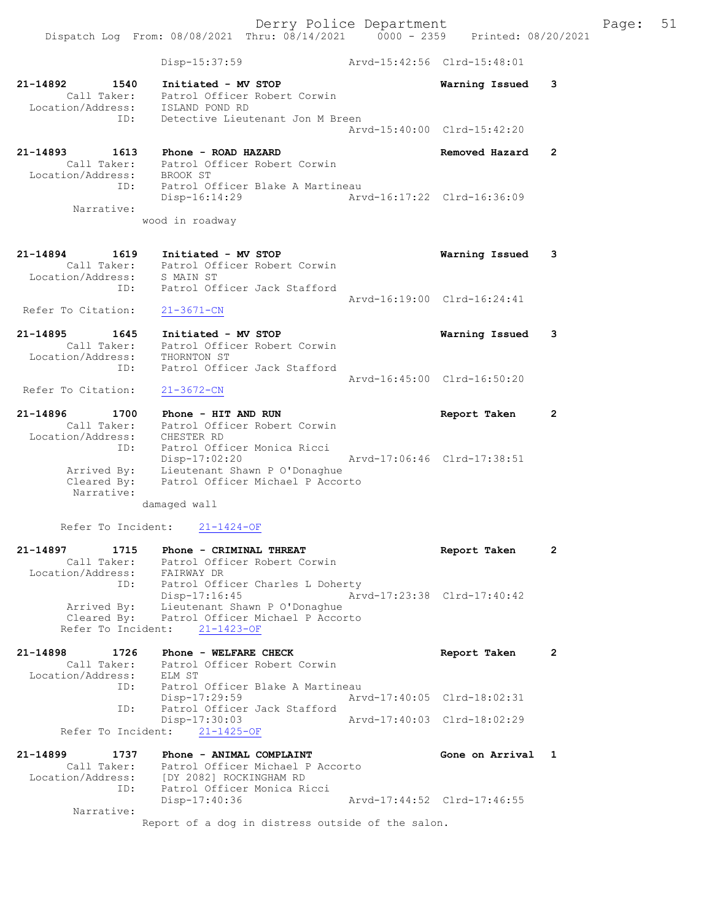```
                Disp-15:37:59              Arvd-15:42:56  Clrd-15:48:01

21-14892        1540    Initiated - MV STOP                   Warning Issued   3
        Call Taker:     Patrol Officer Robert Corwin
  Location/Address:     ISLAND POND RD
                ID:     Detective Lieutenant Jon M Breen
                                           Arvd-15:40:00  Clrd-15:42:20

21-14893        1613    Phone - ROAD HAZARD                   Removed Hazard   2
        Call Taker:     Patrol Officer Robert Corwin
  Location/Address:     BROOK ST
                ID:     Patrol Officer Blake A Martineau
                        Disp-16:14:29      Arvd-16:17:22  Clrd-16:36:09
         Narrative:
                      wood in roadway

21-14894        1619    Initiated - MV STOP                   Warning Issued   3
        Call Taker:     Patrol Officer Robert Corwin
  Location/Address:     S MAIN ST
                ID:     Patrol Officer Jack Stafford
                                           Arvd-16:19:00  Clrd-16:24:41
 Refer To Citation:     21-3671-CN

21-14895        1645    Initiated - MV STOP                   Warning Issued   3
        Call Taker:     Patrol Officer Robert Corwin
  Location/Address:     THORNTON ST
                ID:     Patrol Officer Jack Stafford
                                           Arvd-16:45:00  Clrd-16:50:20
 Refer To Citation:     21-3672-CN

21-14896        1700    Phone - HIT AND RUN                   Report Taken     2
        Call Taker:     Patrol Officer Robert Corwin
  Location/Address:     CHESTER RD
                ID:     Patrol Officer Monica Ricci
                        Disp-17:02:20      Arvd-17:06:46  Clrd-17:38:51
       Arrived By:      Lieutenant Shawn P O'Donaghue
       Cleared By:      Patrol Officer Michael P Accorto
        Narrative:
                      damaged wall

      Refer To Incident:    21-1424-OF

21-14897        1715    Phone - CRIMINAL THREAT               Report Taken     2
        Call Taker:     Patrol Officer Robert Corwin
  Location/Address:     FAIRWAY DR
                ID:     Patrol Officer Charles L Doherty
                        Disp-17:16:45      Arvd-17:23:38  Clrd-17:40:42
       Arrived By:      Lieutenant Shawn P O'Donaghue
       Cleared By:      Patrol Officer Michael P Accorto
      Refer To Incident:    21-1423-OF

21-14898        1726    Phone - WELFARE CHECK                 Report Taken     2
        Call Taker:     Patrol Officer Robert Corwin
  Location/Address:     ELM ST
                ID:     Patrol Officer Blake A Martineau
                        Disp-17:29:59      Arvd-17:40:05  Clrd-18:02:31
                ID:     Patrol Officer Jack Stafford
                        Disp-17:30:03      Arvd-17:40:03  Clrd-18:02:29
      Refer To Incident:    21-1425-OF

21-14899        1737    Phone - ANIMAL COMPLAINT              Gone on Arrival  1
        Call Taker:     Patrol Officer Michael P Accorto
  Location/Address:     [DY 2082] ROCKINGHAM RD
                ID:     Patrol Officer Monica Ricci
                        Disp-17:40:36      Arvd-17:44:52  Clrd-17:46:55
        Narrative:
                      Report of a dog in distress outside of the salon.
```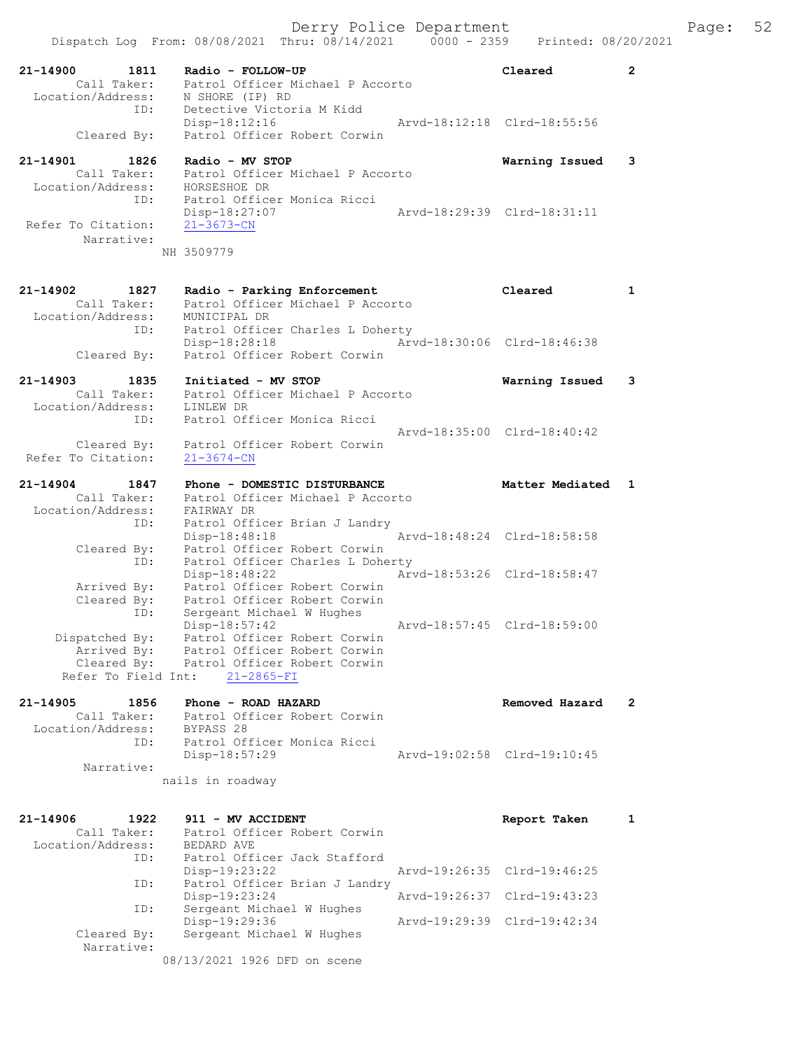```
21-14900        1811    Radio - FOLLOW-UP                              Cleared          2
        Call Taker:     Patrol Officer Michael P Accorto
  Location/Address:     N SHORE (IP) RD
                ID:     Detective Victoria M Kidd
                        Disp-18:12:16                 Arvd-18:12:18  Clrd-18:55:56
        Cleared By:     Patrol Officer Robert Corwin

21-14901        1826    Radio - MV STOP                                Warning Issued   3
        Call Taker:     Patrol Officer Michael P Accorto
  Location/Address:     HORSESHOE DR
                ID:     Patrol Officer Monica Ricci
                        Disp-18:27:07                 Arvd-18:29:39  Clrd-18:31:11
 Refer To Citation:     21-3673-CN
         Narrative:
                    NH 3509779

21-14902        1827    Radio - Parking Enforcement                    Cleared          1
        Call Taker:     Patrol Officer Michael P Accorto
  Location/Address:     MUNICIPAL DR
                ID:     Patrol Officer Charles L Doherty
                        Disp-18:28:18                 Arvd-18:30:06  Clrd-18:46:38
        Cleared By:     Patrol Officer Robert Corwin

21-14903        1835    Initiated - MV STOP                            Warning Issued   3
        Call Taker:     Patrol Officer Michael P Accorto
  Location/Address:     LINLEW DR
                ID:     Patrol Officer Monica Ricci
                                                      Arvd-18:35:00  Clrd-18:40:42
        Cleared By:     Patrol Officer Robert Corwin
 Refer To Citation:     21-3674-CN

21-14904        1847    Phone - DOMESTIC DISTURBANCE                   Matter Mediated  1
        Call Taker:     Patrol Officer Michael P Accorto
  Location/Address:     FAIRWAY DR
                ID:     Patrol Officer Brian J Landry
                        Disp-18:48:18                 Arvd-18:48:24  Clrd-18:58:58
        Cleared By:     Patrol Officer Robert Corwin
                ID:     Patrol Officer Charles L Doherty
                        Disp-18:48:22                 Arvd-18:53:26  Clrd-18:58:47
        Arrived By:     Patrol Officer Robert Corwin
        Cleared By:     Patrol Officer Robert Corwin
                ID:     Sergeant Michael W Hughes
                        Disp-18:57:42                 Arvd-18:57:45  Clrd-18:59:00
     Dispatched By:     Patrol Officer Robert Corwin
        Arrived By:     Patrol Officer Robert Corwin
        Cleared By:     Patrol Officer Robert Corwin
      Refer To Field Int:     21-2865-FI

21-14905        1856    Phone - ROAD HAZARD                            Removed Hazard   2
        Call Taker:     Patrol Officer Robert Corwin
  Location/Address:     BYPASS 28
                ID:     Patrol Officer Monica Ricci
                        Disp-18:57:29                 Arvd-19:02:58  Clrd-19:10:45
         Narrative:
                    nails in roadway

21-14906        1922    911 - MV ACCIDENT                              Report Taken     1
        Call Taker:     Patrol Officer Robert Corwin
  Location/Address:     BEDARD AVE
                ID:     Patrol Officer Jack Stafford
                        Disp-19:23:22                 Arvd-19:26:35  Clrd-19:46:25
                ID:     Patrol Officer Brian J Landry
                        Disp-19:23:24                 Arvd-19:26:37  Clrd-19:43:23
                ID:     Sergeant Michael W Hughes
                        Disp-19:29:36                 Arvd-19:29:39  Clrd-19:42:34
        Cleared By:     Sergeant Michael W Hughes
         Narrative:
                    08/13/2021 1926 DFD on scene
```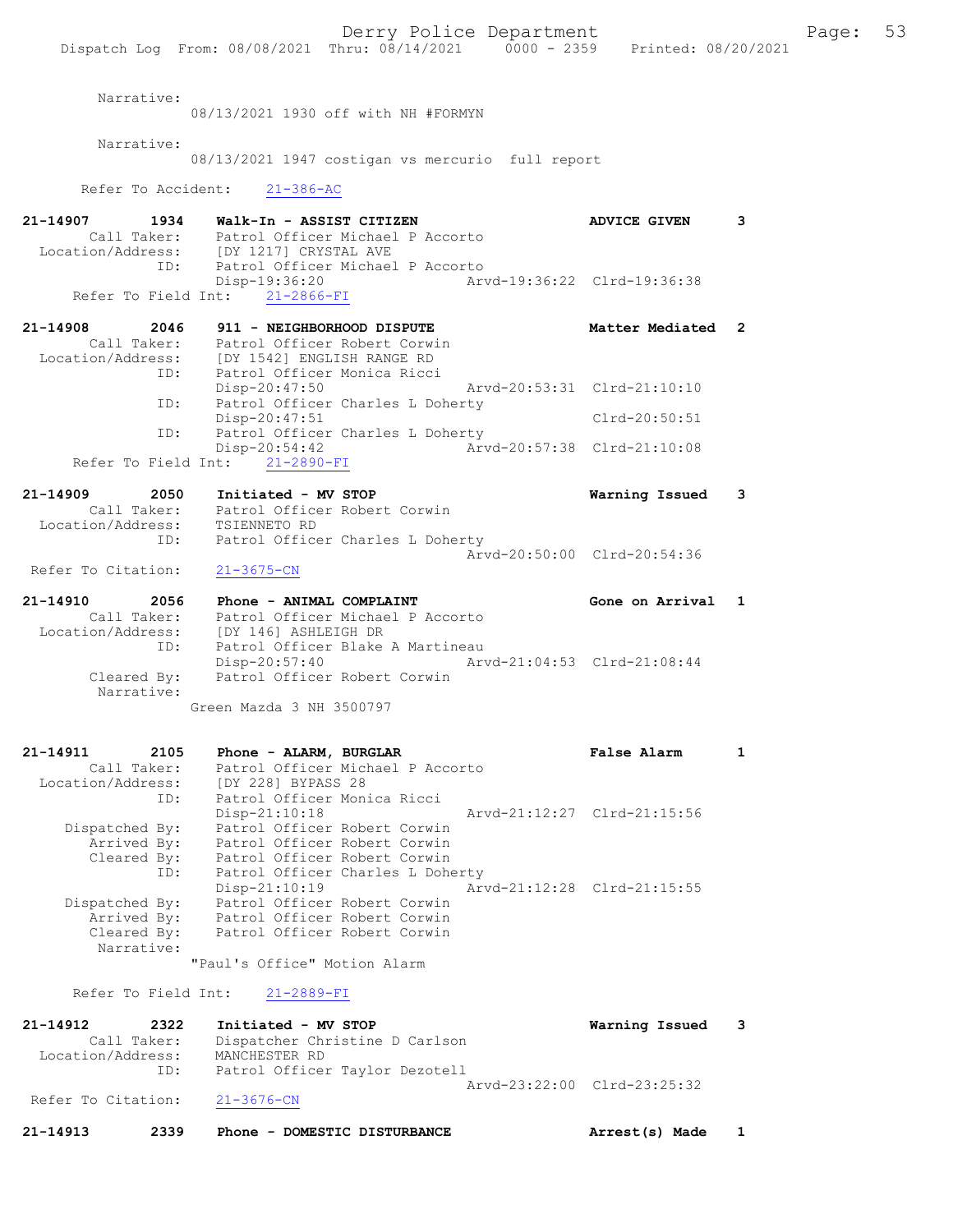Narrative:
08/13/2021 1930 off with NH #FORMYN

Narrative:
08/13/2021 1947 costigan vs mercurio full report

Refer To Accident: 21-386-AC

```
21-14907        1934    Walk-In - ASSIST CITIZEN                     ADVICE GIVEN      3
        Call Taker:     Patrol Officer Michael P Accorto
  Location/Address:     [DY 1217] CRYSTAL AVE
                ID:     Patrol Officer Michael P Accorto
                        Disp-19:36:20               Arvd-19:36:22  Clrd-19:36:38
     Refer To Field Int:    21-2866-FI

21-14908        2046    911 - NEIGHBORHOOD DISPUTE                   Matter Mediated   2
        Call Taker:     Patrol Officer Robert Corwin
  Location/Address:     [DY 1542] ENGLISH RANGE RD
                ID:     Patrol Officer Monica Ricci
                        Disp-20:47:50               Arvd-20:53:31  Clrd-21:10:10
                ID:     Patrol Officer Charles L Doherty
                        Disp-20:47:51                              Clrd-20:50:51
                ID:     Patrol Officer Charles L Doherty
                        Disp-20:54:42               Arvd-20:57:38  Clrd-21:10:08
     Refer To Field Int:    21-2890-FI

21-14909        2050    Initiated - MV STOP                          Warning Issued    3
        Call Taker:     Patrol Officer Robert Corwin
  Location/Address:     TSIENNETO RD
                ID:     Patrol Officer Charles L Doherty
                                                    Arvd-20:50:00  Clrd-20:54:36
  Refer To Citation:    21-3675-CN

21-14910        2056    Phone - ANIMAL COMPLAINT                     Gone on Arrival   1
        Call Taker:     Patrol Officer Michael P Accorto
  Location/Address:     [DY 146] ASHLEIGH DR
                ID:     Patrol Officer Blake A Martineau
                        Disp-20:57:40               Arvd-21:04:53  Clrd-21:08:44
        Cleared By:     Patrol Officer Robert Corwin
         Narrative:
                        Green Mazda 3 NH 3500797

21-14911        2105    Phone - ALARM, BURGLAR                       False Alarm       1
        Call Taker:     Patrol Officer Michael P Accorto
  Location/Address:     [DY 228] BYPASS 28
                ID:     Patrol Officer Monica Ricci
                        Disp-21:10:18               Arvd-21:12:27  Clrd-21:15:56
     Dispatched By:     Patrol Officer Robert Corwin
        Arrived By:     Patrol Officer Robert Corwin
        Cleared By:     Patrol Officer Robert Corwin
                ID:     Patrol Officer Charles L Doherty
                        Disp-21:10:19               Arvd-21:12:28  Clrd-21:15:55
     Dispatched By:     Patrol Officer Robert Corwin
        Arrived By:     Patrol Officer Robert Corwin
        Cleared By:     Patrol Officer Robert Corwin
         Narrative:
                        "Paul's Office" Motion Alarm

     Refer To Field Int:    21-2889-FI

21-14912        2322    Initiated - MV STOP                          Warning Issued    3
        Call Taker:     Dispatcher Christine D Carlson
  Location/Address:     MANCHESTER RD
                ID:     Patrol Officer Taylor Dezotell
                                                    Arvd-23:22:00  Clrd-23:25:32
  Refer To Citation:    21-3676-CN

21-14913        2339    Phone - DOMESTIC DISTURBANCE                 Arrest(s) Made    1
```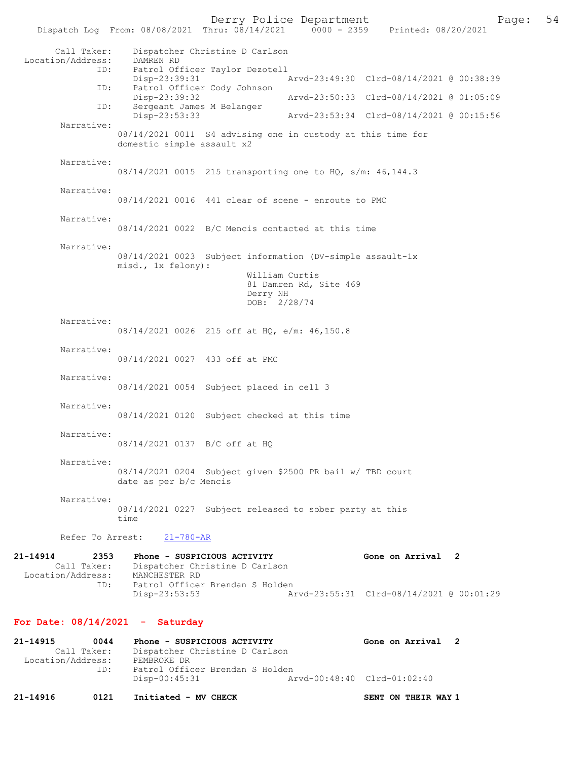Call Taker: Dispatcher Christine D Carlson
Location/Address: DAMREN RD
ID: Patrol Officer Taylor Dezotell
Disp-23:39:31 Arvd-23:49:30 Clrd-08/14/2021 @ 00:38:39
ID: Patrol Officer Cody Johnson
Disp-23:39:32 Arvd-23:50:33 Clrd-08/14/2021 @ 01:05:09
ID: Sergeant James M Belanger
Disp-23:53:33 Arvd-23:53:34 Clrd-08/14/2021 @ 00:15:56

Narrative:
08/14/2021 0011 S4 advising one in custody at this time for domestic simple assault x2

Narrative:
08/14/2021 0015 215 transporting one to HQ, s/m: 46,144.3

Narrative:
08/14/2021 0016 441 clear of scene - enroute to PMC

Narrative:
08/14/2021 0022 B/C Mencis contacted at this time

Narrative:
08/14/2021 0023 Subject information (DV-simple assault-1x misd., 1x felony):
William Curtis
81 Damren Rd, Site 469
Derry NH
DOB: 2/28/74

Narrative:
08/14/2021 0026 215 off at HQ, e/m: 46,150.8

Narrative:
08/14/2021 0027 433 off at PMC

Narrative:
08/14/2021 0054 Subject placed in cell 3

Narrative:
08/14/2021 0120 Subject checked at this time

Narrative:
08/14/2021 0137 B/C off at HQ

Narrative:
08/14/2021 0204 Subject given $2500 PR bail w/ TBD court date as per b/c Mencis

Narrative:
08/14/2021 0227 Subject released to sober party at this time

Refer To Arrest: 21-780-AR

**21-14914 2353 Phone - SUSPICIOUS ACTIVITY Gone on Arrival 2**
Call Taker: Dispatcher Christine D Carlson
Location/Address: MANCHESTER RD
ID: Patrol Officer Brendan S Holden
Disp-23:53:53 Arvd-23:55:31 Clrd-08/14/2021 @ 00:01:29

## For Date: 08/14/2021 - Saturday

**21-14915 0044 Phone - SUSPICIOUS ACTIVITY Gone on Arrival 2**
Call Taker: Dispatcher Christine D Carlson
Location/Address: PEMBROKE DR
ID: Patrol Officer Brendan S Holden
Disp-00:45:31 Arvd-00:48:40 Clrd-01:02:40

**21-14916 0121 Initiated - MV CHECK SENT ON THEIR WAY 1**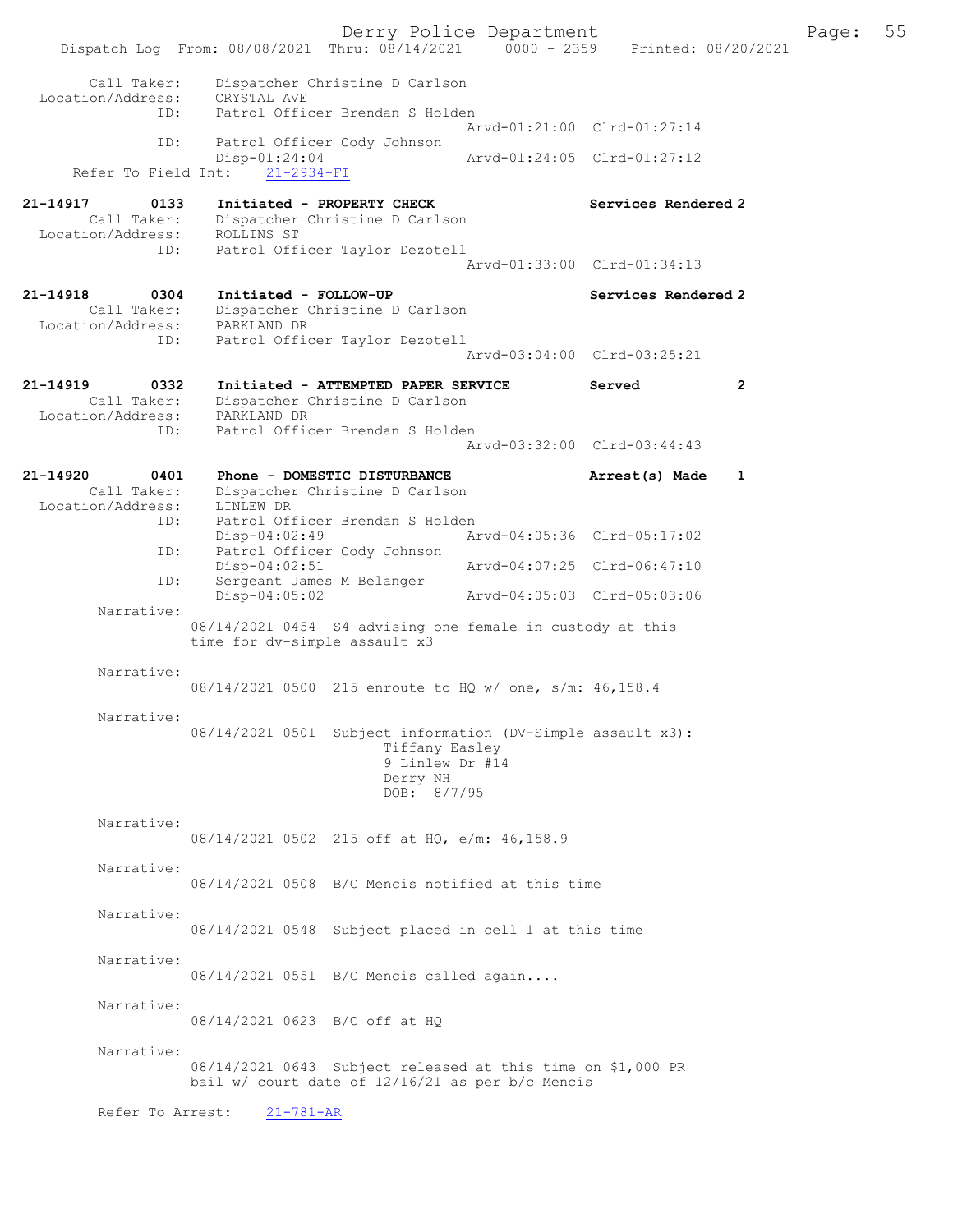Call Taker: Dispatcher Christine D Carlson
Location/Address: CRYSTAL AVE
ID: Patrol Officer Brendan S Holden
Arvd-01:21:00 Clrd-01:27:14
ID: Patrol Officer Cody Johnson
Disp-01:24:04 Arvd-01:24:05 Clrd-01:27:12
Refer To Field Int: 21-2934-FI

**21-14917 0133 Initiated - PROPERTY CHECK Services Rendered 2**
Call Taker: Dispatcher Christine D Carlson
Location/Address: ROLLINS ST
ID: Patrol Officer Taylor Dezotell
Arvd-01:33:00 Clrd-01:34:13

**21-14918 0304 Initiated - FOLLOW-UP Services Rendered 2**
Call Taker: Dispatcher Christine D Carlson
Location/Address: PARKLAND DR
ID: Patrol Officer Taylor Dezotell
Arvd-03:04:00 Clrd-03:25:21

**21-14919 0332 Initiated - ATTEMPTED PAPER SERVICE Served 2**
Call Taker: Dispatcher Christine D Carlson
Location/Address: PARKLAND DR
ID: Patrol Officer Brendan S Holden
Arvd-03:32:00 Clrd-03:44:43

**21-14920 0401 Phone - DOMESTIC DISTURBANCE Arrest(s) Made 1**
Call Taker: Dispatcher Christine D Carlson
Location/Address: LINLEW DR
ID: Patrol Officer Brendan S Holden
Disp-04:02:49 Arvd-04:05:36 Clrd-05:17:02
ID: Patrol Officer Cody Johnson
Disp-04:02:51 Arvd-04:07:25 Clrd-06:47:10
ID: Sergeant James M Belanger
Disp-04:05:02 Arvd-04:05:03 Clrd-05:03:06

Narrative:
08/14/2021 0454 S4 advising one female in custody at this time for dv-simple assault x3

Narrative:
08/14/2021 0500 215 enroute to HQ w/ one, s/m: 46,158.4

Narrative:
08/14/2021 0501 Subject information (DV-Simple assault x3):
Tiffany Easley
9 Linlew Dr #14
Derry NH
DOB: 8/7/95

Narrative:
08/14/2021 0502 215 off at HQ, e/m: 46,158.9

Narrative:
08/14/2021 0508 B/C Mencis notified at this time

Narrative:
08/14/2021 0548 Subject placed in cell 1 at this time

Narrative:
08/14/2021 0551 B/C Mencis called again....

Narrative:
08/14/2021 0623 B/C off at HQ

Narrative:
08/14/2021 0643 Subject released at this time on $1,000 PR bail w/ court date of 12/16/21 as per b/c Mencis

Refer To Arrest: 21-781-AR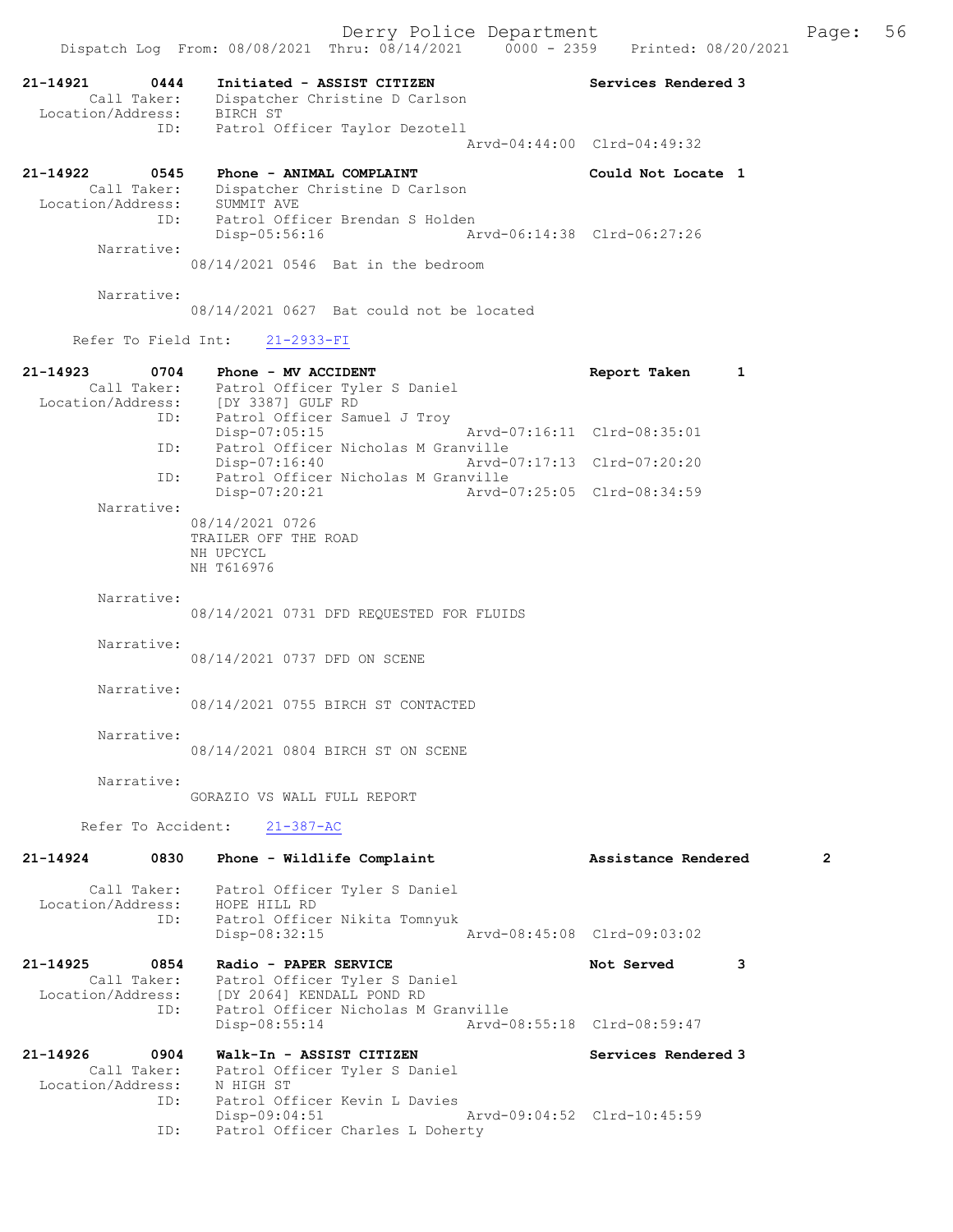21-14921 0444 Initiated - ASSIST CITIZEN Services Rendered 3
Call Taker: Dispatcher Christine D Carlson
Location/Address: BIRCH ST
ID: Patrol Officer Taylor Dezotell
Arvd-04:44:00 Clrd-04:49:32

21-14922 0545 Phone - ANIMAL COMPLAINT Could Not Locate 1
Call Taker: Dispatcher Christine D Carlson
Location/Address: SUMMIT AVE
ID: Patrol Officer Brendan S Holden
Disp-05:56:16 Arvd-06:14:38 Clrd-06:27:26
Narrative:
08/14/2021 0546 Bat in the bedroom

Narrative:
08/14/2021 0627 Bat could not be located

Refer To Field Int: 21-2933-FI

21-14923 0704 Phone - MV ACCIDENT Report Taken 1
Call Taker: Patrol Officer Tyler S Daniel
Location/Address: [DY 3387] GULF RD
ID: Patrol Officer Samuel J Troy
Disp-07:05:15 Arvd-07:16:11 Clrd-08:35:01
ID: Patrol Officer Nicholas M Granville
Disp-07:16:40 Arvd-07:17:13 Clrd-07:20:20
ID: Patrol Officer Nicholas M Granville
Disp-07:20:21 Arvd-07:25:05 Clrd-08:34:59
Narrative:
08/14/2021 0726
TRAILER OFF THE ROAD
NH UPCYCL
NH T616976

Narrative:
08/14/2021 0731 DFD REQUESTED FOR FLUIDS

Narrative:
08/14/2021 0737 DFD ON SCENE

Narrative:
08/14/2021 0755 BIRCH ST CONTACTED

Narrative:
08/14/2021 0804 BIRCH ST ON SCENE

Narrative:
GORAZIO VS WALL FULL REPORT

Refer To Accident: 21-387-AC

21-14924 0830 Phone - Wildlife Complaint Assistance Rendered 2
Call Taker: Patrol Officer Tyler S Daniel
Location/Address: HOPE HILL RD
ID: Patrol Officer Nikita Tomnyuk
Disp-08:32:15 Arvd-08:45:08 Clrd-09:03:02

21-14925 0854 Radio - PAPER SERVICE Not Served 3
Call Taker: Patrol Officer Tyler S Daniel
Location/Address: [DY 2064] KENDALL POND RD
ID: Patrol Officer Nicholas M Granville
Disp-08:55:14 Arvd-08:55:18 Clrd-08:59:47

21-14926 0904 Walk-In - ASSIST CITIZEN Services Rendered 3
Call Taker: Patrol Officer Tyler S Daniel
Location/Address: N HIGH ST
ID: Patrol Officer Kevin L Davies
Disp-09:04:51 Arvd-09:04:52 Clrd-10:45:59
ID: Patrol Officer Charles L Doherty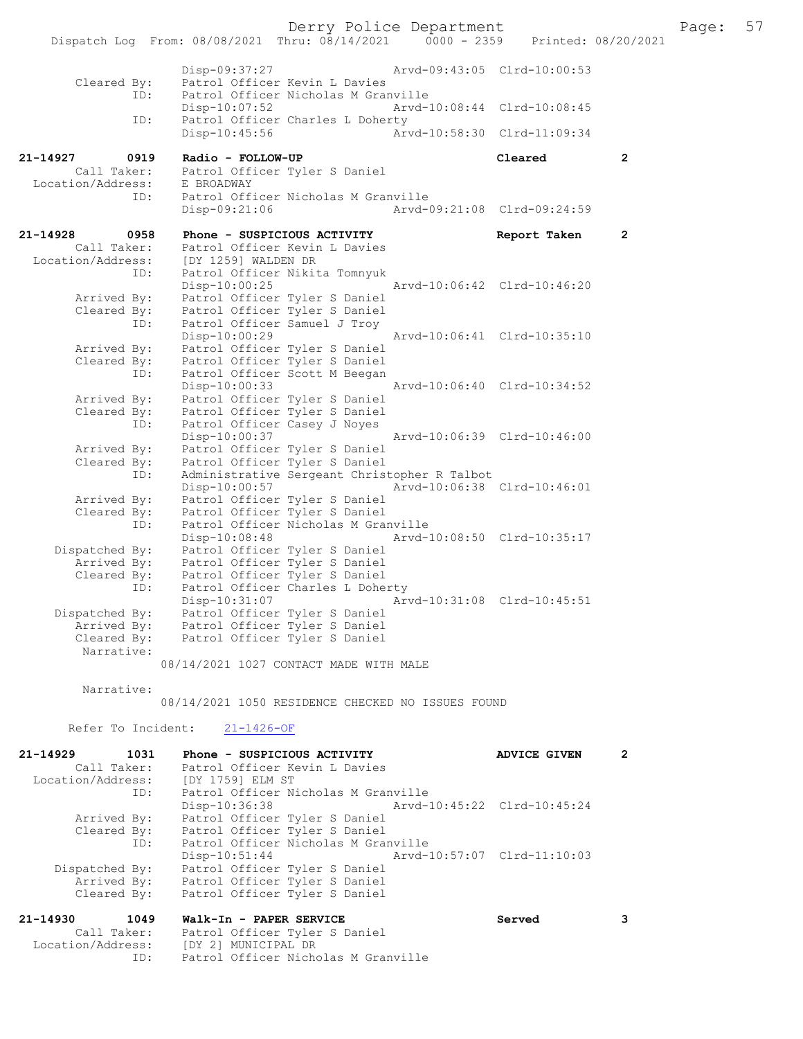```
             Disp-09:37:27                Arvd-09:43:05  Clrd-10:00:53
   Cleared By:   Patrol Officer Kevin L Davies
           ID:   Patrol Officer Nicholas M Granville
             Disp-10:07:52                Arvd-10:08:44  Clrd-10:08:45
           ID:   Patrol Officer Charles L Doherty
             Disp-10:45:56                Arvd-10:58:30  Clrd-11:09:34

21-14927      0919    Radio - FOLLOW-UP                         Cleared        2
        Call Taker:   Patrol Officer Tyler S Daniel
  Location/Address:   E BROADWAY
                ID:   Patrol Officer Nicholas M Granville
                      Disp-09:21:06                Arvd-09:21:08  Clrd-09:24:59

21-14928      0958    Phone - SUSPICIOUS ACTIVITY               Report Taken   2
        Call Taker:   Patrol Officer Kevin L Davies
  Location/Address:   [DY 1259] WALDEN DR
                ID:   Patrol Officer Nikita Tomnyuk
                      Disp-10:00:25                Arvd-10:06:42  Clrd-10:46:20
        Arrived By:   Patrol Officer Tyler S Daniel
        Cleared By:   Patrol Officer Tyler S Daniel
                ID:   Patrol Officer Samuel J Troy
                      Disp-10:00:29                Arvd-10:06:41  Clrd-10:35:10
        Arrived By:   Patrol Officer Tyler S Daniel
        Cleared By:   Patrol Officer Tyler S Daniel
                ID:   Patrol Officer Scott M Beegan
                      Disp-10:00:33                Arvd-10:06:40  Clrd-10:34:52
        Arrived By:   Patrol Officer Tyler S Daniel
        Cleared By:   Patrol Officer Tyler S Daniel
                ID:   Patrol Officer Casey J Noyes
                      Disp-10:00:37                Arvd-10:06:39  Clrd-10:46:00
        Arrived By:   Patrol Officer Tyler S Daniel
        Cleared By:   Patrol Officer Tyler S Daniel
                ID:   Administrative Sergeant Christopher R Talbot
                      Disp-10:00:57                Arvd-10:06:38  Clrd-10:46:01
        Arrived By:   Patrol Officer Tyler S Daniel
        Cleared By:   Patrol Officer Tyler S Daniel
                ID:   Patrol Officer Nicholas M Granville
                      Disp-10:08:48                Arvd-10:08:50  Clrd-10:35:17
     Dispatched By:   Patrol Officer Tyler S Daniel
        Arrived By:   Patrol Officer Tyler S Daniel
        Cleared By:   Patrol Officer Tyler S Daniel
                ID:   Patrol Officer Charles L Doherty
                      Disp-10:31:07                Arvd-10:31:08  Clrd-10:45:51
     Dispatched By:   Patrol Officer Tyler S Daniel
        Arrived By:   Patrol Officer Tyler S Daniel
        Cleared By:   Patrol Officer Tyler S Daniel
         Narrative:
                    08/14/2021 1027 CONTACT MADE WITH MALE

         Narrative:
                    08/14/2021 1050 RESIDENCE CHECKED NO ISSUES FOUND

      Refer To Incident:    21-1426-OF

21-14929      1031    Phone - SUSPICIOUS ACTIVITY               ADVICE GIVEN   2
        Call Taker:   Patrol Officer Kevin L Davies
  Location/Address:   [DY 1759] ELM ST
                ID:   Patrol Officer Nicholas M Granville
                      Disp-10:36:38                Arvd-10:45:22  Clrd-10:45:24
        Arrived By:   Patrol Officer Tyler S Daniel
        Cleared By:   Patrol Officer Tyler S Daniel
                ID:   Patrol Officer Nicholas M Granville
                      Disp-10:51:44                Arvd-10:57:07  Clrd-11:10:03
     Dispatched By:   Patrol Officer Tyler S Daniel
        Arrived By:   Patrol Officer Tyler S Daniel
        Cleared By:   Patrol Officer Tyler S Daniel

21-14930      1049    Walk-In - PAPER SERVICE                   Served         3
        Call Taker:   Patrol Officer Tyler S Daniel
  Location/Address:   [DY 2] MUNICIPAL DR
                ID:   Patrol Officer Nicholas M Granville
```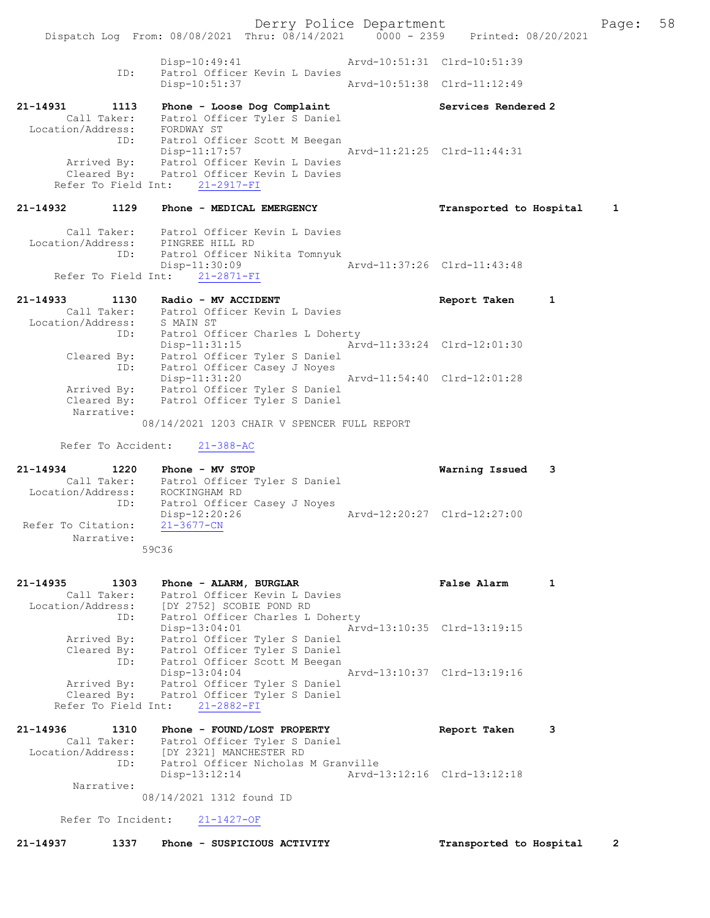```
                Disp-10:49:41                  Arvd-10:51:31  Clrd-10:51:39
           ID:  Patrol Officer Kevin L Davies
                Disp-10:51:37                  Arvd-10:51:38  Clrd-11:12:49

21-14931       1113   Phone - Loose Dog Complaint            Services Rendered 2
     Call Taker:    Patrol Officer Tyler S Daniel
 Location/Address:  FORDWAY ST
            ID:     Patrol Officer Scott M Beegan
                    Disp-11:17:57               Arvd-11:21:25  Clrd-11:44:31
     Arrived By:    Patrol Officer Kevin L Davies
     Cleared By:    Patrol Officer Kevin L Davies
   Refer To Field Int:    21-2917-FI

21-14932       1129   Phone - MEDICAL EMERGENCY              Transported to Hospital    1

     Call Taker:    Patrol Officer Kevin L Davies
 Location/Address:  PINGREE HILL RD
            ID:     Patrol Officer Nikita Tomnyuk
                    Disp-11:30:09               Arvd-11:37:26  Clrd-11:43:48
   Refer To Field Int:    21-2871-FI

21-14933       1130   Radio - MV ACCIDENT                    Report Taken      1
     Call Taker:    Patrol Officer Kevin L Davies
 Location/Address:  S MAIN ST
            ID:     Patrol Officer Charles L Doherty
                    Disp-11:31:15               Arvd-11:33:24  Clrd-12:01:30
     Cleared By:    Patrol Officer Tyler S Daniel
            ID:     Patrol Officer Casey J Noyes
                    Disp-11:31:20               Arvd-11:54:40  Clrd-12:01:28
     Arrived By:    Patrol Officer Tyler S Daniel
     Cleared By:    Patrol Officer Tyler S Daniel
      Narrative:
                08/14/2021 1203 CHAIR V SPENCER FULL REPORT

    Refer To Accident:    21-388-AC

21-14934       1220   Phone - MV STOP                        Warning Issued    3
     Call Taker:    Patrol Officer Tyler S Daniel
 Location/Address:  ROCKINGHAM RD
            ID:     Patrol Officer Casey J Noyes
                    Disp-12:20:26               Arvd-12:20:27  Clrd-12:27:00
  Refer To Citation:   21-3677-CN
      Narrative:
                59C36


21-14935       1303   Phone - ALARM, BURGLAR                 False Alarm       1
     Call Taker:    Patrol Officer Kevin L Davies
 Location/Address:  [DY 2752] SCOBIE POND RD
            ID:     Patrol Officer Charles L Doherty
                    Disp-13:04:01               Arvd-13:10:35  Clrd-13:19:15
     Arrived By:    Patrol Officer Tyler S Daniel
     Cleared By:    Patrol Officer Tyler S Daniel
            ID:     Patrol Officer Scott M Beegan
                    Disp-13:04:04               Arvd-13:10:37  Clrd-13:19:16
     Arrived By:    Patrol Officer Tyler S Daniel
     Cleared By:    Patrol Officer Tyler S Daniel
   Refer To Field Int:    21-2882-FI

21-14936       1310   Phone - FOUND/LOST PROPERTY            Report Taken      3
     Call Taker:    Patrol Officer Tyler S Daniel
 Location/Address:  [DY 2321] MANCHESTER RD
            ID:     Patrol Officer Nicholas M Granville
                    Disp-13:12:14               Arvd-13:12:16  Clrd-13:12:18
      Narrative:
                08/14/2021 1312 found ID

    Refer To Incident:    21-1427-OF

21-14937       1337   Phone - SUSPICIOUS ACTIVITY            Transported to Hospital    2
```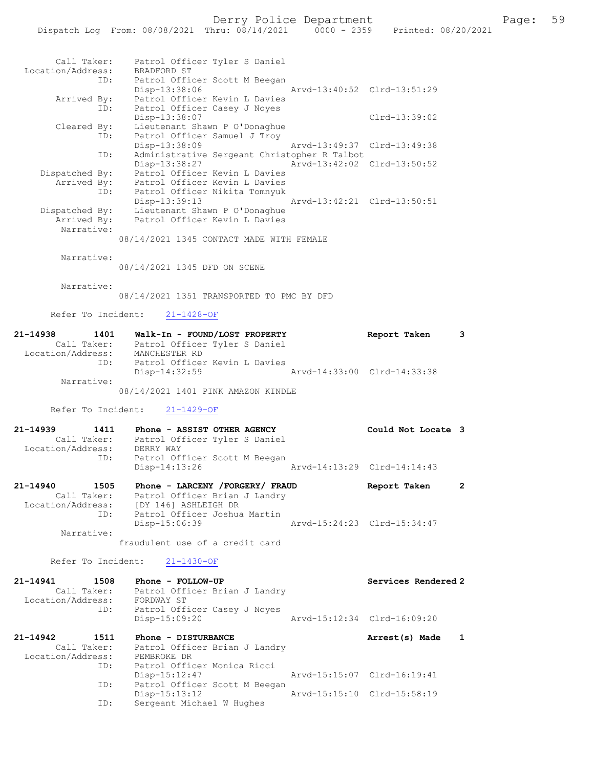```
    Call Taker:    Patrol Officer Tyler S Daniel
  Location/Address:    BRADFORD ST
              ID:    Patrol Officer Scott M Beegan
                     Disp-13:38:06                Arvd-13:40:52  Clrd-13:51:29
      Arrived By:    Patrol Officer Kevin L Davies
              ID:    Patrol Officer Casey J Noyes
                     Disp-13:38:07                               Clrd-13:39:02
      Cleared By:    Lieutenant Shawn P O'Donaghue
              ID:    Patrol Officer Samuel J Troy
                     Disp-13:38:09                Arvd-13:49:37  Clrd-13:49:38
              ID:    Administrative Sergeant Christopher R Talbot
                     Disp-13:38:27                Arvd-13:42:02  Clrd-13:50:52
   Dispatched By:    Patrol Officer Kevin L Davies
      Arrived By:    Patrol Officer Kevin L Davies
              ID:    Patrol Officer Nikita Tomnyuk
                     Disp-13:39:13                Arvd-13:42:21  Clrd-13:50:51
   Dispatched By:    Lieutenant Shawn P O'Donaghue
      Arrived By:    Patrol Officer Kevin L Davies
       Narrative:
                 08/14/2021 1345 CONTACT MADE WITH FEMALE

       Narrative:
                 08/14/2021 1345 DFD ON SCENE

       Narrative:
                 08/14/2021 1351 TRANSPORTED TO PMC BY DFD

      Refer To Incident:    21-1428-OF

21-14938       1401    Walk-In - FOUND/LOST PROPERTY              Report Taken      3
      Call Taker:    Patrol Officer Tyler S Daniel
  Location/Address:    MANCHESTER RD
              ID:    Patrol Officer Kevin L Davies
                     Disp-14:32:59                Arvd-14:33:00  Clrd-14:33:38
       Narrative:
                 08/14/2021 1401 PINK AMAZON KINDLE

      Refer To Incident:    21-1429-OF

21-14939       1411    Phone - ASSIST OTHER AGENCY                Could Not Locate 3
      Call Taker:    Patrol Officer Tyler S Daniel
  Location/Address:    DERRY WAY
              ID:    Patrol Officer Scott M Beegan
                     Disp-14:13:26                Arvd-14:13:29  Clrd-14:14:43

21-14940       1505    Phone - LARCENY /FORGERY/ FRAUD            Report Taken      2
      Call Taker:    Patrol Officer Brian J Landry
  Location/Address:    [DY 146] ASHLEIGH DR
              ID:    Patrol Officer Joshua Martin
                     Disp-15:06:39                Arvd-15:24:23  Clrd-15:34:47
       Narrative:
                 fraudulent use of a credit card

      Refer To Incident:    21-1430-OF

21-14941       1508    Phone - FOLLOW-UP                          Services Rendered 2
      Call Taker:    Patrol Officer Brian J Landry
  Location/Address:    FORDWAY ST
              ID:    Patrol Officer Casey J Noyes
                     Disp-15:09:20                Arvd-15:12:34  Clrd-16:09:20

21-14942       1511    Phone - DISTURBANCE                        Arrest(s) Made    1
      Call Taker:    Patrol Officer Brian J Landry
  Location/Address:    PEMBROKE DR
              ID:    Patrol Officer Monica Ricci
                     Disp-15:12:47                Arvd-15:15:07  Clrd-16:19:41
              ID:    Patrol Officer Scott M Beegan
                     Disp-15:13:12                Arvd-15:15:10  Clrd-15:58:19
              ID:    Sergeant Michael W Hughes
```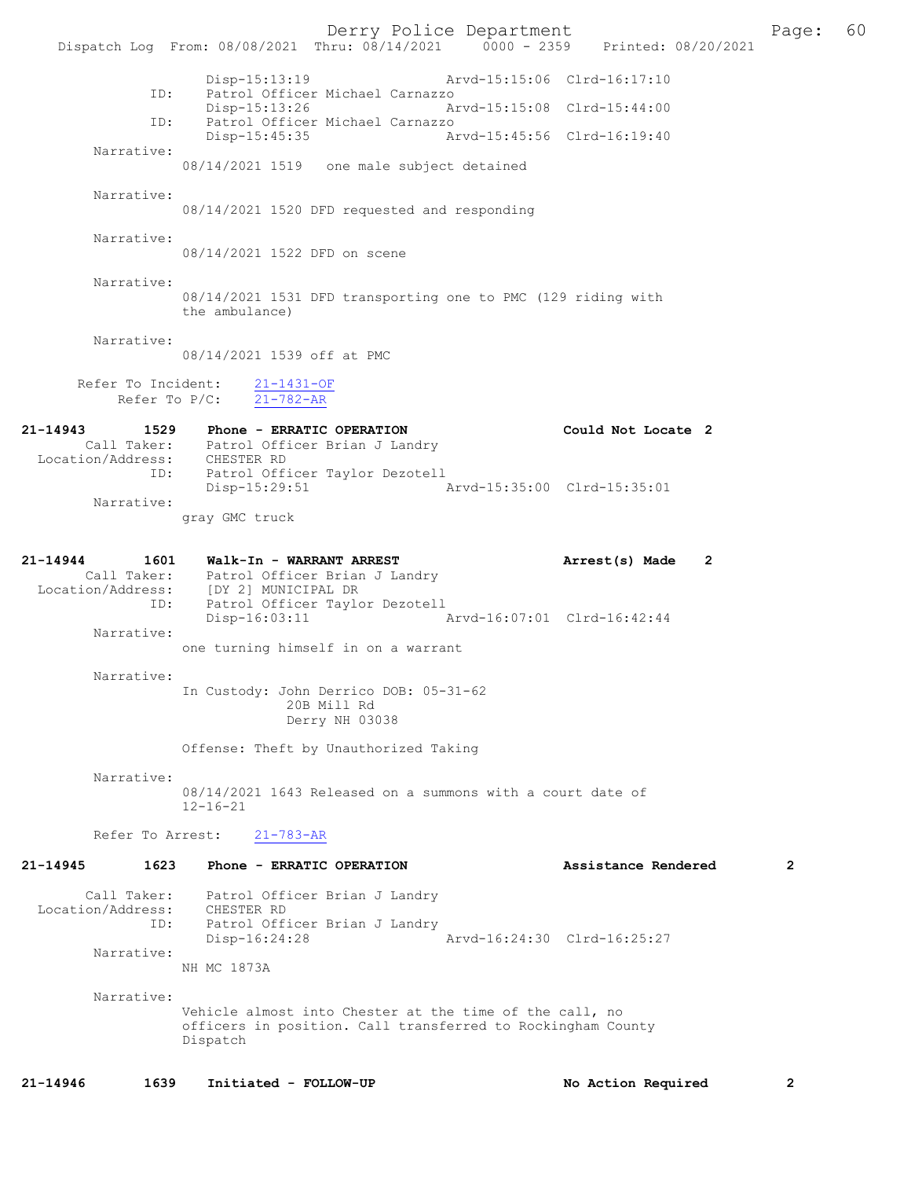```
                Disp-15:13:19                 Arvd-15:15:06  Clrd-16:17:10
           ID:  Patrol Officer Michael Carnazzo
                Disp-15:13:26                 Arvd-15:15:08  Clrd-15:44:00
           ID:  Patrol Officer Michael Carnazzo
                Disp-15:45:35                 Arvd-15:45:56  Clrd-16:19:40
    Narrative:
                08/14/2021 1519   one male subject detained

    Narrative:
                08/14/2021 1520 DFD requested and responding

    Narrative:
                08/14/2021 1522 DFD on scene

    Narrative:
                08/14/2021 1531 DFD transporting one to PMC (129 riding with
                the ambulance)

    Narrative:
                08/14/2021 1539 off at PMC

   Refer To Incident:    21-1431-OF
         Refer To P/C:   21-782-AR

21-14943       1529    Phone - ERRATIC OPERATION                 Could Not Locate 2
       Call Taker:     Patrol Officer Brian J Landry
 Location/Address:     CHESTER RD
               ID:     Patrol Officer Taylor Dezotell
                       Disp-15:29:51                 Arvd-15:35:00  Clrd-15:35:01
        Narrative:
                       gray GMC truck

21-14944       1601    Walk-In - WARRANT ARREST                  Arrest(s) Made   2
       Call Taker:     Patrol Officer Brian J Landry
 Location/Address:     [DY 2] MUNICIPAL DR
               ID:     Patrol Officer Taylor Dezotell
                       Disp-16:03:11                 Arvd-16:07:01  Clrd-16:42:44
        Narrative:
                       one turning himself in on a warrant

        Narrative:
                       In Custody: John Derrico DOB: 05-31-62
                                   20B Mill Rd
                                   Derry NH 03038

                       Offense: Theft by Unauthorized Taking

        Narrative:
                       08/14/2021 1643 Released on a summons with a court date of
                       12-16-21

        Refer To Arrest:    21-783-AR

21-14945       1623    Phone - ERRATIC OPERATION                 Assistance Rendered        2

       Call Taker:     Patrol Officer Brian J Landry
 Location/Address:     CHESTER RD
               ID:     Patrol Officer Brian J Landry
                       Disp-16:24:28                 Arvd-16:24:30  Clrd-16:25:27
        Narrative:
                       NH MC 1873A

        Narrative:
                       Vehicle almost into Chester at the time of the call, no
                       officers in position. Call transferred to Rockingham County
                       Dispatch

21-14946       1639    Initiated - FOLLOW-UP                     No Action Required         2
```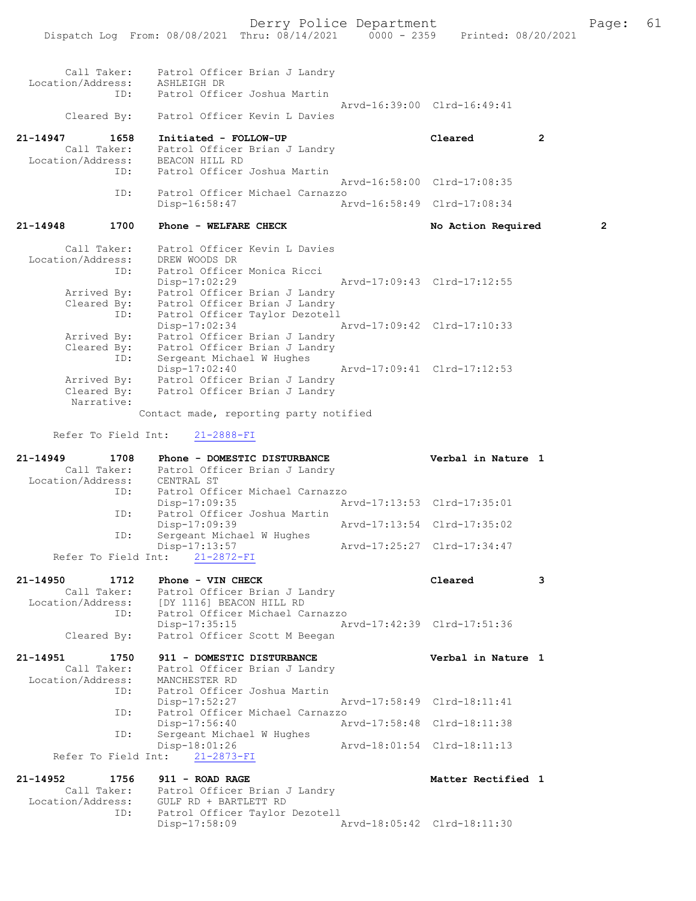```
Call Taker:    Patrol Officer Brian J Landry
 Location/Address:    ASHLEIGH DR
              ID:    Patrol Officer Joshua Martin
                                            Arvd-16:39:00  Clrd-16:49:41
      Cleared By:    Patrol Officer Kevin L Davies

21-14947      1658    Initiated - FOLLOW-UP                  Cleared          2
      Call Taker:    Patrol Officer Brian J Landry
 Location/Address:    BEACON HILL RD
              ID:    Patrol Officer Joshua Martin
                                            Arvd-16:58:00  Clrd-17:08:35
              ID:    Patrol Officer Michael Carnazzo
                     Disp-16:58:47          Arvd-16:58:49  Clrd-17:08:34

21-14948      1700    Phone - WELFARE CHECK                  No Action Required         2

      Call Taker:    Patrol Officer Kevin L Davies
 Location/Address:    DREW WOODS DR
              ID:    Patrol Officer Monica Ricci
                     Disp-17:02:29          Arvd-17:09:43  Clrd-17:12:55
      Arrived By:    Patrol Officer Brian J Landry
      Cleared By:    Patrol Officer Brian J Landry
              ID:    Patrol Officer Taylor Dezotell
                     Disp-17:02:34          Arvd-17:09:42  Clrd-17:10:33
      Arrived By:    Patrol Officer Brian J Landry
      Cleared By:    Patrol Officer Brian J Landry
              ID:    Sergeant Michael W Hughes
                     Disp-17:02:40          Arvd-17:09:41  Clrd-17:12:53
      Arrived By:    Patrol Officer Brian J Landry
      Cleared By:    Patrol Officer Brian J Landry
       Narrative:
                 Contact made, reporting party notified

      Refer To Field Int:    21-2888-FI

21-14949      1708    Phone - DOMESTIC DISTURBANCE           Verbal in Nature 1
      Call Taker:    Patrol Officer Brian J Landry
 Location/Address:    CENTRAL ST
              ID:    Patrol Officer Michael Carnazzo
                     Disp-17:09:35          Arvd-17:13:53  Clrd-17:35:01
              ID:    Patrol Officer Joshua Martin
                     Disp-17:09:39          Arvd-17:13:54  Clrd-17:35:02
              ID:    Sergeant Michael W Hughes
                     Disp-17:13:57          Arvd-17:25:27  Clrd-17:34:47
      Refer To Field Int:    21-2872-FI

21-14950      1712    Phone - VIN CHECK                      Cleared          3
      Call Taker:    Patrol Officer Brian J Landry
 Location/Address:    [DY 1116] BEACON HILL RD
              ID:    Patrol Officer Michael Carnazzo
                     Disp-17:35:15          Arvd-17:42:39  Clrd-17:51:36
      Cleared By:    Patrol Officer Scott M Beegan

21-14951      1750    911 - DOMESTIC DISTURBANCE             Verbal in Nature 1
      Call Taker:    Patrol Officer Brian J Landry
 Location/Address:    MANCHESTER RD
              ID:    Patrol Officer Joshua Martin
                     Disp-17:52:27          Arvd-17:58:49  Clrd-18:11:41
              ID:    Patrol Officer Michael Carnazzo
                     Disp-17:56:40          Arvd-17:58:48  Clrd-18:11:38
              ID:    Sergeant Michael W Hughes
                     Disp-18:01:26          Arvd-18:01:54  Clrd-18:11:13
      Refer To Field Int:    21-2873-FI

21-14952      1756    911 - ROAD RAGE                        Matter Rectified 1
      Call Taker:    Patrol Officer Brian J Landry
 Location/Address:    GULF RD + BARTLETT RD
              ID:    Patrol Officer Taylor Dezotell
                     Disp-17:58:09          Arvd-18:05:42  Clrd-18:11:30
```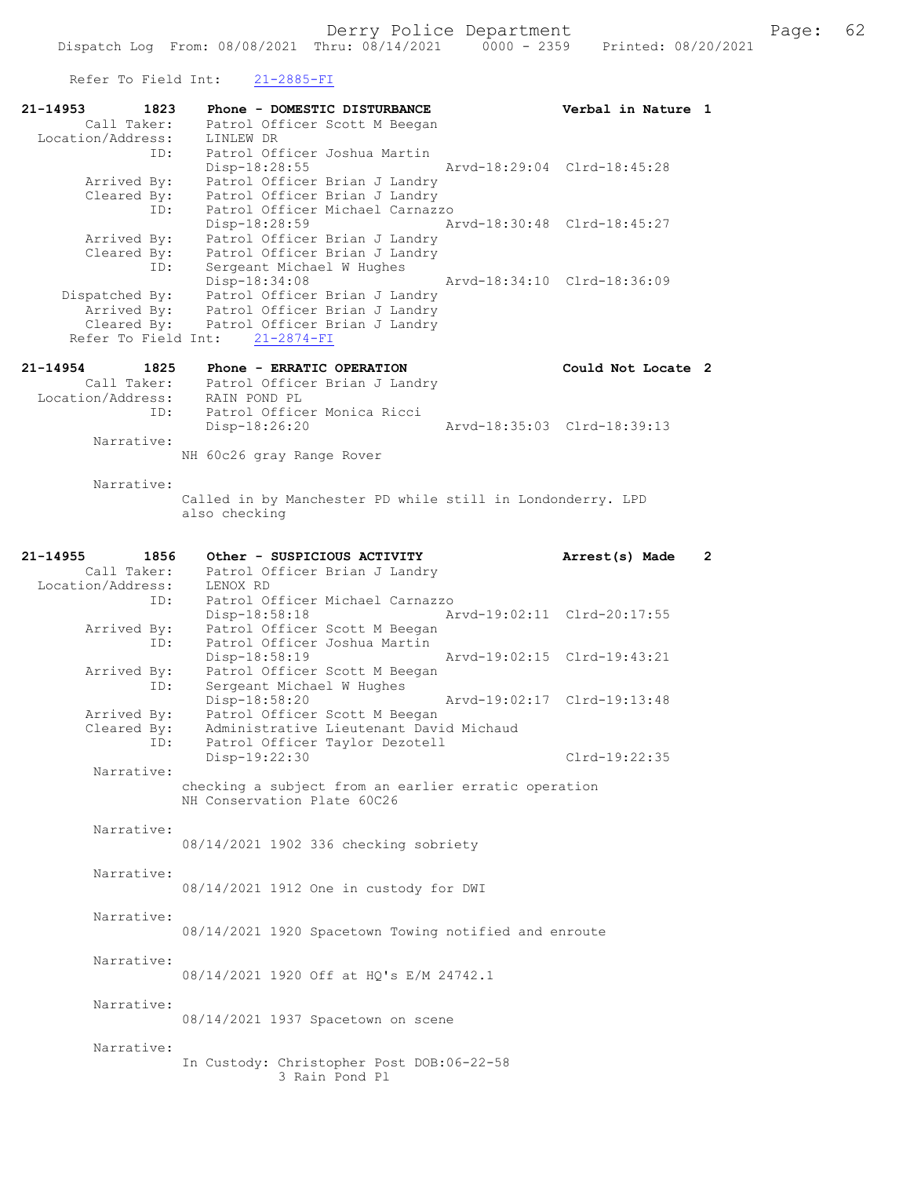Refer To Field Int: 21-2885-FI

```
21-14953        1823    Phone - DOMESTIC DISTURBANCE                  Verbal in Nature 1
        Call Taker:     Patrol Officer Scott M Beegan
  Location/Address:     LINLEW DR
                ID:     Patrol Officer Joshua Martin
                        Disp-18:28:55                  Arvd-18:29:04  Clrd-18:45:28
       Arrived By:      Patrol Officer Brian J Landry
       Cleared By:      Patrol Officer Brian J Landry
                ID:     Patrol Officer Michael Carnazzo
                        Disp-18:28:59                  Arvd-18:30:48  Clrd-18:45:27
       Arrived By:      Patrol Officer Brian J Landry
       Cleared By:      Patrol Officer Brian J Landry
                ID:     Sergeant Michael W Hughes
                        Disp-18:34:08                  Arvd-18:34:10  Clrd-18:36:09
    Dispatched By:      Patrol Officer Brian J Landry
       Arrived By:      Patrol Officer Brian J Landry
       Cleared By:      Patrol Officer Brian J Landry
  Refer To Field Int:   21-2874-FI

21-14954        1825    Phone - ERRATIC OPERATION                     Could Not Locate 2
        Call Taker:     Patrol Officer Brian J Landry
  Location/Address:     RAIN POND PL
                ID:     Patrol Officer Monica Ricci
                        Disp-18:26:20                  Arvd-18:35:03  Clrd-18:39:13
        Narrative:
                  NH 60c26 gray Range Rover

        Narrative:
                  Called in by Manchester PD while still in Londonderry. LPD
                  also checking


21-14955        1856    Other - SUSPICIOUS ACTIVITY                   Arrest(s) Made    2
        Call Taker:     Patrol Officer Brian J Landry
  Location/Address:     LENOX RD
                ID:     Patrol Officer Michael Carnazzo
                        Disp-18:58:18                  Arvd-19:02:11  Clrd-20:17:55
       Arrived By:      Patrol Officer Scott M Beegan
                ID:     Patrol Officer Joshua Martin
                        Disp-18:58:19                  Arvd-19:02:15  Clrd-19:43:21
       Arrived By:      Patrol Officer Scott M Beegan
                ID:     Sergeant Michael W Hughes
                        Disp-18:58:20                  Arvd-19:02:17  Clrd-19:13:48
       Arrived By:      Patrol Officer Scott M Beegan
       Cleared By:      Administrative Lieutenant David Michaud
                ID:     Patrol Officer Taylor Dezotell
                        Disp-19:22:30                                 Clrd-19:22:35
        Narrative:
                  checking a subject from an earlier erratic operation
                  NH Conservation Plate 60C26

        Narrative:
                  08/14/2021 1902 336 checking sobriety

        Narrative:
                  08/14/2021 1912 One in custody for DWI

        Narrative:
                  08/14/2021 1920 Spacetown Towing notified and enroute

        Narrative:
                  08/14/2021 1920 Off at HQ's E/M 24742.1

        Narrative:
                  08/14/2021 1937 Spacetown on scene

        Narrative:
                  In Custody: Christopher Post DOB:06-22-58
                              3 Rain Pond Pl
```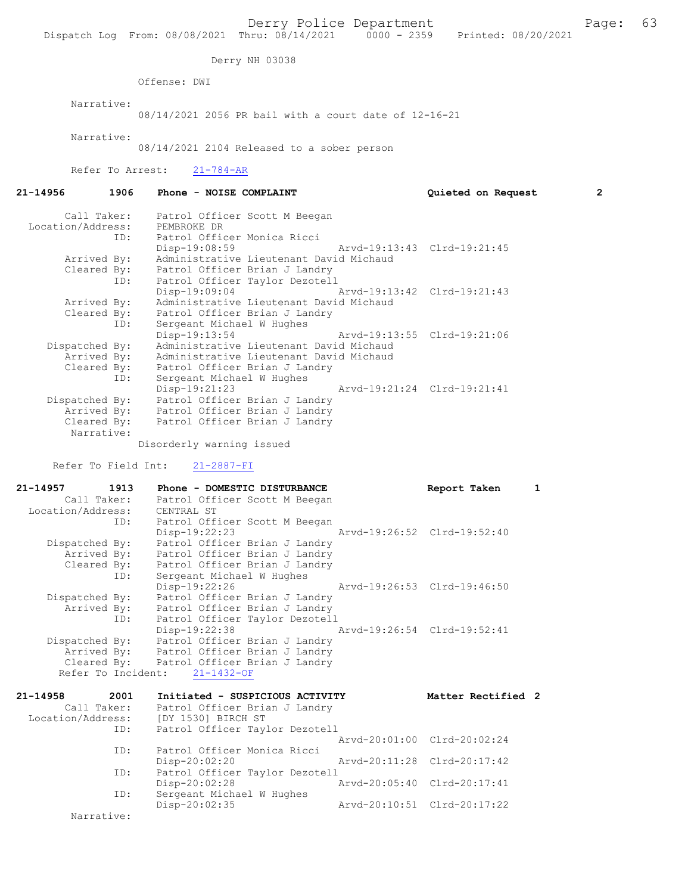Derry NH 03038

Offense: DWI

Narrative:
08/14/2021 2056 PR bail with a court date of 12-16-21

Narrative:
08/14/2021 2104 Released to a sober person

Refer To Arrest: 21-784-AR

**21-14956 1906 Phone - NOISE COMPLAINT Quieted on Request 2**

```
       Call Taker:    Patrol Officer Scott M Beegan
 Location/Address:    PEMBROKE DR
              ID:     Patrol Officer Monica Ricci
                      Disp-19:08:59             Arvd-19:13:43  Clrd-19:21:45
      Arrived By:     Administrative Lieutenant David Michaud
      Cleared By:     Patrol Officer Brian J Landry
              ID:     Patrol Officer Taylor Dezotell
                      Disp-19:09:04             Arvd-19:13:42  Clrd-19:21:43
      Arrived By:     Administrative Lieutenant David Michaud
      Cleared By:     Patrol Officer Brian J Landry
              ID:     Sergeant Michael W Hughes
                      Disp-19:13:54             Arvd-19:13:55  Clrd-19:21:06
   Dispatched By:     Administrative Lieutenant David Michaud
      Arrived By:     Administrative Lieutenant David Michaud
      Cleared By:     Patrol Officer Brian J Landry
              ID:     Sergeant Michael W Hughes
                      Disp-19:21:23             Arvd-19:21:24  Clrd-19:21:41
   Dispatched By:     Patrol Officer Brian J Landry
      Arrived By:     Patrol Officer Brian J Landry
      Cleared By:     Patrol Officer Brian J Landry
       Narrative:
                    Disorderly warning issued

    Refer To Field Int:    21-2887-FI
```

**21-14957 1913 Phone - DOMESTIC DISTURBANCE Report Taken 1**

```
       Call Taker:    Patrol Officer Scott M Beegan
 Location/Address:    CENTRAL ST
              ID:     Patrol Officer Scott M Beegan
                      Disp-19:22:23             Arvd-19:26:52  Clrd-19:52:40
   Dispatched By:     Patrol Officer Brian J Landry
      Arrived By:     Patrol Officer Brian J Landry
      Cleared By:     Patrol Officer Brian J Landry
              ID:     Sergeant Michael W Hughes
                      Disp-19:22:26             Arvd-19:26:53  Clrd-19:46:50
   Dispatched By:     Patrol Officer Brian J Landry
      Arrived By:     Patrol Officer Brian J Landry
              ID:     Patrol Officer Taylor Dezotell
                      Disp-19:22:38             Arvd-19:26:54  Clrd-19:52:41
   Dispatched By:     Patrol Officer Brian J Landry
      Arrived By:     Patrol Officer Brian J Landry
      Cleared By:     Patrol Officer Brian J Landry
  Refer To Incident:    21-1432-OF
```

**21-14958 2001 Initiated - SUSPICIOUS ACTIVITY Matter Rectified 2**

```
       Call Taker:    Patrol Officer Brian J Landry
 Location/Address:    [DY 1530] BIRCH ST
              ID:     Patrol Officer Taylor Dezotell
                                                Arvd-20:01:00  Clrd-20:02:24
              ID:     Patrol Officer Monica Ricci
                      Disp-20:02:20             Arvd-20:11:28  Clrd-20:17:42
              ID:     Patrol Officer Taylor Dezotell
                      Disp-20:02:28             Arvd-20:05:40  Clrd-20:17:41
              ID:     Sergeant Michael W Hughes
                      Disp-20:02:35             Arvd-20:10:51  Clrd-20:17:22
       Narrative:
```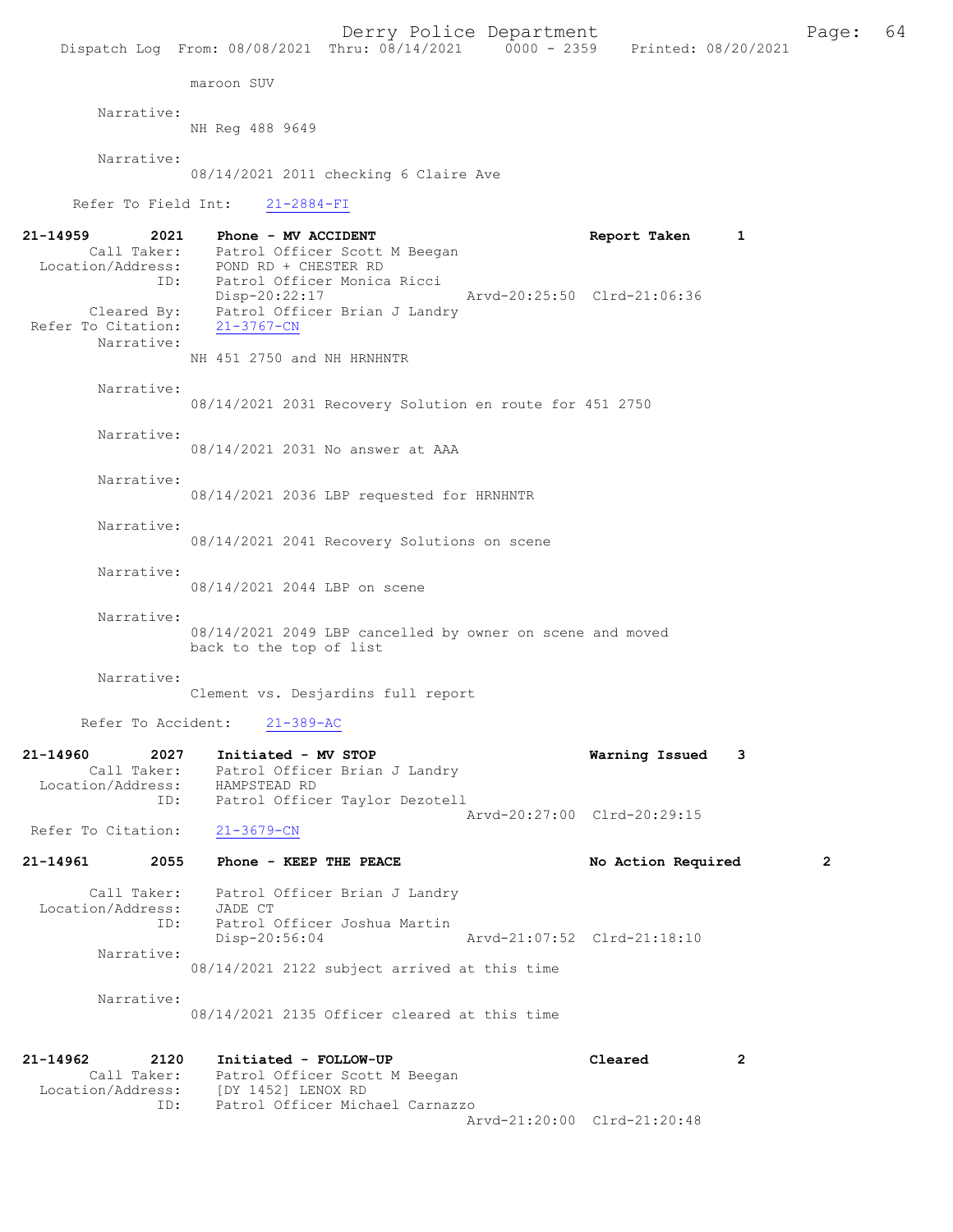maroon SUV

Narrative:
NH Reg 488 9649

Narrative:
08/14/2021 2011 checking 6 Claire Ave

Refer To Field Int: 21-2884-FI

**21-14959 2021 Phone - MV ACCIDENT — Report Taken 1**

Call Taker: Patrol Officer Scott M Beegan
Location/Address: POND RD + CHESTER RD
ID: Patrol Officer Monica Ricci
Disp-20:22:17 Arvd-20:25:50 Clrd-21:06:36
Cleared By: Patrol Officer Brian J Landry
Refer To Citation: 21-3767-CN

Narrative:
NH 451 2750 and NH HRNHNTR

Narrative:
08/14/2021 2031 Recovery Solution en route for 451 2750

Narrative:
08/14/2021 2031 No answer at AAA

Narrative:
08/14/2021 2036 LBP requested for HRNHNTR

Narrative:
08/14/2021 2041 Recovery Solutions on scene

Narrative:
08/14/2021 2044 LBP on scene

Narrative:
08/14/2021 2049 LBP cancelled by owner on scene and moved back to the top of list

Narrative:
Clement vs. Desjardins full report

Refer To Accident: 21-389-AC

**21-14960 2027 Initiated - MV STOP — Warning Issued 3**

Call Taker: Patrol Officer Brian J Landry
Location/Address: HAMPSTEAD RD
ID: Patrol Officer Taylor Dezotell
Arvd-20:27:00 Clrd-20:29:15
Refer To Citation: 21-3679-CN

**21-14961 2055 Phone - KEEP THE PEACE — No Action Required 2**

Call Taker: Patrol Officer Brian J Landry
Location/Address: JADE CT
ID: Patrol Officer Joshua Martin
Disp-20:56:04 Arvd-21:07:52 Clrd-21:18:10

Narrative:
08/14/2021 2122 subject arrived at this time

Narrative:
08/14/2021 2135 Officer cleared at this time

**21-14962 2120 Initiated - FOLLOW-UP — Cleared 2**

Call Taker: Patrol Officer Scott M Beegan
Location/Address: [DY 1452] LENOX RD
ID: Patrol Officer Michael Carnazzo
Arvd-21:20:00 Clrd-21:20:48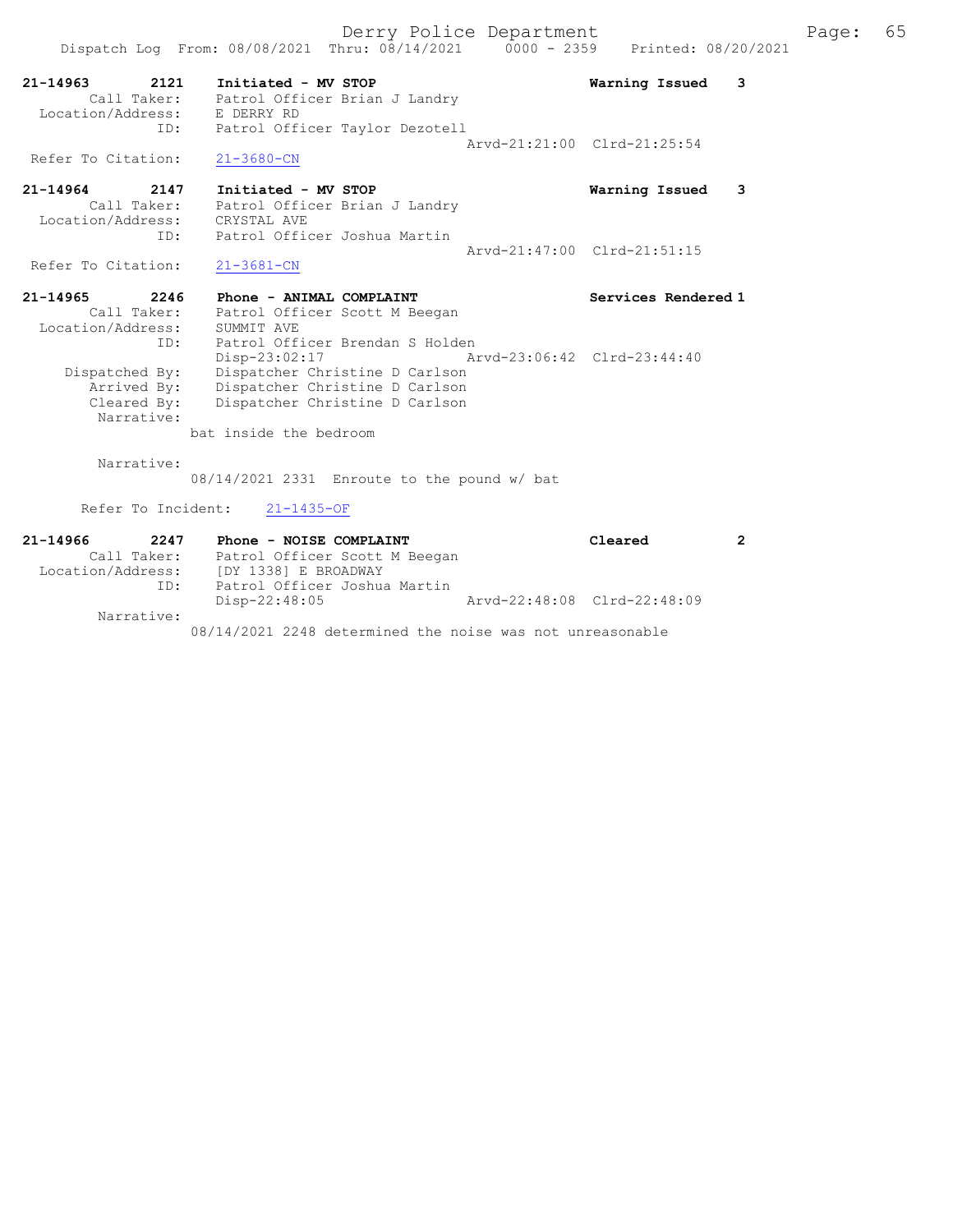**21-14963** 2121 **Initiated - MV STOP** **Warning Issued** 3
Call Taker: Patrol Officer Brian J Landry
Location/Address: E DERRY RD
ID: Patrol Officer Taylor Dezotell
Arvd-21:21:00 Clrd-21:25:54
Refer To Citation: 21-3680-CN

**21-14964** 2147 **Initiated - MV STOP** **Warning Issued** 3
Call Taker: Patrol Officer Brian J Landry
Location/Address: CRYSTAL AVE
ID: Patrol Officer Joshua Martin
Arvd-21:47:00 Clrd-21:51:15
Refer To Citation: 21-3681-CN

**21-14965** 2246 **Phone - ANIMAL COMPLAINT** **Services Rendered** 1
Call Taker: Patrol Officer Scott M Beegan
Location/Address: SUMMIT AVE
ID: Patrol Officer Brendan S Holden
Disp-23:02:17 Arvd-23:06:42 Clrd-23:44:40
Dispatched By: Dispatcher Christine D Carlson
Arrived By: Dispatcher Christine D Carlson
Cleared By: Dispatcher Christine D Carlson
Narrative:
bat inside the bedroom

Narrative:
08/14/2021 2331 Enroute to the pound w/ bat

Refer To Incident: 21-1435-OF

**21-14966** 2247 **Phone - NOISE COMPLAINT** **Cleared** 2
Call Taker: Patrol Officer Scott M Beegan
Location/Address: [DY 1338] E BROADWAY
ID: Patrol Officer Joshua Martin
Disp-22:48:05 Arvd-22:48:08 Clrd-22:48:09
Narrative:
08/14/2021 2248 determined the noise was not unreasonable